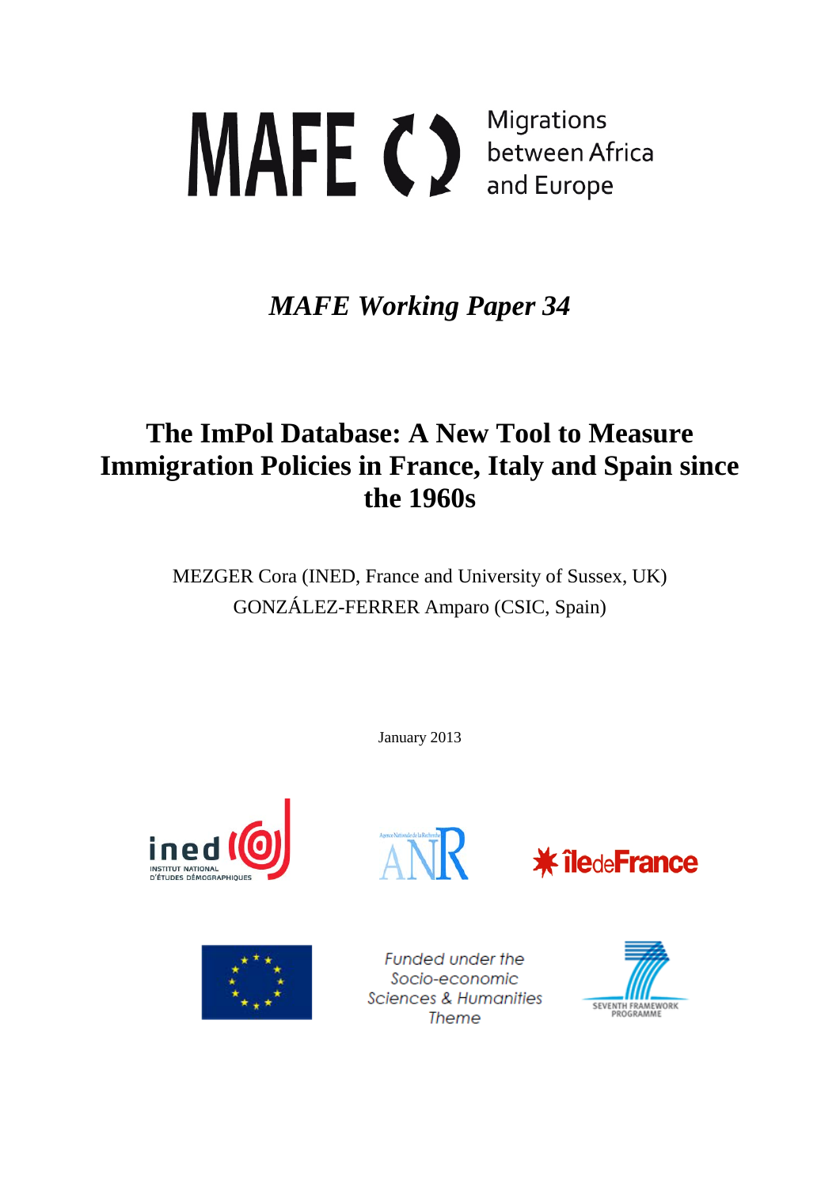MAFE Migrations between Africa and Europe

*MAFE Working Paper 34*

# The ImPol Database: A New Tool to Measure Immigration Policies in France, Italy and Spain since the 1960s

MEZGER Cora (INED, France and University of Sussex, UK)
GONZÁLEZ-FERRER Amparo (CSIC, Spain)

January 2013

Funded under the Socio-economic Sciences & Humanities Theme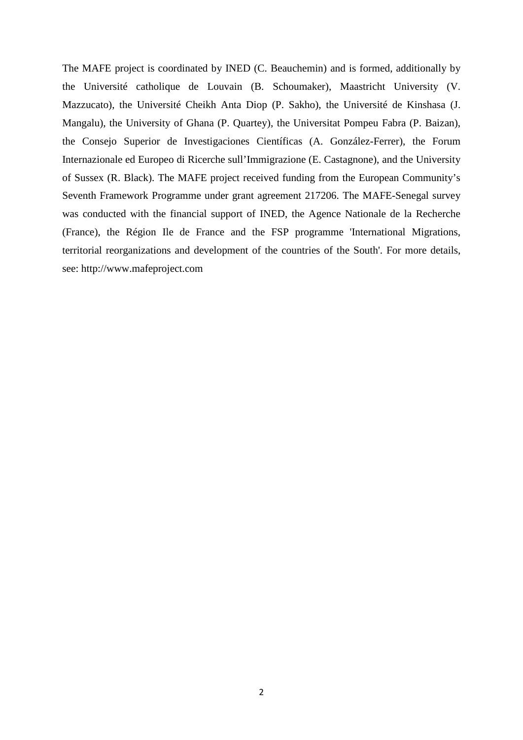The MAFE project is coordinated by INED (C. Beauchemin) and is formed, additionally by the Université catholique de Louvain (B. Schoumaker), Maastricht University (V. Mazzucato), the Université Cheikh Anta Diop (P. Sakho), the Université de Kinshasa (J. Mangalu), the University of Ghana (P. Quartey), the Universitat Pompeu Fabra (P. Baizan), the Consejo Superior de Investigaciones Científicas (A. González-Ferrer), the Forum Internazionale ed Europeo di Ricerche sull'Immigrazione (E. Castagnone), and the University of Sussex (R. Black). The MAFE project received funding from the European Community's Seventh Framework Programme under grant agreement 217206. The MAFE-Senegal survey was conducted with the financial support of INED, the Agence Nationale de la Recherche (France), the Région Ile de France and the FSP programme 'International Migrations, territorial reorganizations and development of the countries of the South'. For more details, see: http://www.mafeproject.com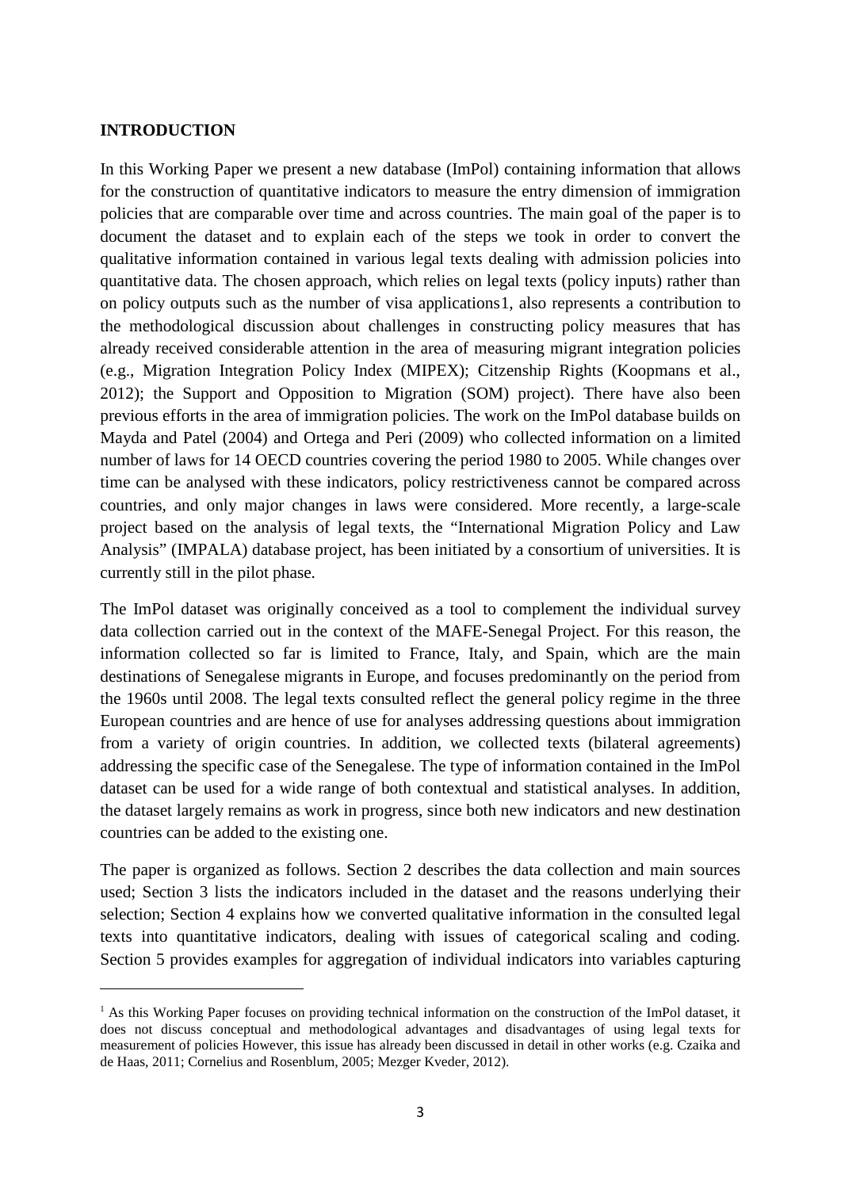**INTRODUCTION**

In this Working Paper we present a new database (ImPol) containing information that allows for the construction of quantitative indicators to measure the entry dimension of immigration policies that are comparable over time and across countries. The main goal of the paper is to document the dataset and to explain each of the steps we took in order to convert the qualitative information contained in various legal texts dealing with admission policies into quantitative data. The chosen approach, which relies on legal texts (policy inputs) rather than on policy outputs such as the number of visa applications[1], also represents a contribution to the methodological discussion about challenges in constructing policy measures that has already received considerable attention in the area of measuring migrant integration policies (e.g., Migration Integration Policy Index (MIPEX); Citizenship Rights (Koopmans et al., 2012); the Support and Opposition to Migration (SOM) project). There have also been previous efforts in the area of immigration policies. The work on the ImPol database builds on Mayda and Patel (2004) and Ortega and Peri (2009) who collected information on a limited number of laws for 14 OECD countries covering the period 1980 to 2005. While changes over time can be analysed with these indicators, policy restrictiveness cannot be compared across countries, and only major changes in laws were considered. More recently, a large-scale project based on the analysis of legal texts, the "International Migration Policy and Law Analysis" (IMPALA) database project, has been initiated by a consortium of universities. It is currently still in the pilot phase.

The ImPol dataset was originally conceived as a tool to complement the individual survey data collection carried out in the context of the MAFE-Senegal Project. For this reason, the information collected so far is limited to France, Italy, and Spain, which are the main destinations of Senegalese migrants in Europe, and focuses predominantly on the period from the 1960s until 2008. The legal texts consulted reflect the general policy regime in the three European countries and are hence of use for analyses addressing questions about immigration from a variety of origin countries. In addition, we collected texts (bilateral agreements) addressing the specific case of the Senegalese. The type of information contained in the ImPol dataset can be used for a wide range of both contextual and statistical analyses. In addition, the dataset largely remains as work in progress, since both new indicators and new destination countries can be added to the existing one.

The paper is organized as follows. Section 2 describes the data collection and main sources used; Section 3 lists the indicators included in the dataset and the reasons underlying their selection; Section 4 explains how we converted qualitative information in the consulted legal texts into quantitative indicators, dealing with issues of categorical scaling and coding. Section 5 provides examples for aggregation of individual indicators into variables capturing

[1] As this Working Paper focuses on providing technical information on the construction of the ImPol dataset, it does not discuss conceptual and methodological advantages and disadvantages of using legal texts for measurement of policies However, this issue has already been discussed in detail in other works (e.g. Czaika and de Haas, 2011; Cornelius and Rosenblum, 2005; Mezger Kveder, 2012).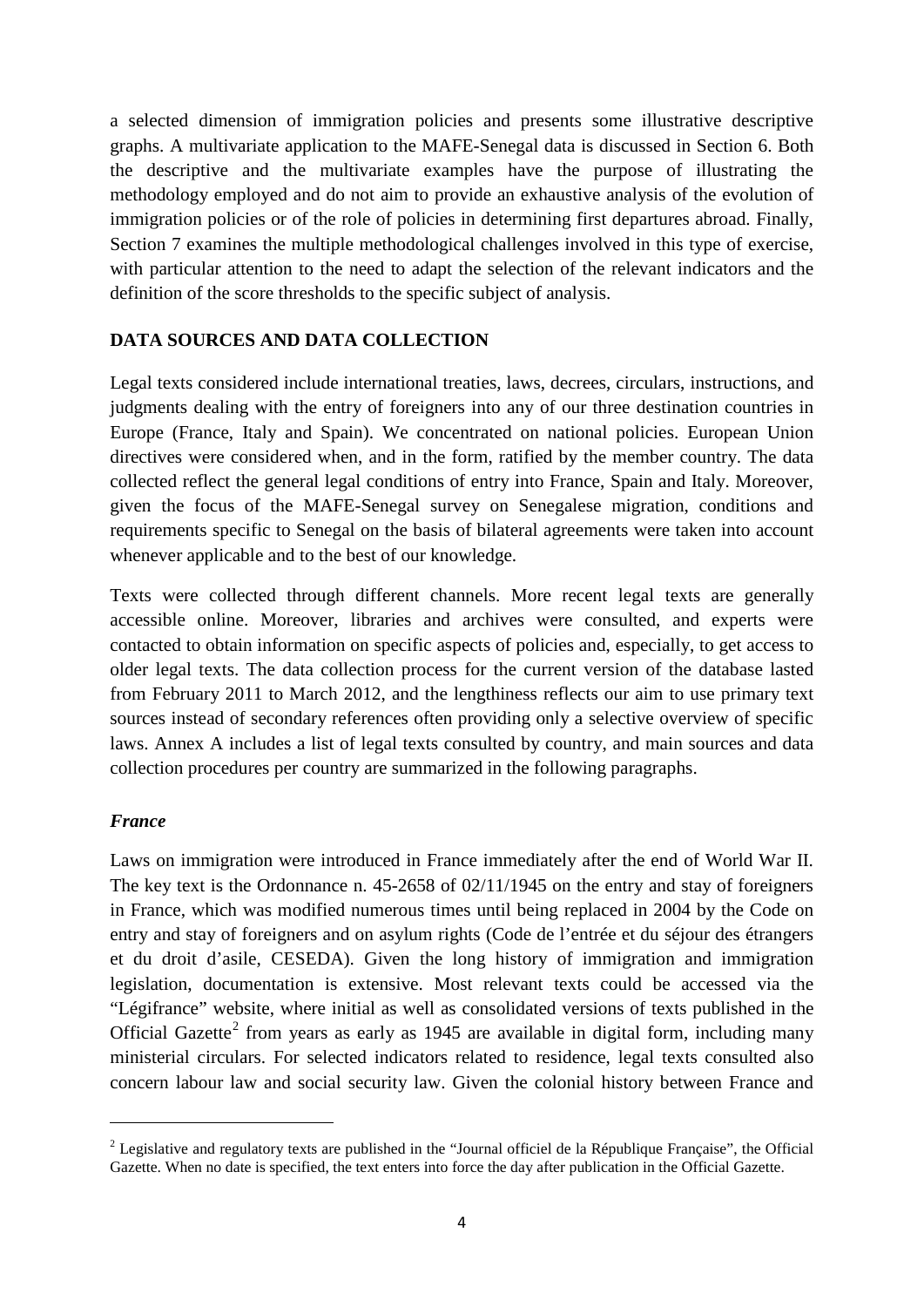a selected dimension of immigration policies and presents some illustrative descriptive graphs. A multivariate application to the MAFE-Senegal data is discussed in Section 6. Both the descriptive and the multivariate examples have the purpose of illustrating the methodology employed and do not aim to provide an exhaustive analysis of the evolution of immigration policies or of the role of policies in determining first departures abroad. Finally, Section 7 examines the multiple methodological challenges involved in this type of exercise, with particular attention to the need to adapt the selection of the relevant indicators and the definition of the score thresholds to the specific subject of analysis.

## DATA SOURCES AND DATA COLLECTION

Legal texts considered include international treaties, laws, decrees, circulars, instructions, and judgments dealing with the entry of foreigners into any of our three destination countries in Europe (France, Italy and Spain). We concentrated on national policies. European Union directives were considered when, and in the form, ratified by the member country. The data collected reflect the general legal conditions of entry into France, Spain and Italy. Moreover, given the focus of the MAFE-Senegal survey on Senegalese migration, conditions and requirements specific to Senegal on the basis of bilateral agreements were taken into account whenever applicable and to the best of our knowledge.

Texts were collected through different channels. More recent legal texts are generally accessible online. Moreover, libraries and archives were consulted, and experts were contacted to obtain information on specific aspects of policies and, especially, to get access to older legal texts. The data collection process for the current version of the database lasted from February 2011 to March 2012, and the lengthiness reflects our aim to use primary text sources instead of secondary references often providing only a selective overview of specific laws. Annex A includes a list of legal texts consulted by country, and main sources and data collection procedures per country are summarized in the following paragraphs.

### *France*

Laws on immigration were introduced in France immediately after the end of World War II. The key text is the Ordonnance n. 45-2658 of 02/11/1945 on the entry and stay of foreigners in France, which was modified numerous times until being replaced in 2004 by the Code on entry and stay of foreigners and on asylum rights (Code de l'entrée et du séjour des étrangers et du droit d'asile, CESEDA). Given the long history of immigration and immigration legislation, documentation is extensive. Most relevant texts could be accessed via the "Légifrance" website, where initial as well as consolidated versions of texts published in the Official Gazette[2] from years as early as 1945 are available in digital form, including many ministerial circulars. For selected indicators related to residence, legal texts consulted also concern labour law and social security law. Given the colonial history between France and

[2] Legislative and regulatory texts are published in the "Journal officiel de la République Française", the Official Gazette. When no date is specified, the text enters into force the day after publication in the Official Gazette.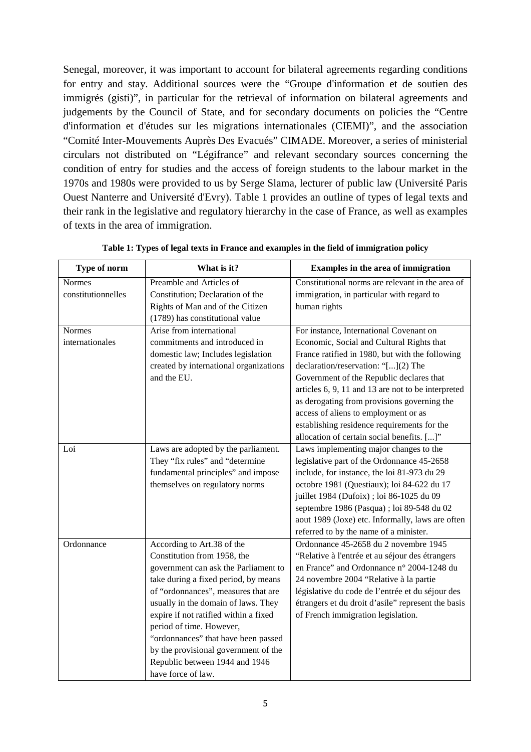Senegal, moreover, it was important to account for bilateral agreements regarding conditions for entry and stay. Additional sources were the "Groupe d'information et de soutien des immigrés (gisti)", in particular for the retrieval of information on bilateral agreements and judgements by the Council of State, and for secondary documents on policies the "Centre d'information et d'études sur les migrations internationales (CIEMI)", and the association "Comité Inter-Mouvements Auprès Des Evacués" CIMADE. Moreover, a series of ministerial circulars not distributed on "Légifrance" and relevant secondary sources concerning the condition of entry for studies and the access of foreign students to the labour market in the 1970s and 1980s were provided to us by Serge Slama, lecturer of public law (Université Paris Ouest Nanterre and Université d'Evry). Table 1 provides an outline of types of legal texts and their rank in the legislative and regulatory hierarchy in the case of France, as well as examples of texts in the area of immigration.

**Table 1: Types of legal texts in France and examples in the field of immigration policy**

| Type of norm | What is it? | Examples in the area of immigration |
|---|---|---|
| Normes constitutionnelles | Preamble and Articles of Constitution; Declaration of the Rights of Man and of the Citizen (1789) has constitutional value | Constitutional norms are relevant in the area of immigration, in particular with regard to human rights |
| Normes internationales | Arise from international commitments and introduced in domestic law; Includes legislation created by international organizations and the EU. | For instance, International Covenant on Economic, Social and Cultural Rights that France ratified in 1980, but with the following declaration/reservation: "[...](2) The Government of the Republic declares that articles 6, 9, 11 and 13 are not to be interpreted as derogating from provisions governing the access of aliens to employment or as establishing residence requirements for the allocation of certain social benefits. [...]" |
| Loi | Laws are adopted by the parliament. They "fix rules" and "determine fundamental principles" and impose themselves on regulatory norms | Laws implementing major changes to the legislative part of the Ordonnance 45-2658 include, for instance, the loi 81-973 du 29 octobre 1981 (Questiaux); loi 84-622 du 17 juillet 1984 (Dufoix) ; loi 86-1025 du 09 septembre 1986 (Pasqua) ; loi 89-548 du 02 aout 1989 (Joxe) etc. Informally, laws are often referred to by the name of a minister. |
| Ordonnance | According to Art.38 of the Constitution from 1958, the government can ask the Parliament to take during a fixed period, by means of "ordonnances", measures that are usually in the domain of laws. They expire if not ratified within a fixed period of time. However, "ordonnances" that have been passed by the provisional government of the Republic between 1944 and 1946 have force of law. | Ordonnance 45-2658 du 2 novembre 1945 "Relative à l'entrée et au séjour des étrangers en France" and Ordonnance n° 2004-1248 du 24 novembre 2004 "Relative à la partie législative du code de l'entrée et du séjour des étrangers et du droit d'asile" represent the basis of French immigration legislation. |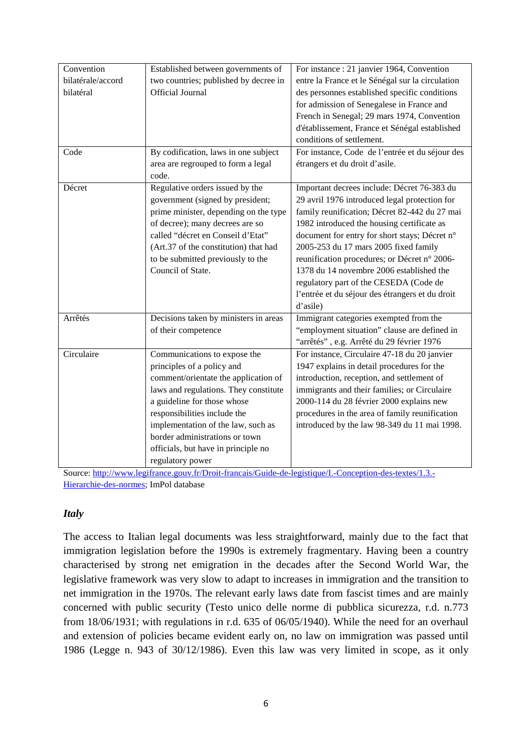| | | |
|---|---|---|
| Convention bilatérale/accord bilatéral | Established between governments of two countries; published by decree in Official Journal | For instance : 21 janvier 1964, Convention entre la France et le Sénégal sur la circulation des personnes established specific conditions for admission of Senegalese in France and French in Senegal; 29 mars 1974, Convention d'établissement, France et Sénégal established conditions of settlement. |
| Code | By codification, laws in one subject area are regrouped to form a legal code. | For instance, Code de l'entrée et du séjour des étrangers et du droit d'asile. |
| Décret | Regulative orders issued by the government (signed by president; prime minister, depending on the type of decree); many decrees are so called "décret en Conseil d'Etat" (Art.37 of the constitution) that had to be submitted previously to the Council of State. | Important decrees include: Décret 76-383 du 29 avril 1976 introduced legal protection for family reunification; Décret 82-442 du 27 mai 1982 introduced the housing certificate as document for entry for short stays; Décret n° 2005-253 du 17 mars 2005 fixed family reunification procedures; or Décret n° 2006-1378 du 14 novembre 2006 established the regulatory part of the CESEDA (Code de l'entrée et du séjour des étrangers et du droit d'asile) |
| Arrêtés | Decisions taken by ministers in areas of their competence | Immigrant categories exempted from the "employment situation" clause are defined in "arrêtés" , e.g. Arrêté du 29 février 1976 |
| Circulaire | Communications to expose the principles of a policy and comment/orientate the application of laws and regulations. They constitute a guideline for those whose responsibilities include the implementation of the law, such as border administrations or town officials, but have in principle no regulatory power | For instance, Circulaire 47-18 du 20 janvier 1947 explains in detail procedures for the introduction, reception, and settlement of immigrants and their families; or Circulaire 2000-114 du 28 février 2000 explains new procedures in the area of family reunification introduced by the law 98-349 du 11 mai 1998. |

Source: [http://www.legifrance.gouv.fr/Droit-francais/Guide-de-legistique/I.-Conception-des-textes/1.3.-Hierarchie-des-normes](http://www.legifrance.gouv.fr/Droit-francais/Guide-de-legistique/I.-Conception-des-textes/1.3.-Hierarchie-des-normes); ImPol database

### *Italy*

The access to Italian legal documents was less straightforward, mainly due to the fact that immigration legislation before the 1990s is extremely fragmentary. Having been a country characterised by strong net emigration in the decades after the Second World War, the legislative framework was very slow to adapt to increases in immigration and the transition to net immigration in the 1970s. The relevant early laws date from fascist times and are mainly concerned with public security (Testo unico delle norme di pubblica sicurezza, r.d. n.773 from 18/06/1931; with regulations in r.d. 635 of 06/05/1940). While the need for an overhaul and extension of policies became evident early on, no law on immigration was passed until 1986 (Legge n. 943 of 30/12/1986). Even this law was very limited in scope, as it only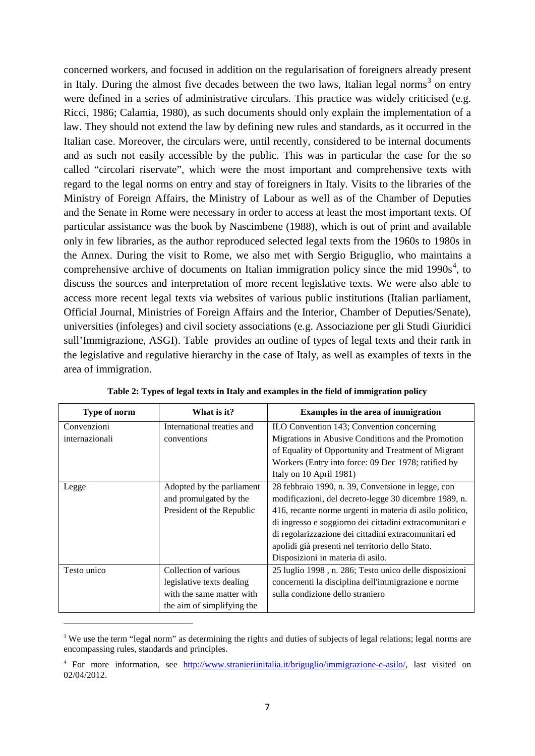concerned workers, and focused in addition on the regularisation of foreigners already present in Italy. During the almost five decades between the two laws, Italian legal norms[3] on entry were defined in a series of administrative circulars. This practice was widely criticised (e.g. Ricci, 1986; Calamia, 1980), as such documents should only explain the implementation of a law. They should not extend the law by defining new rules and standards, as it occurred in the Italian case. Moreover, the circulars were, until recently, considered to be internal documents and as such not easily accessible by the public. This was in particular the case for the so called "circolari riservate", which were the most important and comprehensive texts with regard to the legal norms on entry and stay of foreigners in Italy. Visits to the libraries of the Ministry of Foreign Affairs, the Ministry of Labour as well as of the Chamber of Deputies and the Senate in Rome were necessary in order to access at least the most important texts. Of particular assistance was the book by Nascimbene (1988), which is out of print and available only in few libraries, as the author reproduced selected legal texts from the 1960s to 1980s in the Annex. During the visit to Rome, we also met with Sergio Briguglio, who maintains a comprehensive archive of documents on Italian immigration policy since the mid 1990s[4], to discuss the sources and interpretation of more recent legislative texts. We were also able to access more recent legal texts via websites of various public institutions (Italian parliament, Official Journal, Ministries of Foreign Affairs and the Interior, Chamber of Deputies/Senate), universities (infoleges) and civil society associations (e.g. Associazione per gli Studi Giuridici sull'Immigrazione, ASGI). Table provides an outline of types of legal texts and their rank in the legislative and regulative hierarchy in the case of Italy, as well as examples of texts in the area of immigration.

**Table 2: Types of legal texts in Italy and examples in the field of immigration policy**

| Type of norm | What is it? | Examples in the area of immigration |
|---|---|---|
| Convenzioni internazionali | International treaties and conventions | ILO Convention 143; Convention concerning Migrations in Abusive Conditions and the Promotion of Equality of Opportunity and Treatment of Migrant Workers (Entry into force: 09 Dec 1978; ratified by Italy on 10 April 1981) |
| Legge | Adopted by the parliament and promulgated by the President of the Republic | 28 febbraio 1990, n. 39, Conversione in legge, con modificazioni, del decreto-legge 30 dicembre 1989, n. 416, recante norme urgenti in materia di asilo politico, di ingresso e soggiorno dei cittadini extracomunitari e di regolarizzazione dei cittadini extracomunitari ed apolidi già presenti nel territorio dello Stato. Disposizioni in materia di asilo. |
| Testo unico | Collection of various legislative texts dealing with the same matter with the aim of simplifying the | 25 luglio 1998 , n. 286; Testo unico delle disposizioni concernenti la disciplina dell'immigrazione e norme sulla condizione dello straniero |

[3] We use the term "legal norm" as determining the rights and duties of subjects of legal relations; legal norms are encompassing rules, standards and principles.

[4] For more information, see http://www.stranieriinitalia.it/briguglio/immigrazione-e-asilo/, last visited on 02/04/2012.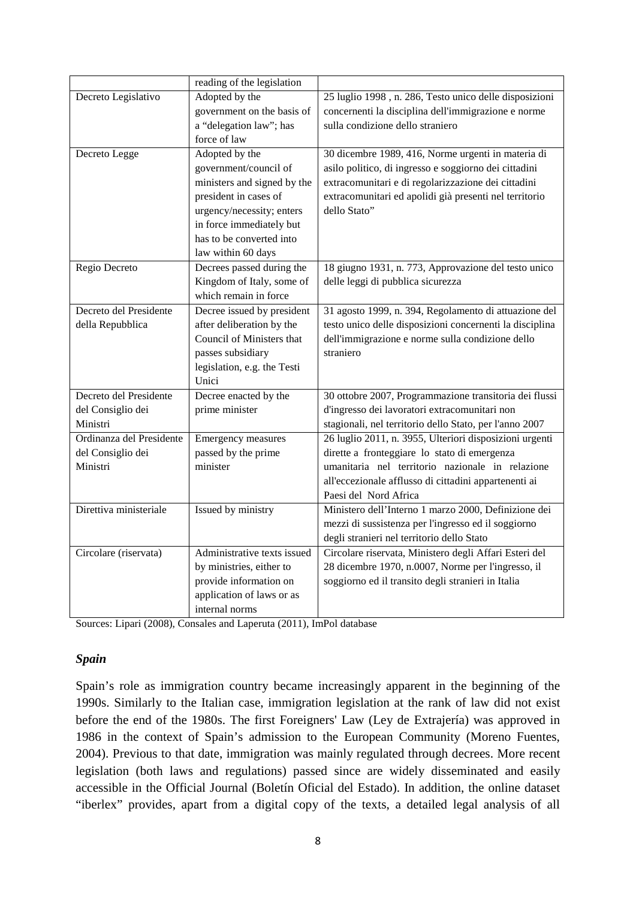| | | |
|---|---|---|
| | reading of the legislation | |
| Decreto Legislativo | Adopted by the government on the basis of a "delegation law"; has force of law | 25 luglio 1998 , n. 286, Testo unico delle disposizioni concernenti la disciplina dell'immigrazione e norme sulla condizione dello straniero |
| Decreto Legge | Adopted by the government/council of ministers and signed by the president in cases of urgency/necessity; enters in force immediately but has to be converted into law within 60 days | 30 dicembre 1989, 416, Norme urgenti in materia di asilo politico, di ingresso e soggiorno dei cittadini extracomunitari e di regolarizzazione dei cittadini extracomunitari ed apolidi già presenti nel territorio dello Stato" |
| Regio Decreto | Decrees passed during the Kingdom of Italy, some of which remain in force | 18 giugno 1931, n. 773, Approvazione del testo unico delle leggi di pubblica sicurezza |
| Decreto del Presidente della Repubblica | Decree issued by president after deliberation by the Council of Ministers that passes subsidiary legislation, e.g. the Testi Unici | 31 agosto 1999, n. 394, Regolamento di attuazione del testo unico delle disposizioni concernenti la disciplina dell'immigrazione e norme sulla condizione dello straniero |
| Decreto del Presidente del Consiglio dei Ministri | Decree enacted by the prime minister | 30 ottobre 2007, Programmazione transitoria dei flussi d'ingresso dei lavoratori extracomunitari non stagionali, nel territorio dello Stato, per l'anno 2007 |
| Ordinanza del Presidente del Consiglio dei Ministri | Emergency measures passed by the prime minister | 26 luglio 2011, n. 3955, Ulteriori disposizioni urgenti dirette a fronteggiare lo stato di emergenza umanitaria nel territorio nazionale in relazione all'eccezionale afflusso di cittadini appartenenti ai Paesi del Nord Africa |
| Direttiva ministeriale | Issued by ministry | Ministero dell'Interno 1 marzo 2000, Definizione dei mezzi di sussistenza per l'ingresso ed il soggiorno degli stranieri nel territorio dello Stato |
| Circolare (riservata) | Administrative texts issued by ministries, either to provide information on application of laws or as internal norms | Circolare riservata, Ministero degli Affari Esteri del 28 dicembre 1970, n.0007, Norme per l'ingresso, il soggiorno ed il transito degli stranieri in Italia |

Sources: Lipari (2008), Consales and Laperuta (2011), ImPol database

### *Spain*

Spain's role as immigration country became increasingly apparent in the beginning of the 1990s. Similarly to the Italian case, immigration legislation at the rank of law did not exist before the end of the 1980s. The first Foreigners' Law (Ley de Extrajería) was approved in 1986 in the context of Spain's admission to the European Community (Moreno Fuentes, 2004). Previous to that date, immigration was mainly regulated through decrees. More recent legislation (both laws and regulations) passed since are widely disseminated and easily accessible in the Official Journal (Boletín Oficial del Estado). In addition, the online dataset "iberlex" provides, apart from a digital copy of the texts, a detailed legal analysis of all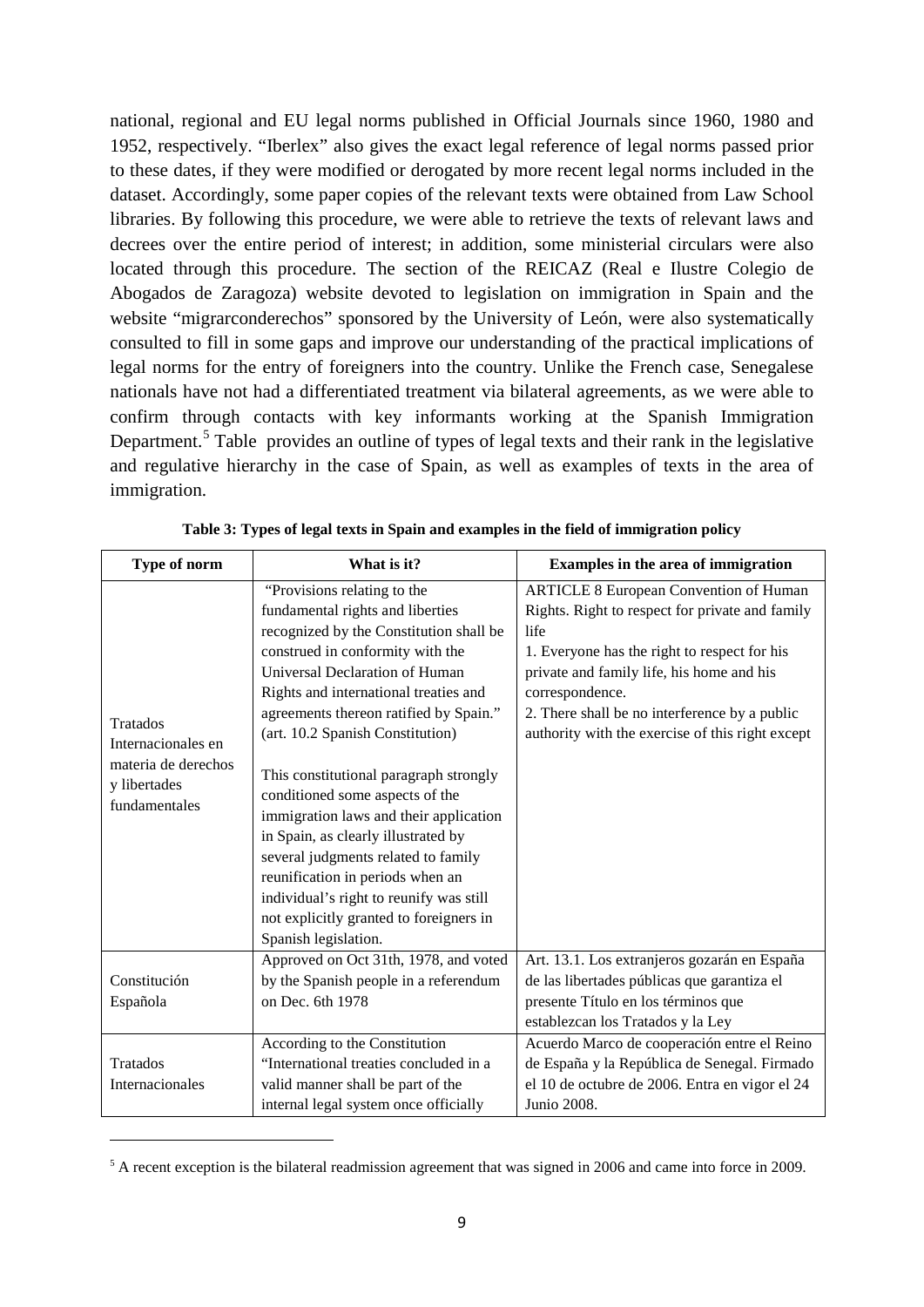national, regional and EU legal norms published in Official Journals since 1960, 1980 and 1952, respectively. "Iberlex" also gives the exact legal reference of legal norms passed prior to these dates, if they were modified or derogated by more recent legal norms included in the dataset. Accordingly, some paper copies of the relevant texts were obtained from Law School libraries. By following this procedure, we were able to retrieve the texts of relevant laws and decrees over the entire period of interest; in addition, some ministerial circulars were also located through this procedure. The section of the REICAZ (Real e Ilustre Colegio de Abogados de Zaragoza) website devoted to legislation on immigration in Spain and the website "migrarconderechos" sponsored by the University of León, were also systematically consulted to fill in some gaps and improve our understanding of the practical implications of legal norms for the entry of foreigners into the country. Unlike the French case, Senegalese nationals have not had a differentiated treatment via bilateral agreements, as we were able to confirm through contacts with key informants working at the Spanish Immigration Department.[5] Table provides an outline of types of legal texts and their rank in the legislative and regulative hierarchy in the case of Spain, as well as examples of texts in the area of immigration.

**Table 3: Types of legal texts in Spain and examples in the field of immigration policy**

| Type of norm | What is it? | Examples in the area of immigration |
|---|---|---|
| Tratados Internacionales en materia de derechos y libertades fundamentales | "Provisions relating to the fundamental rights and liberties recognized by the Constitution shall be construed in conformity with the Universal Declaration of Human Rights and international treaties and agreements thereon ratified by Spain." (art. 10.2 Spanish Constitution)<br><br>This constitutional paragraph strongly conditioned some aspects of the immigration laws and their application in Spain, as clearly illustrated by several judgments related to family reunification in periods when an individual's right to reunify was still not explicitly granted to foreigners in Spanish legislation. | ARTICLE 8 European Convention of Human Rights. Right to respect for private and family life<br>1. Everyone has the right to respect for his private and family life, his home and his correspondence.<br>2. There shall be no interference by a public authority with the exercise of this right except |
| Constitución Española | Approved on Oct 31th, 1978, and voted by the Spanish people in a referendum on Dec. 6th 1978 | Art. 13.1. Los extranjeros gozarán en España de las libertades públicas que garantiza el presente Título en los términos que establezcan los Tratados y la Ley |
| Tratados Internacionales | According to the Constitution "International treaties concluded in a valid manner shall be part of the internal legal system once officially | Acuerdo Marco de cooperación entre el Reino de España y la República de Senegal. Firmado el 10 de octubre de 2006. Entra en vigor el 24 Junio 2008. |

[5] A recent exception is the bilateral readmission agreement that was signed in 2006 and came into force in 2009.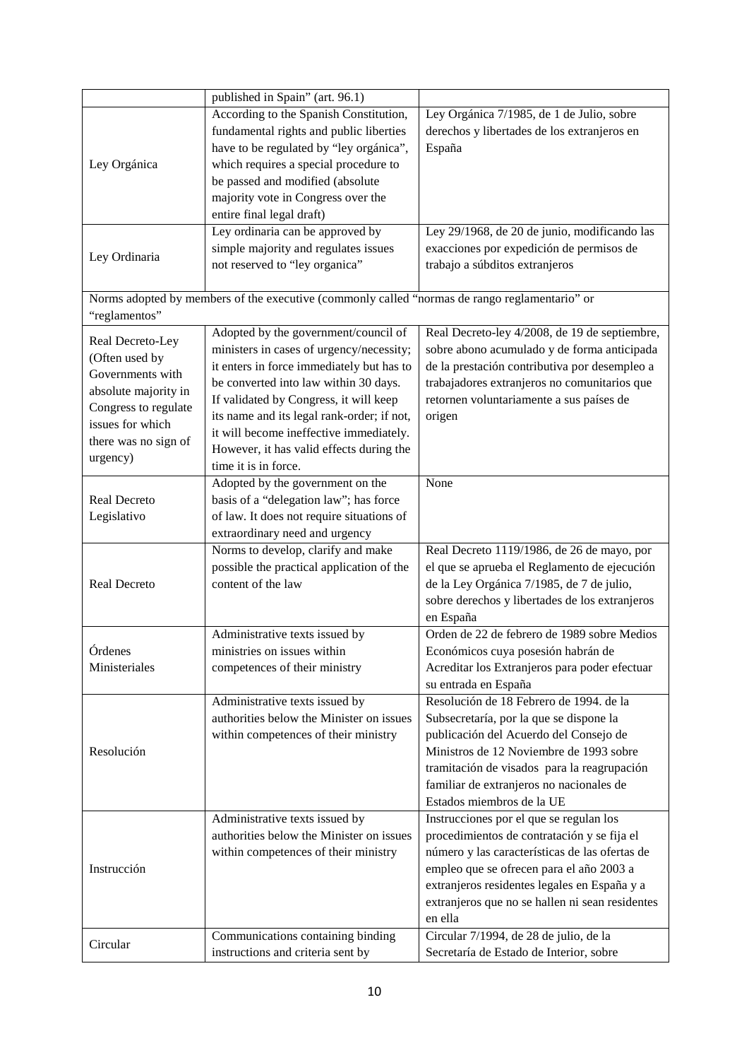| | | |
|---|---|---|
| | published in Spain" (art. 96.1) | |
| Ley Orgánica | According to the Spanish Constitution, fundamental rights and public liberties have to be regulated by "ley orgánica", which requires a special procedure to be passed and modified (absolute majority vote in Congress over the entire final legal draft) | Ley Orgánica 7/1985, de 1 de Julio, sobre derechos y libertades de los extranjeros en España |
| Ley Ordinaria | Ley ordinaria can be approved by simple majority and regulates issues not reserved to "ley organica" | Ley 29/1968, de 20 de junio, modificando las exacciones por expedición de permisos de trabajo a súbditos extranjeros |
| Norms adopted by members of the executive (commonly called "normas de rango reglamentario" or "reglamentos" | | |
| Real Decreto-Ley (Often used by Governments with absolute majority in Congress to regulate issues for which there was no sign of urgency) | Adopted by the government/council of ministers in cases of urgency/necessity; it enters in force immediately but has to be converted into law within 30 days. If validated by Congress, it will keep its name and its legal rank-order; if not, it will become ineffective immediately. However, it has valid effects during the time it is in force. | Real Decreto-ley 4/2008, de 19 de septiembre, sobre abono acumulado y de forma anticipada de la prestación contributiva por desempleo a trabajadores extranjeros no comunitarios que retornen voluntariamente a sus países de origen |
| Real Decreto Legislativo | Adopted by the government on the basis of a "delegation law"; has force of law. It does not require situations of extraordinary need and urgency | None |
| Real Decreto | Norms to develop, clarify and make possible the practical application of the content of the law | Real Decreto 1119/1986, de 26 de mayo, por el que se aprueba el Reglamento de ejecución de la Ley Orgánica 7/1985, de 7 de julio, sobre derechos y libertades de los extranjeros en España |
| Órdenes Ministeriales | Administrative texts issued by ministries on issues within competences of their ministry | Orden de 22 de febrero de 1989 sobre Medios Económicos cuya posesión habrán de Acreditar los Extranjeros para poder efectuar su entrada en España |
| Resolución | Administrative texts issued by authorities below the Minister on issues within competences of their ministry | Resolución de 18 Febrero de 1994. de la Subsecretaría, por la que se dispone la publicación del Acuerdo del Consejo de Ministros de 12 Noviembre de 1993 sobre tramitación de visados para la reagrupación familiar de extranjeros no nacionales de Estados miembros de la UE |
| Instrucción | Administrative texts issued by authorities below the Minister on issues within competences of their ministry | Instrucciones por el que se regulan los procedimientos de contratación y se fija el número y las características de las ofertas de empleo que se ofrecen para el año 2003 a extranjeros residentes legales en España y a extranjeros que no se hallen ni sean residentes en ella |
| Circular | Communications containing binding instructions and criteria sent by | Circular 7/1994, de 28 de julio, de la Secretaría de Estado de Interior, sobre |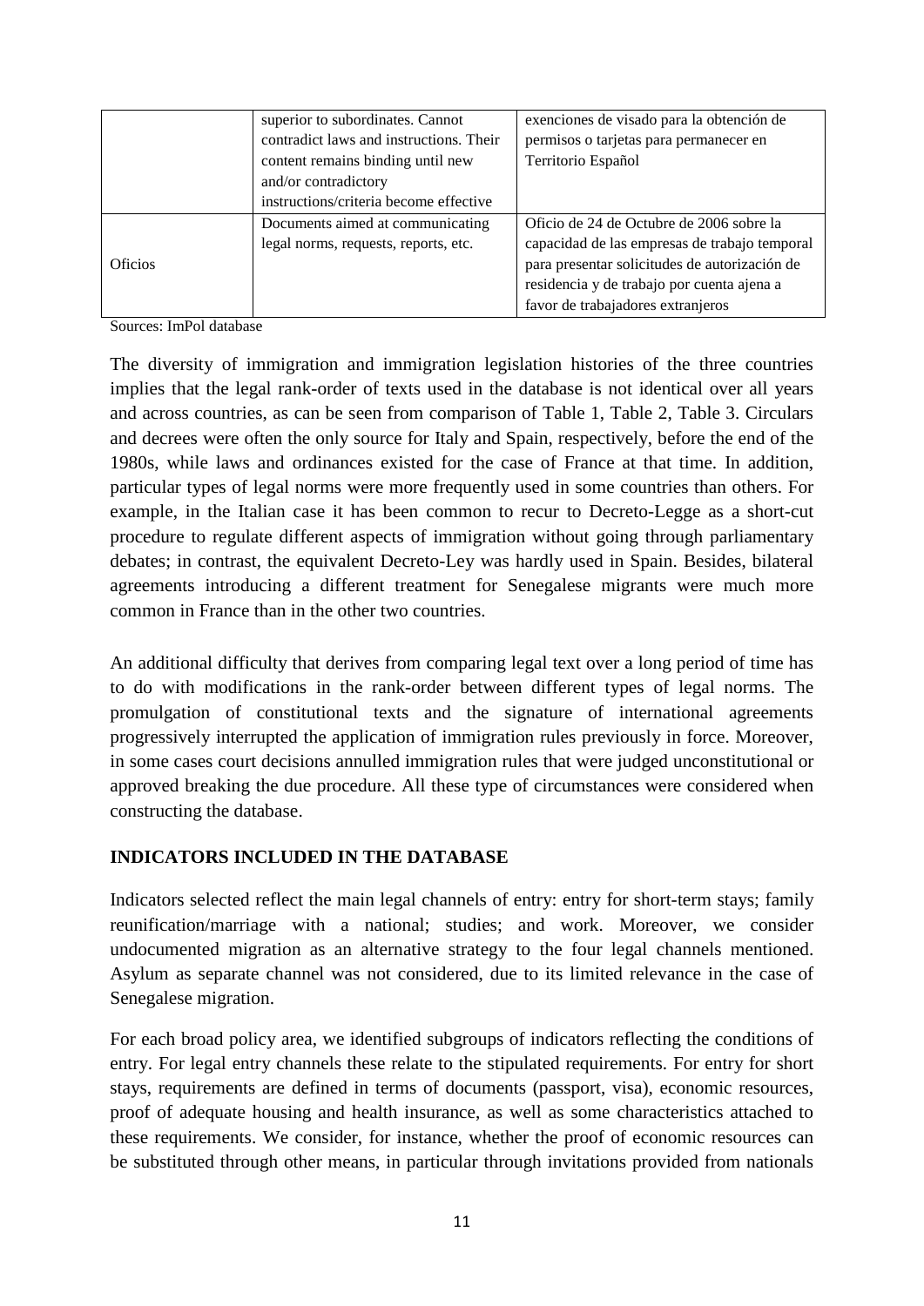| | | |
|---|---|---|
| | superior to subordinates. Cannot contradict laws and instructions. Their content remains binding until new and/or contradictory instructions/criteria become effective | exenciones de visado para la obtención de permisos o tarjetas para permanecer en Territorio Español |
| Oficios | Documents aimed at communicating legal norms, requests, reports, etc. | Oficio de 24 de Octubre de 2006 sobre la capacidad de las empresas de trabajo temporal para presentar solicitudes de autorización de residencia y de trabajo por cuenta ajena a favor de trabajadores extranjeros |

Sources: ImPol database

The diversity of immigration and immigration legislation histories of the three countries implies that the legal rank-order of texts used in the database is not identical over all years and across countries, as can be seen from comparison of Table 1, Table 2, Table 3. Circulars and decrees were often the only source for Italy and Spain, respectively, before the end of the 1980s, while laws and ordinances existed for the case of France at that time. In addition, particular types of legal norms were more frequently used in some countries than others. For example, in the Italian case it has been common to recur to Decreto-Legge as a short-cut procedure to regulate different aspects of immigration without going through parliamentary debates; in contrast, the equivalent Decreto-Ley was hardly used in Spain. Besides, bilateral agreements introducing a different treatment for Senegalese migrants were much more common in France than in the other two countries.

An additional difficulty that derives from comparing legal text over a long period of time has to do with modifications in the rank-order between different types of legal norms. The promulgation of constitutional texts and the signature of international agreements progressively interrupted the application of immigration rules previously in force. Moreover, in some cases court decisions annulled immigration rules that were judged unconstitutional or approved breaking the due procedure. All these type of circumstances were considered when constructing the database.

## INDICATORS INCLUDED IN THE DATABASE

Indicators selected reflect the main legal channels of entry: entry for short-term stays; family reunification/marriage with a national; studies; and work. Moreover, we consider undocumented migration as an alternative strategy to the four legal channels mentioned. Asylum as separate channel was not considered, due to its limited relevance in the case of Senegalese migration.

For each broad policy area, we identified subgroups of indicators reflecting the conditions of entry. For legal entry channels these relate to the stipulated requirements. For entry for short stays, requirements are defined in terms of documents (passport, visa), economic resources, proof of adequate housing and health insurance, as well as some characteristics attached to these requirements. We consider, for instance, whether the proof of economic resources can be substituted through other means, in particular through invitations provided from nationals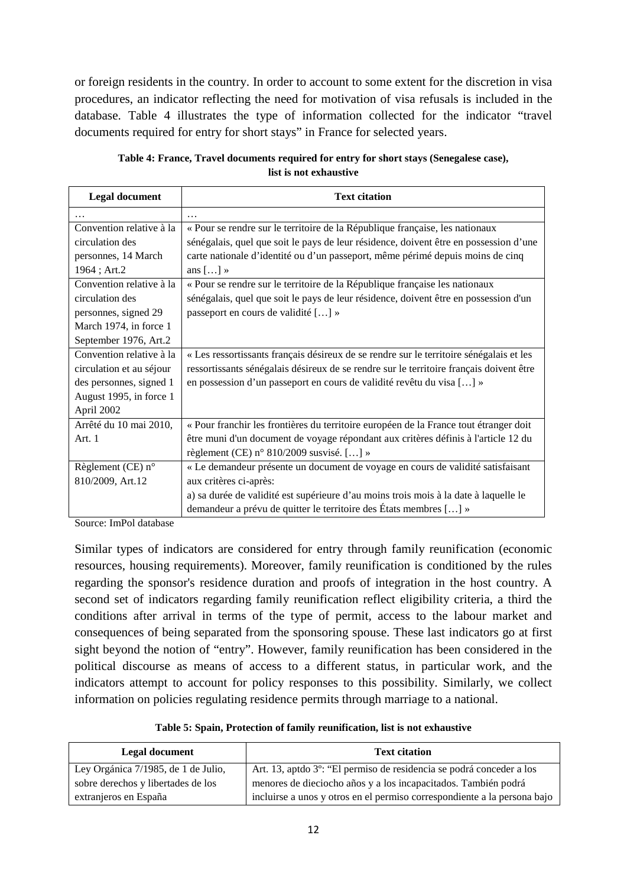or foreign residents in the country. In order to account to some extent for the discretion in visa procedures, an indicator reflecting the need for motivation of visa refusals is included in the database. Table 4 illustrates the type of information collected for the indicator "travel documents required for entry for short stays" in France for selected years.

**Table 4: France, Travel documents required for entry for short stays (Senegalese case), list is not exhaustive**

| Legal document | Text citation |
|---|---|
| … | … |
| Convention relative à la circulation des personnes, 14 March 1964 ; Art.2 | « Pour se rendre sur le territoire de la République française, les nationaux sénégalais, quel que soit le pays de leur résidence, doivent être en possession d'une carte nationale d'identité ou d'un passeport, même périmé depuis moins de cinq ans […] » |
| Convention relative à la circulation des personnes, signed 29 March 1974, in force 1 September 1976, Art.2 | « Pour se rendre sur le territoire de la République française les nationaux sénégalais, quel que soit le pays de leur résidence, doivent être en possession d'un passeport en cours de validité […] » |
| Convention relative à la circulation et au séjour des personnes, signed 1 August 1995, in force 1 April 2002 | « Les ressortissants français désireux de se rendre sur le territoire sénégalais et les ressortissants sénégalais désireux de se rendre sur le territoire français doivent être en possession d'un passeport en cours de validité revêtu du visa […] » |
| Arrêté du 10 mai 2010, Art. 1 | « Pour franchir les frontières du territoire européen de la France tout étranger doit être muni d'un document de voyage répondant aux critères définis à l'article 12 du règlement (CE) n° 810/2009 susvisé. […] » |
| Règlement (CE) n° 810/2009, Art.12 | « Le demandeur présente un document de voyage en cours de validité satisfaisant aux critères ci-après:<br>a) sa durée de validité est supérieure d'au moins trois mois à la date à laquelle le demandeur a prévu de quitter le territoire des États membres […] » |

Source: ImPol database

Similar types of indicators are considered for entry through family reunification (economic resources, housing requirements). Moreover, family reunification is conditioned by the rules regarding the sponsor's residence duration and proofs of integration in the host country. A second set of indicators regarding family reunification reflect eligibility criteria, a third the conditions after arrival in terms of the type of permit, access to the labour market and consequences of being separated from the sponsoring spouse. These last indicators go at first sight beyond the notion of "entry". However, family reunification has been considered in the political discourse as means of access to a different status, in particular work, and the indicators attempt to account for policy responses to this possibility. Similarly, we collect information on policies regulating residence permits through marriage to a national.

**Table 5: Spain, Protection of family reunification, list is not exhaustive**

| Legal document | Text citation |
|---|---|
| Ley Orgánica 7/1985, de 1 de Julio, sobre derechos y libertades de los extranjeros en España | Art. 13, aptdo 3º: "El permiso de residencia se podrá conceder a los menores de dieciocho años y a los incapacitados. También podrá incluirse a unos y otros en el permiso correspondiente a la persona bajo |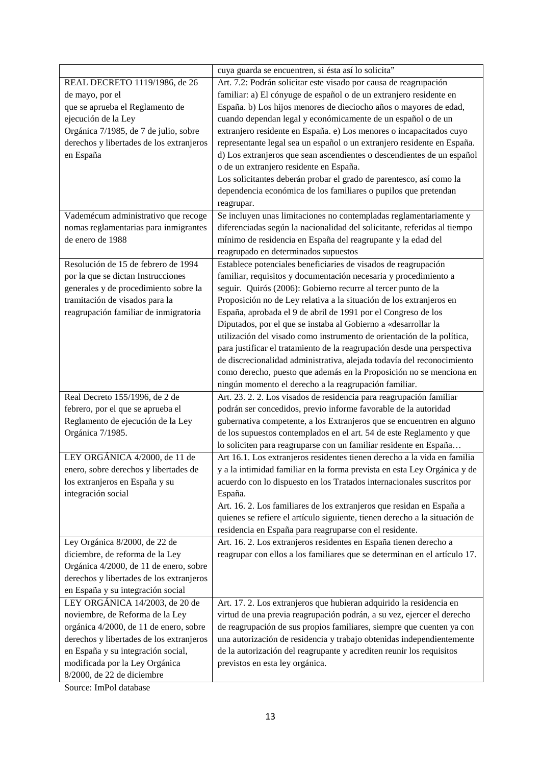| | |
|---|---|
| | cuya guarda se encuentren, si ésta así lo solicita" |
| REAL DECRETO 1119/1986, de 26 de mayo, por el que se aprueba el Reglamento de ejecución de la Ley Orgánica 7/1985, de 7 de julio, sobre derechos y libertades de los extranjeros en España | Art. 7.2: Podrán solicitar este visado por causa de reagrupación familiar: a) El cónyuge de español o de un extranjero residente en España. b) Los hijos menores de dieciocho años o mayores de edad, cuando dependan legal y económicamente de un español o de un extranjero residente en España. e) Los menores o incapacitados cuyo representante legal sea un español o un extranjero residente en España. d) Los extranjeros que sean ascendientes o descendientes de un español o de un extranjero residente en España. Los solicitantes deberán probar el grado de parentesco, así como la dependencia económica de los familiares o pupilos que pretendan reagrupar. |
| Vademécum administrativo que recoge nomas reglamentarias para inmigrantes de enero de 1988 | Se incluyen unas limitaciones no contempladas reglamentariamente y diferenciadas según la nacionalidad del solicitante, referidas al tiempo mínimo de residencia en España del reagrupante y la edad del reagrupado en determinados supuestos |
| Resolución de 15 de febrero de 1994 por la que se dictan Instrucciones generales y de procedimiento sobre la tramitación de visados para la reagrupación familiar de inmigratoria | Establece potenciales beneficiaries de visados de reagrupación familiar, requisitos y documentación necesaria y procedimiento a seguir. Quirós (2006): Gobierno recurre al tercer punto de la Proposición no de Ley relativa a la situación de los extranjeros en España, aprobada el 9 de abril de 1991 por el Congreso de los Diputados, por el que se instaba al Gobierno a «desarrollar la utilización del visado como instrumento de orientación de la política, para justificar el tratamiento de la reagrupación desde una perspectiva de discrecionalidad administrativa, alejada todavía del reconocimiento como derecho, puesto que además en la Proposición no se menciona en ningún momento el derecho a la reagrupación familiar. |
| Real Decreto 155/1996, de 2 de febrero, por el que se aprueba el Reglamento de ejecución de la Ley Orgánica 7/1985. | Art. 23. 2. 2. Los visados de residencia para reagrupación familiar podrán ser concedidos, previo informe favorable de la autoridad gubernativa competente, a los Extranjeros que se encuentren en alguno de los supuestos contemplados en el art. 54 de este Reglamento y que lo soliciten para reagruparse con un familiar residente en España… |
| LEY ORGÁNICA 4/2000, de 11 de enero, sobre derechos y libertades de los extranjeros en España y su integración social | Art 16.1. Los extranjeros residentes tienen derecho a la vida en familia y a la intimidad familiar en la forma prevista en esta Ley Orgánica y de acuerdo con lo dispuesto en los Tratados internacionales suscritos por España. Art. 16. 2. Los familiares de los extranjeros que residan en España a quienes se refiere el artículo siguiente, tienen derecho a la situación de residencia en España para reagruparse con el residente. |
| Ley Orgánica 8/2000, de 22 de diciembre, de reforma de la Ley Orgánica 4/2000, de 11 de enero, sobre derechos y libertades de los extranjeros en España y su integración social | Art. 16. 2. Los extranjeros residentes en España tienen derecho a reagrupar con ellos a los familiares que se determinan en el artículo 17. |
| LEY ORGÁNICA 14/2003, de 20 de noviembre, de Reforma de la Ley orgánica 4/2000, de 11 de enero, sobre derechos y libertades de los extranjeros en España y su integración social, modificada por la Ley Orgánica 8/2000, de 22 de diciembre | Art. 17. 2. Los extranjeros que hubieran adquirido la residencia en virtud de una previa reagrupación podrán, a su vez, ejercer el derecho de reagrupación de sus propios familiares, siempre que cuenten ya con una autorización de residencia y trabajo obtenidas independientemente de la autorización del reagrupante y acrediten reunir los requisitos previstos en esta ley orgánica. |

Source: ImPol database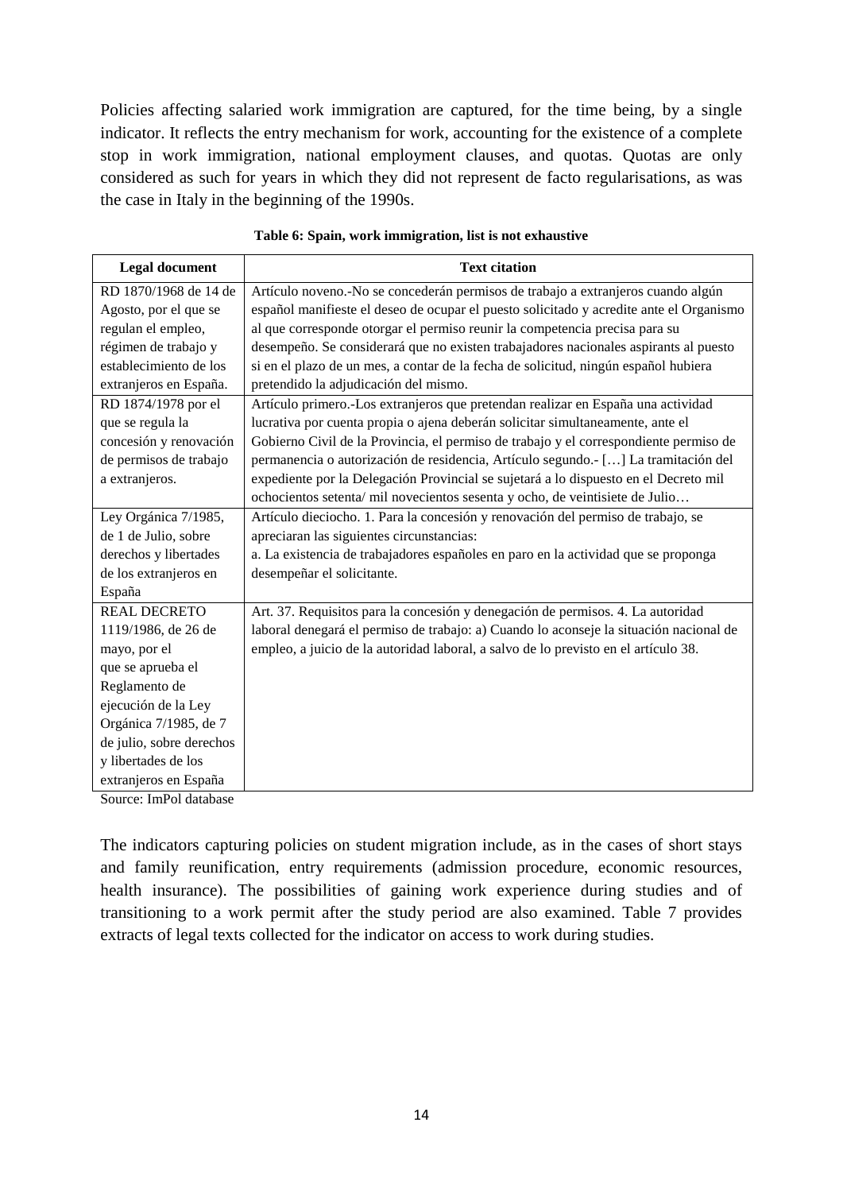Policies affecting salaried work immigration are captured, for the time being, by a single indicator. It reflects the entry mechanism for work, accounting for the existence of a complete stop in work immigration, national employment clauses, and quotas. Quotas are only considered as such for years in which they did not represent de facto regularisations, as was the case in Italy in the beginning of the 1990s.

**Table 6: Spain, work immigration, list is not exhaustive**

| Legal document | Text citation |
|---|---|
| RD 1870/1968 de 14 de Agosto, por el que se regulan el empleo, régimen de trabajo y establecimiento de los extranjeros en España. | Artículo noveno.-No se concederán permisos de trabajo a extranjeros cuando algún español manifieste el deseo de ocupar el puesto solicitado y acredite ante el Organismo al que corresponde otorgar el permiso reunir la competencia precisa para su desempeño. Se considerará que no existen trabajadores nacionales aspirants al puesto si en el plazo de un mes, a contar de la fecha de solicitud, ningún español hubiera pretendido la adjudicación del mismo. |
| RD 1874/1978 por el que se regula la concesión y renovación de permisos de trabajo a extranjeros. | Artículo primero.-Los extranjeros que pretendan realizar en España una actividad lucrativa por cuenta propia o ajena deberán solicitar simultaneamente, ante el Gobierno Civil de la Provincia, el permiso de trabajo y el correspondiente permiso de permanencia o autorización de residencia, Artículo segundo.- […] La tramitación del expediente por la Delegación Provincial se sujetará a lo dispuesto en el Decreto mil ochocientos setenta/ mil novecientos sesenta y ocho, de veintisiete de Julio… |
| Ley Orgánica 7/1985, de 1 de Julio, sobre derechos y libertades de los extranjeros en España | Artículo dieciocho. 1. Para la concesión y renovación del permiso de trabajo, se apreciaran las siguientes circunstancias:<br>a. La existencia de trabajadores españoles en paro en la actividad que se proponga desempeñar el solicitante. |
| REAL DECRETO 1119/1986, de 26 de mayo, por el que se aprueba el Reglamento de ejecución de la Ley Orgánica 7/1985, de 7 de julio, sobre derechos y libertades de los extranjeros en España | Art. 37. Requisitos para la concesión y denegación de permisos. 4. La autoridad laboral denegará el permiso de trabajo: a) Cuando lo aconseje la situación nacional de empleo, a juicio de la autoridad laboral, a salvo de lo previsto en el artículo 38. |

Source: ImPol database

The indicators capturing policies on student migration include, as in the cases of short stays and family reunification, entry requirements (admission procedure, economic resources, health insurance). The possibilities of gaining work experience during studies and of transitioning to a work permit after the study period are also examined. Table 7 provides extracts of legal texts collected for the indicator on access to work during studies.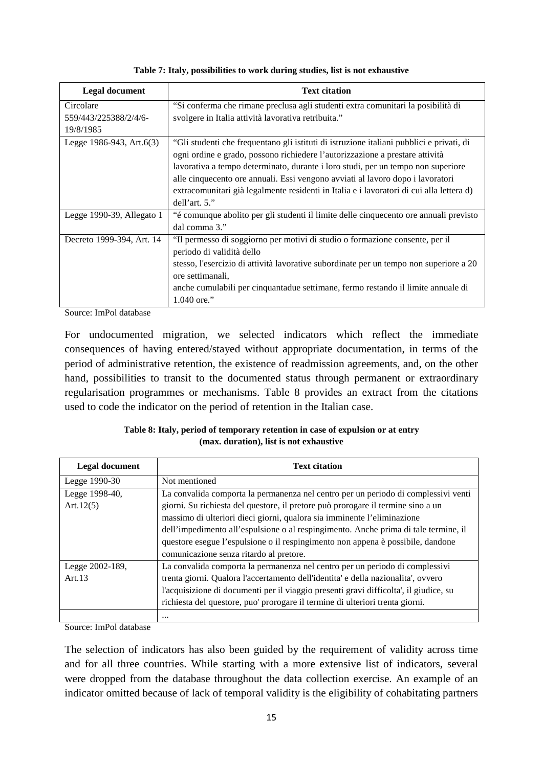**Table 7: Italy, possibilities to work during studies, list is not exhaustive**

| Legal document | Text citation |
|---|---|
| Circolare 559/443/225388/2/4/6-19/8/1985 | "Si conferma che rimane preclusa agli studenti extra comunitari la posibilità di svolgere in Italia attività lavorativa retribuita." |
| Legge 1986-943, Art.6(3) | "Gli studenti che frequentano gli istituti di istruzione italiani pubblici e privati, di ogni ordine e grado, possono richiedere l'autorizzazione a prestare attività lavorativa a tempo determinato, durante i loro studi, per un tempo non superiore alle cinquecento ore annuali. Essi vengono avviati al lavoro dopo i lavoratori extracomunitari già legalmente residenti in Italia e i lavoratori di cui alla lettera d) dell'art. 5." |
| Legge 1990-39, Allegato 1 | "é comunque abolito per gli studenti il limite delle cinquecento ore annuali previsto dal comma 3." |
| Decreto 1999-394, Art. 14 | "Il permesso di soggiorno per motivi di studio o formazione consente, per il periodo di validità dello stesso, l'esercizio di attività lavorative subordinate per un tempo non superiore a 20 ore settimanali, anche cumulabili per cinquantadue settimane, fermo restando il limite annuale di 1.040 ore." |

Source: ImPol database

For undocumented migration, we selected indicators which reflect the immediate consequences of having entered/stayed without appropriate documentation, in terms of the period of administrative retention, the existence of readmission agreements, and, on the other hand, possibilities to transit to the documented status through permanent or extraordinary regularisation programmes or mechanisms. Table 8 provides an extract from the citations used to code the indicator on the period of retention in the Italian case.

**Table 8: Italy, period of temporary retention in case of expulsion or at entry (max. duration), list is not exhaustive**

| Legal document | Text citation |
|---|---|
| Legge 1990-30 | Not mentioned |
| Legge 1998-40, Art.12(5) | La convalida comporta la permanenza nel centro per un periodo di complessivi venti giorni. Su richiesta del questore, il pretore può prorogare il termine sino a un massimo di ulteriori dieci giorni, qualora sia imminente l'eliminazione dell'impedimento all'espulsione o al respingimento. Anche prima di tale termine, il questore esegue l'espulsione o il respingimento non appena è possibile, dandone comunicazione senza ritardo al pretore. |
| Legge 2002-189, Art.13 | La convalida comporta la permanenza nel centro per un periodo di complessivi trenta giorni. Qualora l'accertamento dell'identita' e della nazionalita', ovvero l'acquisizione di documenti per il viaggio presenti gravi difficolta', il giudice, su richiesta del questore, puo' prorogare il termine di ulteriori trenta giorni. |
| | ... |

Source: ImPol database

The selection of indicators has also been guided by the requirement of validity across time and for all three countries. While starting with a more extensive list of indicators, several were dropped from the database throughout the data collection exercise. An example of an indicator omitted because of lack of temporal validity is the eligibility of cohabitating partners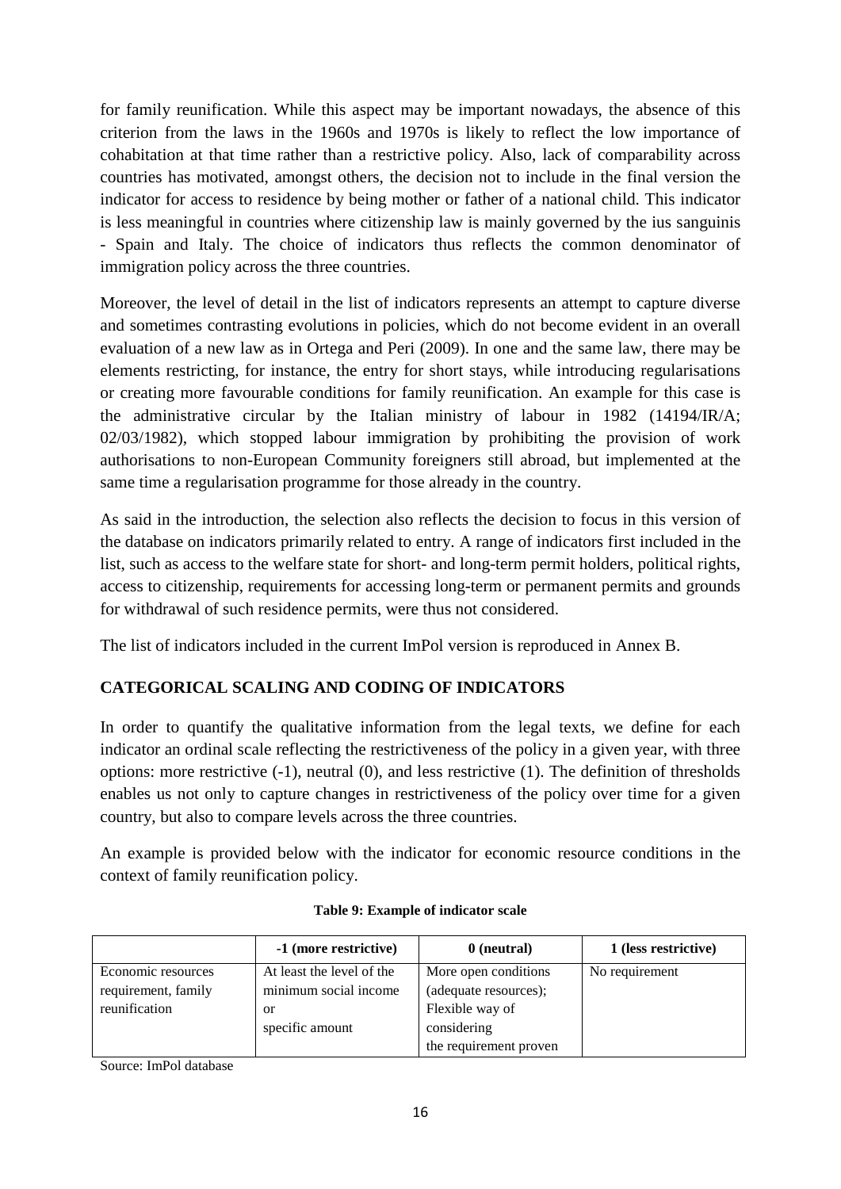for family reunification. While this aspect may be important nowadays, the absence of this criterion from the laws in the 1960s and 1970s is likely to reflect the low importance of cohabitation at that time rather than a restrictive policy. Also, lack of comparability across countries has motivated, amongst others, the decision not to include in the final version the indicator for access to residence by being mother or father of a national child. This indicator is less meaningful in countries where citizenship law is mainly governed by the ius sanguinis - Spain and Italy. The choice of indicators thus reflects the common denominator of immigration policy across the three countries.

Moreover, the level of detail in the list of indicators represents an attempt to capture diverse and sometimes contrasting evolutions in policies, which do not become evident in an overall evaluation of a new law as in Ortega and Peri (2009). In one and the same law, there may be elements restricting, for instance, the entry for short stays, while introducing regularisations or creating more favourable conditions for family reunification. An example for this case is the administrative circular by the Italian ministry of labour in 1982 (14194/IR/A; 02/03/1982), which stopped labour immigration by prohibiting the provision of work authorisations to non-European Community foreigners still abroad, but implemented at the same time a regularisation programme for those already in the country.

As said in the introduction, the selection also reflects the decision to focus in this version of the database on indicators primarily related to entry. A range of indicators first included in the list, such as access to the welfare state for short- and long-term permit holders, political rights, access to citizenship, requirements for accessing long-term or permanent permits and grounds for withdrawal of such residence permits, were thus not considered.

The list of indicators included in the current ImPol version is reproduced in Annex B.

## CATEGORICAL SCALING AND CODING OF INDICATORS

In order to quantify the qualitative information from the legal texts, we define for each indicator an ordinal scale reflecting the restrictiveness of the policy in a given year, with three options: more restrictive (-1), neutral (0), and less restrictive (1). The definition of thresholds enables us not only to capture changes in restrictiveness of the policy over time for a given country, but also to compare levels across the three countries.

An example is provided below with the indicator for economic resource conditions in the context of family reunification policy.

**Table 9: Example of indicator scale**

| | -1 (more restrictive) | 0 (neutral) | 1 (less restrictive) |
|---|---|---|---|
| Economic resources requirement, family reunification | At least the level of the minimum social income or specific amount | More open conditions (adequate resources); Flexible way of considering the requirement proven | No requirement |

Source: ImPol database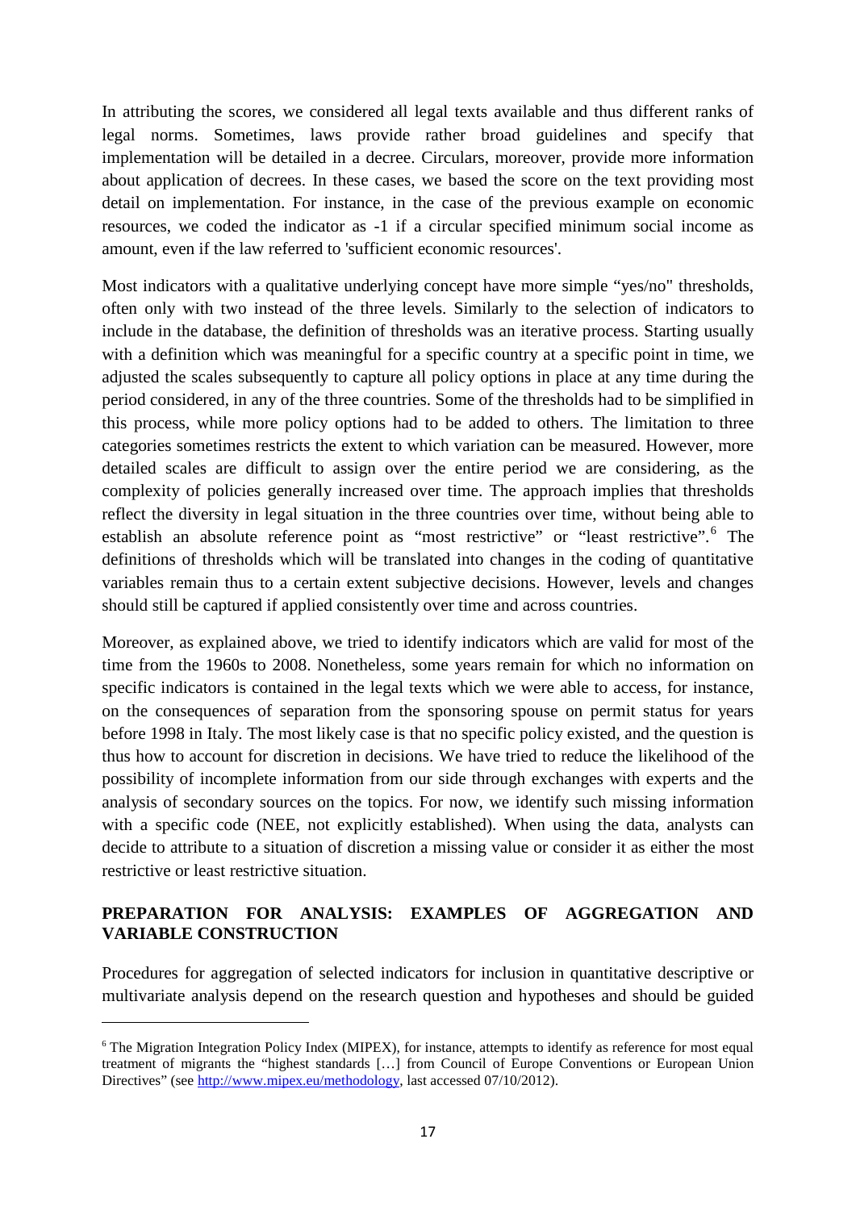In attributing the scores, we considered all legal texts available and thus different ranks of legal norms. Sometimes, laws provide rather broad guidelines and specify that implementation will be detailed in a decree. Circulars, moreover, provide more information about application of decrees. In these cases, we based the score on the text providing most detail on implementation. For instance, in the case of the previous example on economic resources, we coded the indicator as -1 if a circular specified minimum social income as amount, even if the law referred to 'sufficient economic resources'.

Most indicators with a qualitative underlying concept have more simple "yes/no" thresholds, often only with two instead of the three levels. Similarly to the selection of indicators to include in the database, the definition of thresholds was an iterative process. Starting usually with a definition which was meaningful for a specific country at a specific point in time, we adjusted the scales subsequently to capture all policy options in place at any time during the period considered, in any of the three countries. Some of the thresholds had to be simplified in this process, while more policy options had to be added to others. The limitation to three categories sometimes restricts the extent to which variation can be measured. However, more detailed scales are difficult to assign over the entire period we are considering, as the complexity of policies generally increased over time. The approach implies that thresholds reflect the diversity in legal situation in the three countries over time, without being able to establish an absolute reference point as "most restrictive" or "least restrictive".[6] The definitions of thresholds which will be translated into changes in the coding of quantitative variables remain thus to a certain extent subjective decisions. However, levels and changes should still be captured if applied consistently over time and across countries.

Moreover, as explained above, we tried to identify indicators which are valid for most of the time from the 1960s to 2008. Nonetheless, some years remain for which no information on specific indicators is contained in the legal texts which we were able to access, for instance, on the consequences of separation from the sponsoring spouse on permit status for years before 1998 in Italy. The most likely case is that no specific policy existed, and the question is thus how to account for discretion in decisions. We have tried to reduce the likelihood of the possibility of incomplete information from our side through exchanges with experts and the analysis of secondary sources on the topics. For now, we identify such missing information with a specific code (NEE, not explicitly established). When using the data, analysts can decide to attribute to a situation of discretion a missing value or consider it as either the most restrictive or least restrictive situation.

## PREPARATION FOR ANALYSIS: EXAMPLES OF AGGREGATION AND VARIABLE CONSTRUCTION

Procedures for aggregation of selected indicators for inclusion in quantitative descriptive or multivariate analysis depend on the research question and hypotheses and should be guided

---

[6] The Migration Integration Policy Index (MIPEX), for instance, attempts to identify as reference for most equal treatment of migrants the "highest standards […] from Council of Europe Conventions or European Union Directives" (see http://www.mipex.eu/methodology, last accessed 07/10/2012).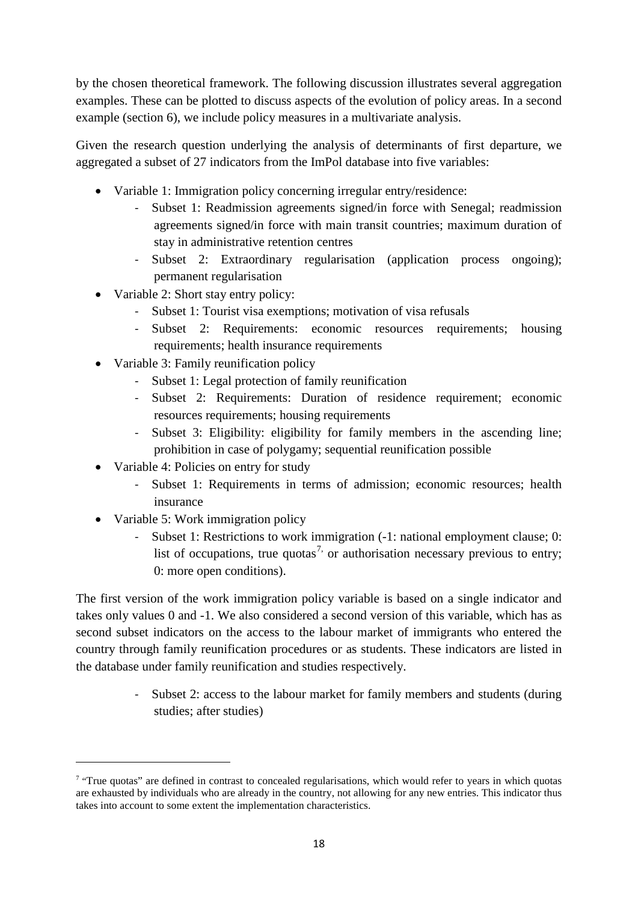by the chosen theoretical framework. The following discussion illustrates several aggregation examples. These can be plotted to discuss aspects of the evolution of policy areas. In a second example (section 6), we include policy measures in a multivariate analysis.

Given the research question underlying the analysis of determinants of first departure, we aggregated a subset of 27 indicators from the ImPol database into five variables:

- Variable 1: Immigration policy concerning irregular entry/residence:
  - Subset 1: Readmission agreements signed/in force with Senegal; readmission agreements signed/in force with main transit countries; maximum duration of stay in administrative retention centres
  - Subset 2: Extraordinary regularisation (application process ongoing); permanent regularisation
- Variable 2: Short stay entry policy:
  - Subset 1: Tourist visa exemptions; motivation of visa refusals
  - Subset 2: Requirements: economic resources requirements; housing requirements; health insurance requirements
- Variable 3: Family reunification policy
  - Subset 1: Legal protection of family reunification
  - Subset 2: Requirements: Duration of residence requirement; economic resources requirements; housing requirements
  - Subset 3: Eligibility: eligibility for family members in the ascending line; prohibition in case of polygamy; sequential reunification possible
- Variable 4: Policies on entry for study
  - Subset 1: Requirements in terms of admission; economic resources; health insurance
- Variable 5: Work immigration policy
  - Subset 1: Restrictions to work immigration (-1: national employment clause; 0: list of occupations, true quotas[7] or authorisation necessary previous to entry; 0: more open conditions).

The first version of the work immigration policy variable is based on a single indicator and takes only values 0 and -1. We also considered a second version of this variable, which has as second subset indicators on the access to the labour market of immigrants who entered the country through family reunification procedures or as students. These indicators are listed in the database under family reunification and studies respectively.

  - Subset 2: access to the labour market for family members and students (during studies; after studies)

[7] "True quotas" are defined in contrast to concealed regularisations, which would refer to years in which quotas are exhausted by individuals who are already in the country, not allowing for any new entries. This indicator thus takes into account to some extent the implementation characteristics.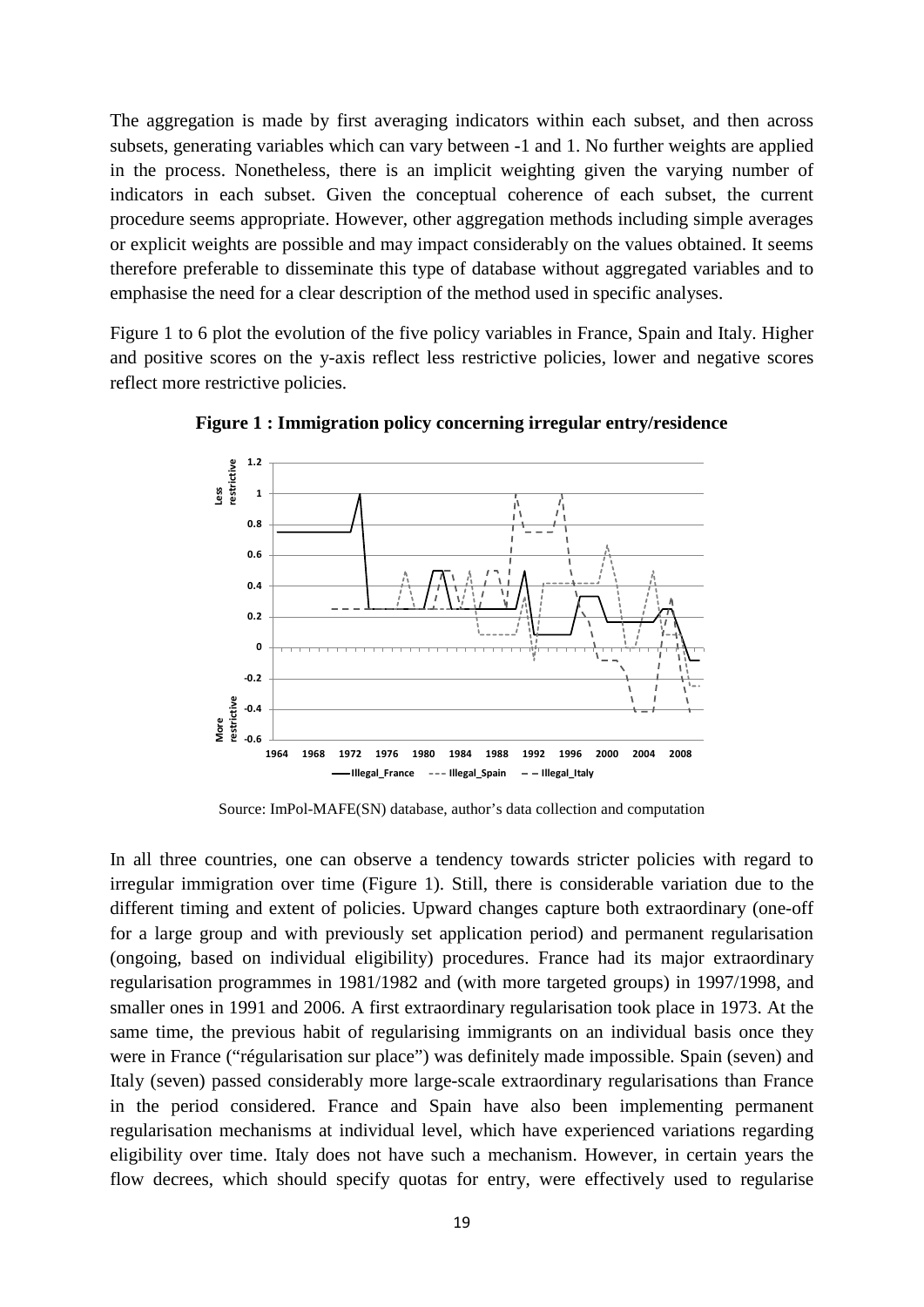The aggregation is made by first averaging indicators within each subset, and then across subsets, generating variables which can vary between -1 and 1. No further weights are applied in the process. Nonetheless, there is an implicit weighting given the varying number of indicators in each subset. Given the conceptual coherence of each subset, the current procedure seems appropriate. However, other aggregation methods including simple averages or explicit weights are possible and may impact considerably on the values obtained. It seems therefore preferable to disseminate this type of database without aggregated variables and to emphasise the need for a clear description of the method used in specific analyses.

Figure 1 to 6 plot the evolution of the five policy variables in France, Spain and Italy. Higher and positive scores on the y-axis reflect less restrictive policies, lower and negative scores reflect more restrictive policies.

**Figure 1 : Immigration policy concerning irregular entry/residence**

Source: ImPol-MAFE(SN) database, author's data collection and computation

In all three countries, one can observe a tendency towards stricter policies with regard to irregular immigration over time (Figure 1). Still, there is considerable variation due to the different timing and extent of policies. Upward changes capture both extraordinary (one-off for a large group and with previously set application period) and permanent regularisation (ongoing, based on individual eligibility) procedures. France had its major extraordinary regularisation programmes in 1981/1982 and (with more targeted groups) in 1997/1998, and smaller ones in 1991 and 2006. A first extraordinary regularisation took place in 1973. At the same time, the previous habit of regularising immigrants on an individual basis once they were in France ("régularisation sur place") was definitely made impossible. Spain (seven) and Italy (seven) passed considerably more large-scale extraordinary regularisations than France in the period considered. France and Spain have also been implementing permanent regularisation mechanisms at individual level, which have experienced variations regarding eligibility over time. Italy does not have such a mechanism. However, in certain years the flow decrees, which should specify quotas for entry, were effectively used to regularise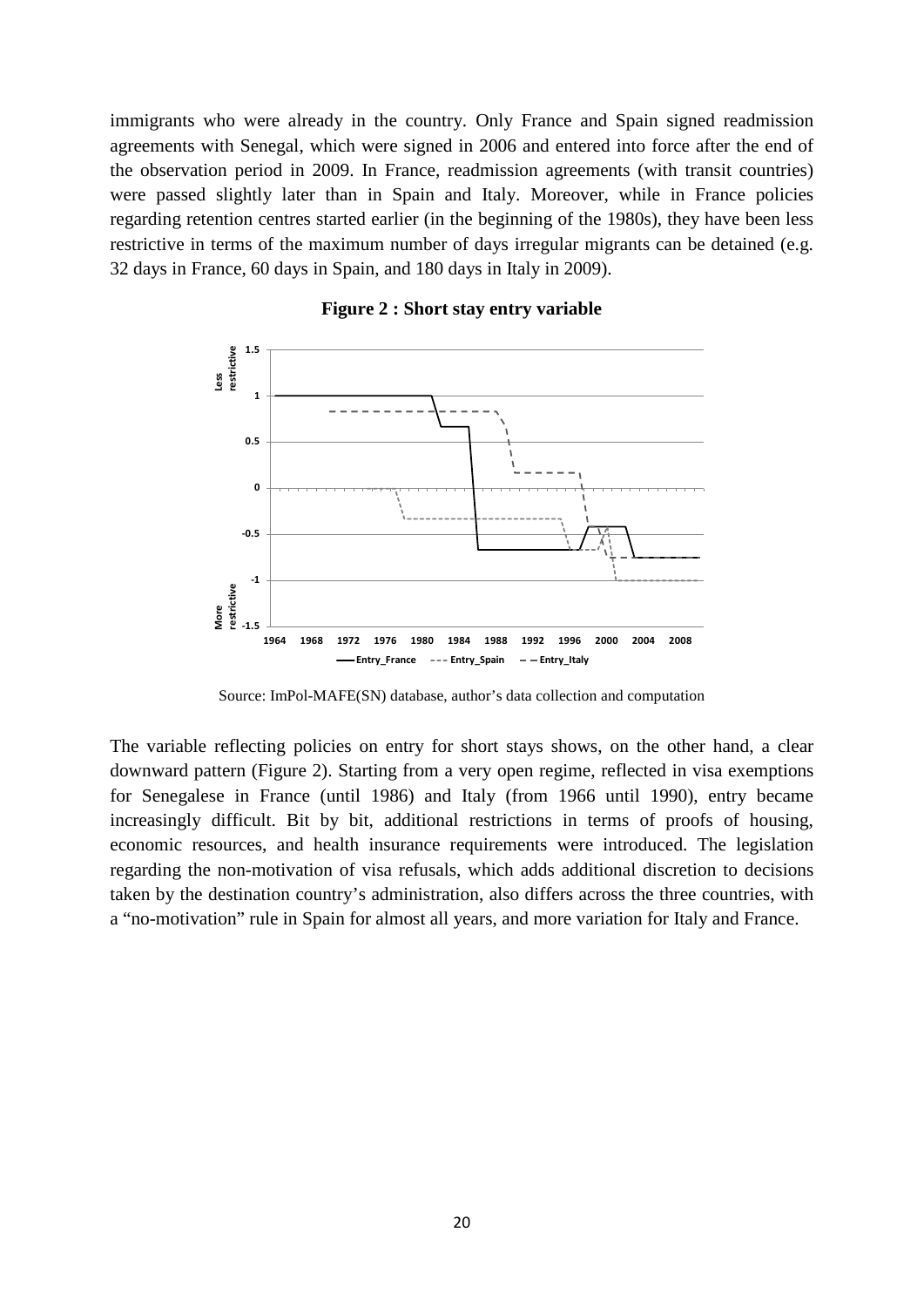immigrants who were already in the country. Only France and Spain signed readmission agreements with Senegal, which were signed in 2006 and entered into force after the end of the observation period in 2009. In France, readmission agreements (with transit countries) were passed slightly later than in Spain and Italy. Moreover, while in France policies regarding retention centres started earlier (in the beginning of the 1980s), they have been less restrictive in terms of the maximum number of days irregular migrants can be detained (e.g. 32 days in France, 60 days in Spain, and 180 days in Italy in 2009).

**Figure 2 : Short stay entry variable**

Source: ImPol-MAFE(SN) database, author's data collection and computation

The variable reflecting policies on entry for short stays shows, on the other hand, a clear downward pattern (Figure 2). Starting from a very open regime, reflected in visa exemptions for Senegalese in France (until 1986) and Italy (from 1966 until 1990), entry became increasingly difficult. Bit by bit, additional restrictions in terms of proofs of housing, economic resources, and health insurance requirements were introduced. The legislation regarding the non-motivation of visa refusals, which adds additional discretion to decisions taken by the destination country's administration, also differs across the three countries, with a "no-motivation" rule in Spain for almost all years, and more variation for Italy and France.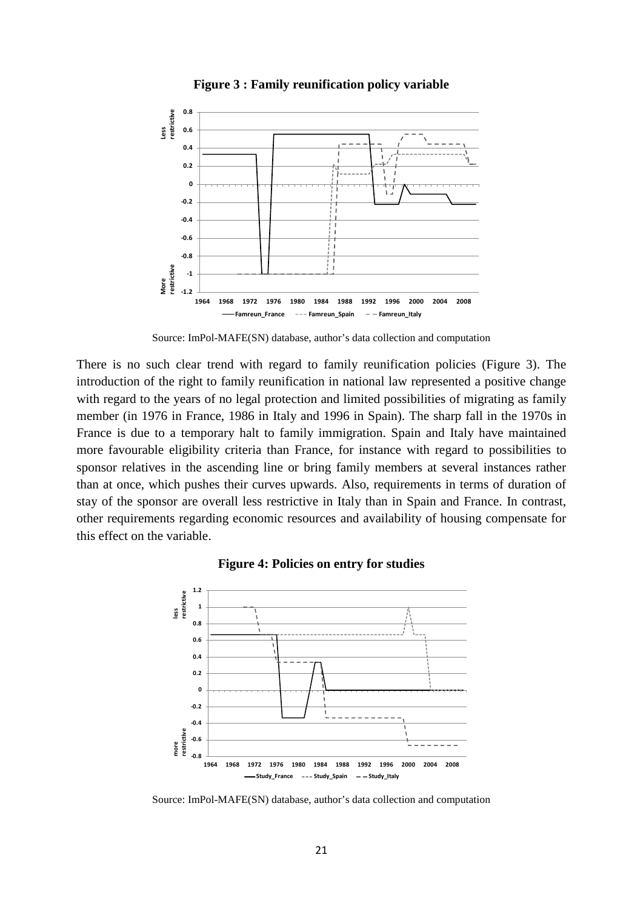**Figure 3 : Family reunification policy variable**

Source: ImPol-MAFE(SN) database, author's data collection and computation

There is no such clear trend with regard to family reunification policies (Figure 3). The introduction of the right to family reunification in national law represented a positive change with regard to the years of no legal protection and limited possibilities of migrating as family member (in 1976 in France, 1986 in Italy and 1996 in Spain). The sharp fall in the 1970s in France is due to a temporary halt to family immigration. Spain and Italy have maintained more favourable eligibility criteria than France, for instance with regard to possibilities to sponsor relatives in the ascending line or bring family members at several instances rather than at once, which pushes their curves upwards. Also, requirements in terms of duration of stay of the sponsor are overall less restrictive in Italy than in Spain and France. In contrast, other requirements regarding economic resources and availability of housing compensate for this effect on the variable.

**Figure 4: Policies on entry for studies**

Source: ImPol-MAFE(SN) database, author's data collection and computation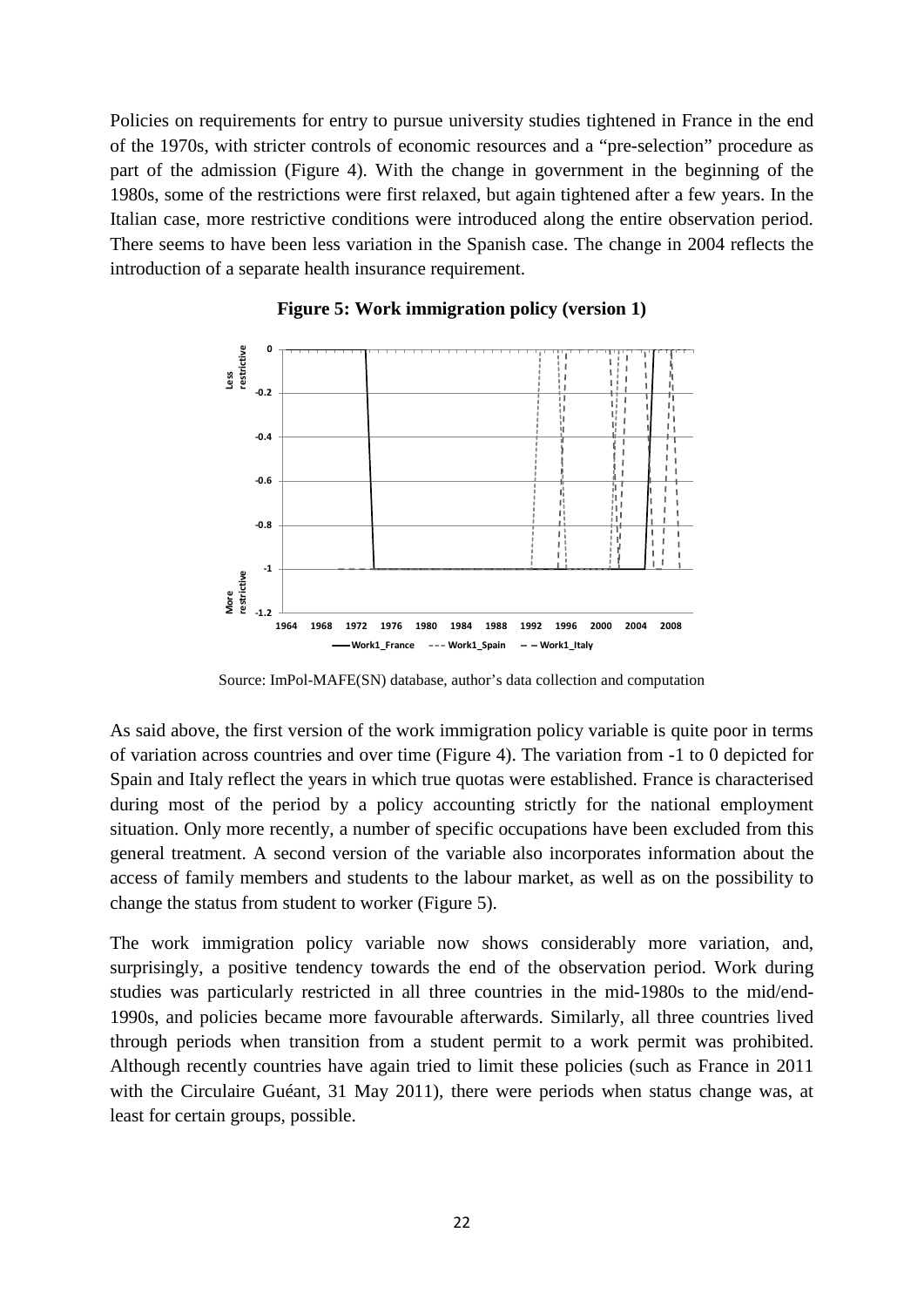Policies on requirements for entry to pursue university studies tightened in France in the end of the 1970s, with stricter controls of economic resources and a "pre-selection" procedure as part of the admission (Figure 4). With the change in government in the beginning of the 1980s, some of the restrictions were first relaxed, but again tightened after a few years. In the Italian case, more restrictive conditions were introduced along the entire observation period. There seems to have been less variation in the Spanish case. The change in 2004 reflects the introduction of a separate health insurance requirement.

**Figure 5: Work immigration policy (version 1)**

Source: ImPol-MAFE(SN) database, author's data collection and computation

As said above, the first version of the work immigration policy variable is quite poor in terms of variation across countries and over time (Figure 4). The variation from -1 to 0 depicted for Spain and Italy reflect the years in which true quotas were established. France is characterised during most of the period by a policy accounting strictly for the national employment situation. Only more recently, a number of specific occupations have been excluded from this general treatment. A second version of the variable also incorporates information about the access of family members and students to the labour market, as well as on the possibility to change the status from student to worker (Figure 5).

The work immigration policy variable now shows considerably more variation, and, surprisingly, a positive tendency towards the end of the observation period. Work during studies was particularly restricted in all three countries in the mid-1980s to the mid/end-1990s, and policies became more favourable afterwards. Similarly, all three countries lived through periods when transition from a student permit to a work permit was prohibited. Although recently countries have again tried to limit these policies (such as France in 2011 with the Circulaire Guéant, 31 May 2011), there were periods when status change was, at least for certain groups, possible.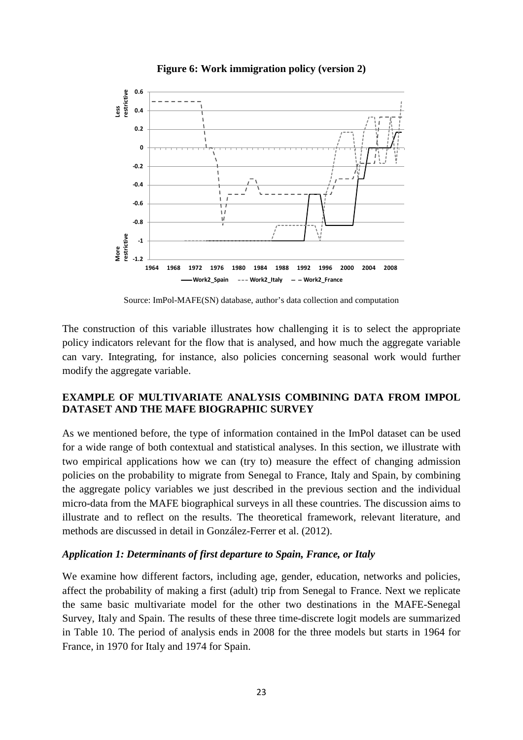**Figure 6: Work immigration policy (version 2)**

Source: ImPol-MAFE(SN) database, author's data collection and computation

The construction of this variable illustrates how challenging it is to select the appropriate policy indicators relevant for the flow that is analysed, and how much the aggregate variable can vary. Integrating, for instance, also policies concerning seasonal work would further modify the aggregate variable.

## EXAMPLE OF MULTIVARIATE ANALYSIS COMBINING DATA FROM IMPOL DATASET AND THE MAFE BIOGRAPHIC SURVEY

As we mentioned before, the type of information contained in the ImPol dataset can be used for a wide range of both contextual and statistical analyses. In this section, we illustrate with two empirical applications how we can (try to) measure the effect of changing admission policies on the probability to migrate from Senegal to France, Italy and Spain, by combining the aggregate policy variables we just described in the previous section and the individual micro-data from the MAFE biographical surveys in all these countries. The discussion aims to illustrate and to reflect on the results. The theoretical framework, relevant literature, and methods are discussed in detail in González-Ferrer et al. (2012).

### *Application 1: Determinants of first departure to Spain, France, or Italy*

We examine how different factors, including age, gender, education, networks and policies, affect the probability of making a first (adult) trip from Senegal to France. Next we replicate the same basic multivariate model for the other two destinations in the MAFE-Senegal Survey, Italy and Spain. The results of these three time-discrete logit models are summarized in Table 10. The period of analysis ends in 2008 for the three models but starts in 1964 for France, in 1970 for Italy and 1974 for Spain.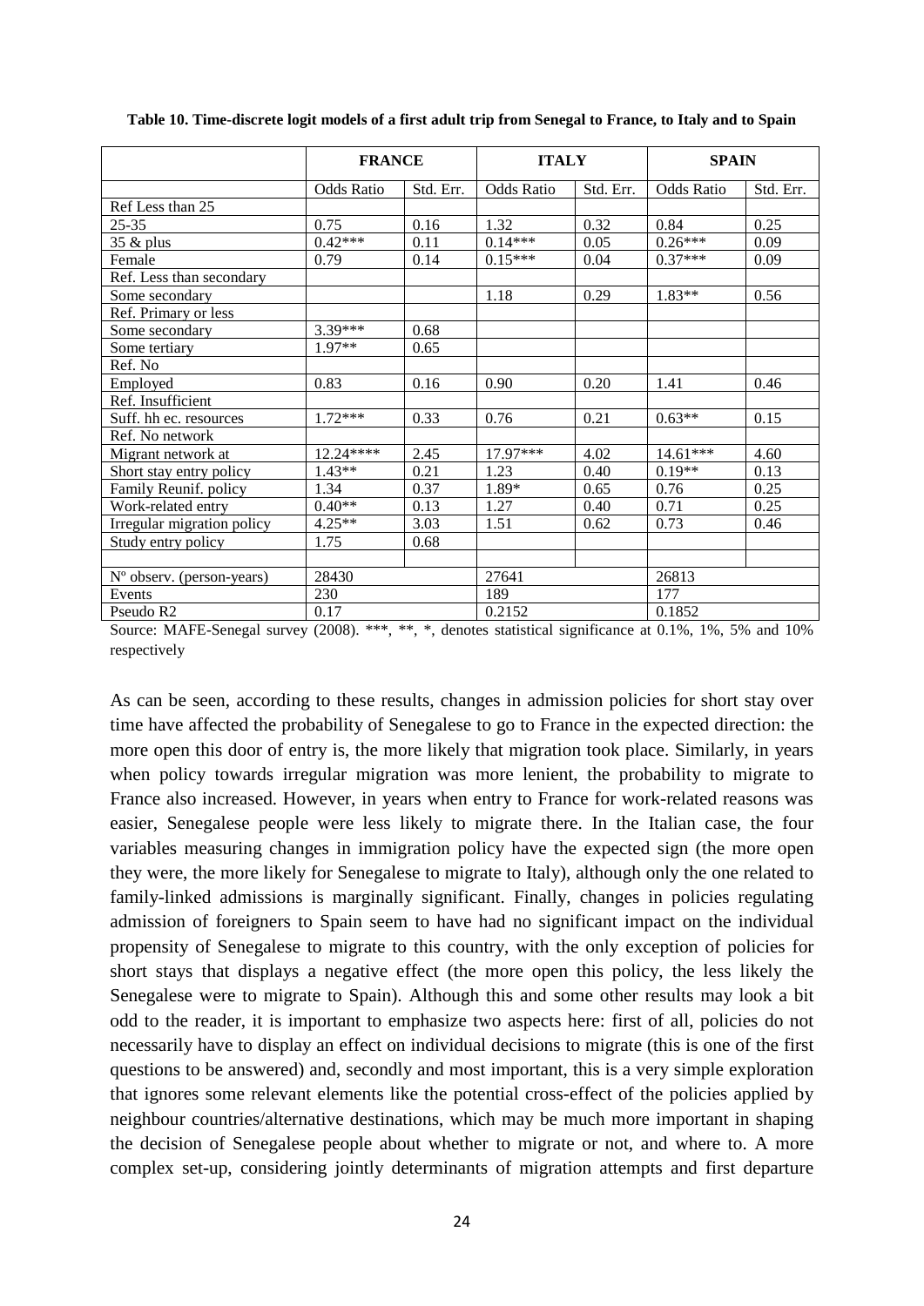**Table 10. Time-discrete logit models of a first adult trip from Senegal to France, to Italy and to Spain**

| | FRANCE | | ITALY | | SPAIN | |
|---|---|---|---|---|---|---|
| | Odds Ratio | Std. Err. | Odds Ratio | Std. Err. | Odds Ratio | Std. Err. |
| Ref Less than 25 | | | | | | |
| 25-35 | 0.75 | 0.16 | 1.32 | 0.32 | 0.84 | 0.25 |
| 35 & plus | 0.42*** | 0.11 | 0.14*** | 0.05 | 0.26*** | 0.09 |
| Female | 0.79 | 0.14 | 0.15*** | 0.04 | 0.37*** | 0.09 |
| Ref. Less than secondary | | | | | | |
| Some secondary | | | 1.18 | 0.29 | 1.83** | 0.56 |
| Ref. Primary or less | | | | | | |
| Some secondary | 3.39*** | 0.68 | | | | |
| Some tertiary | 1.97** | 0.65 | | | | |
| Ref. No | | | | | | |
| Employed | 0.83 | 0.16 | 0.90 | 0.20 | 1.41 | 0.46 |
| Ref. Insufficient | | | | | | |
| Suff. hh ec. resources | 1.72*** | 0.33 | 0.76 | 0.21 | 0.63** | 0.15 |
| Ref. No network | | | | | | |
| Migrant network at | 12.24**** | 2.45 | 17.97*** | 4.02 | 14.61*** | 4.60 |
| Short stay entry policy | 1.43** | 0.21 | 1.23 | 0.40 | 0.19** | 0.13 |
| Family Reunif. policy | 1.34 | 0.37 | 1.89* | 0.65 | 0.76 | 0.25 |
| Work-related entry | 0.40** | 0.13 | 1.27 | 0.40 | 0.71 | 0.25 |
| Irregular migration policy | 4.25** | 3.03 | 1.51 | 0.62 | 0.73 | 0.46 |
| Study entry policy | 1.75 | 0.68 | | | | |
| | | | | | | |
| Nº observ. (person-years) | 28430 | | 27641 | | 26813 | |
| Events | 230 | | 189 | | 177 | |
| Pseudo R2 | 0.17 | | 0.2152 | | 0.1852 | |

Source: MAFE-Senegal survey (2008). ***, **, *, denotes statistical significance at 0.1%, 1%, 5% and 10% respectively

As can be seen, according to these results, changes in admission policies for short stay over time have affected the probability of Senegalese to go to France in the expected direction: the more open this door of entry is, the more likely that migration took place. Similarly, in years when policy towards irregular migration was more lenient, the probability to migrate to France also increased. However, in years when entry to France for work-related reasons was easier, Senegalese people were less likely to migrate there. In the Italian case, the four variables measuring changes in immigration policy have the expected sign (the more open they were, the more likely for Senegalese to migrate to Italy), although only the one related to family-linked admissions is marginally significant. Finally, changes in policies regulating admission of foreigners to Spain seem to have had no significant impact on the individual propensity of Senegalese to migrate to this country, with the only exception of policies for short stays that displays a negative effect (the more open this policy, the less likely the Senegalese were to migrate to Spain). Although this and some other results may look a bit odd to the reader, it is important to emphasize two aspects here: first of all, policies do not necessarily have to display an effect on individual decisions to migrate (this is one of the first questions to be answered) and, secondly and most important, this is a very simple exploration that ignores some relevant elements like the potential cross-effect of the policies applied by neighbour countries/alternative destinations, which may be much more important in shaping the decision of Senegalese people about whether to migrate or not, and where to. A more complex set-up, considering jointly determinants of migration attempts and first departure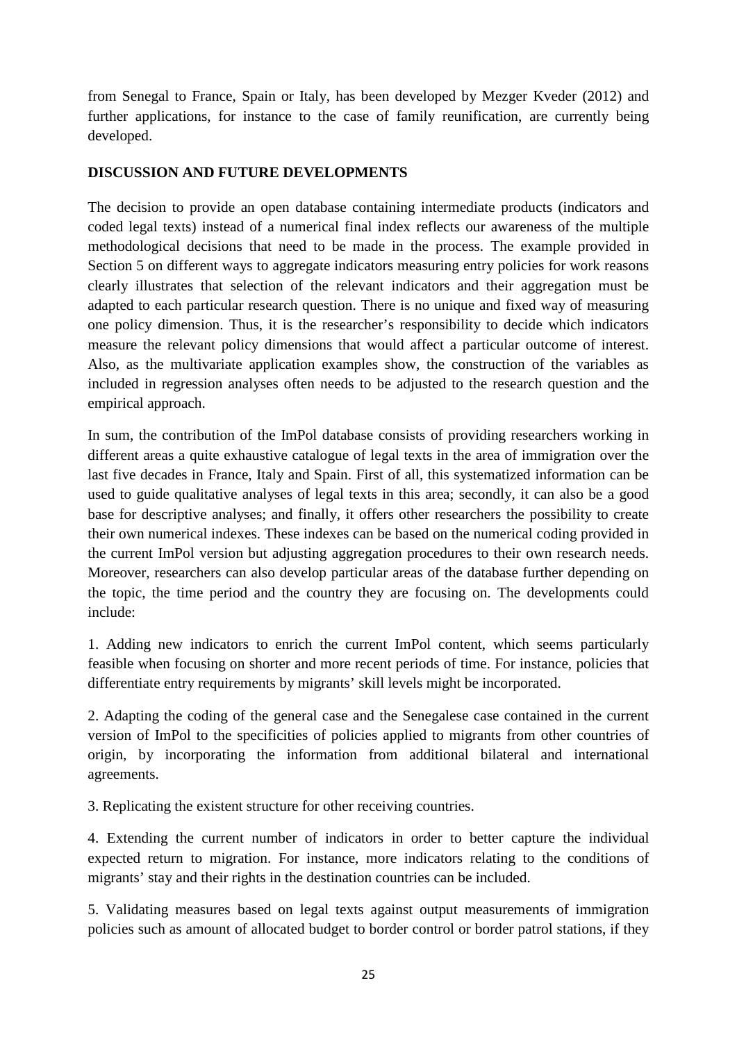from Senegal to France, Spain or Italy, has been developed by Mezger Kveder (2012) and further applications, for instance to the case of family reunification, are currently being developed.

## DISCUSSION AND FUTURE DEVELOPMENTS

The decision to provide an open database containing intermediate products (indicators and coded legal texts) instead of a numerical final index reflects our awareness of the multiple methodological decisions that need to be made in the process. The example provided in Section 5 on different ways to aggregate indicators measuring entry policies for work reasons clearly illustrates that selection of the relevant indicators and their aggregation must be adapted to each particular research question. There is no unique and fixed way of measuring one policy dimension. Thus, it is the researcher's responsibility to decide which indicators measure the relevant policy dimensions that would affect a particular outcome of interest. Also, as the multivariate application examples show, the construction of the variables as included in regression analyses often needs to be adjusted to the research question and the empirical approach.

In sum, the contribution of the ImPol database consists of providing researchers working in different areas a quite exhaustive catalogue of legal texts in the area of immigration over the last five decades in France, Italy and Spain. First of all, this systematized information can be used to guide qualitative analyses of legal texts in this area; secondly, it can also be a good base for descriptive analyses; and finally, it offers other researchers the possibility to create their own numerical indexes. These indexes can be based on the numerical coding provided in the current ImPol version but adjusting aggregation procedures to their own research needs. Moreover, researchers can also develop particular areas of the database further depending on the topic, the time period and the country they are focusing on. The developments could include:

1. Adding new indicators to enrich the current ImPol content, which seems particularly feasible when focusing on shorter and more recent periods of time. For instance, policies that differentiate entry requirements by migrants' skill levels might be incorporated.

2. Adapting the coding of the general case and the Senegalese case contained in the current version of ImPol to the specificities of policies applied to migrants from other countries of origin, by incorporating the information from additional bilateral and international agreements.

3. Replicating the existent structure for other receiving countries.

4. Extending the current number of indicators in order to better capture the individual expected return to migration. For instance, more indicators relating to the conditions of migrants' stay and their rights in the destination countries can be included.

5. Validating measures based on legal texts against output measurements of immigration policies such as amount of allocated budget to border control or border patrol stations, if they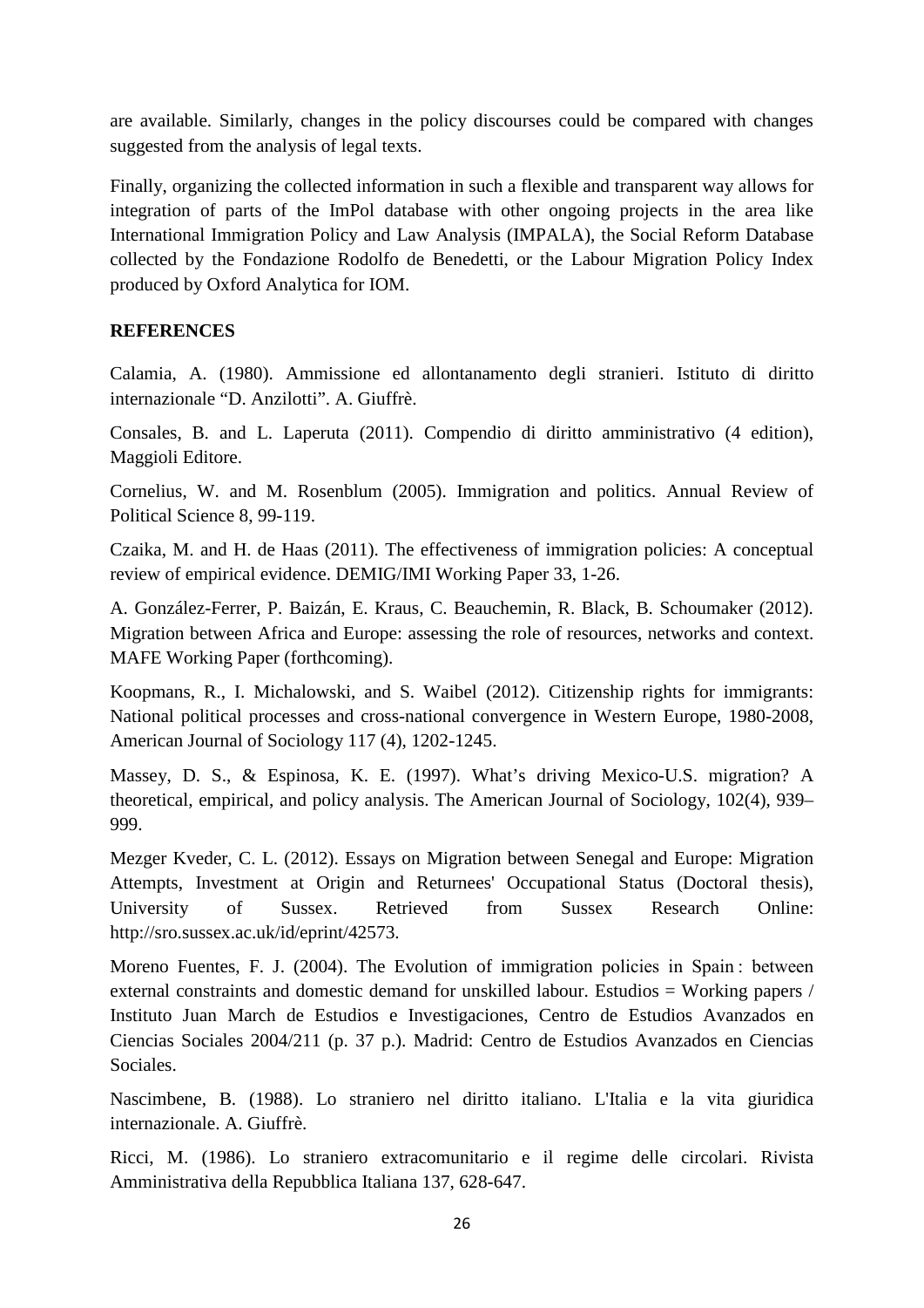are available. Similarly, changes in the policy discourses could be compared with changes suggested from the analysis of legal texts.

Finally, organizing the collected information in such a flexible and transparent way allows for integration of parts of the ImPol database with other ongoing projects in the area like International Immigration Policy and Law Analysis (IMPALA), the Social Reform Database collected by the Fondazione Rodolfo de Benedetti, or the Labour Migration Policy Index produced by Oxford Analytica for IOM.

## REFERENCES

Calamia, A. (1980). Ammissione ed allontanamento degli stranieri. Istituto di diritto internazionale "D. Anzilotti". A. Giuffrè.

Consales, B. and L. Laperuta (2011). Compendio di diritto amministrativo (4 edition), Maggioli Editore.

Cornelius, W. and M. Rosenblum (2005). Immigration and politics. Annual Review of Political Science 8, 99-119.

Czaika, M. and H. de Haas (2011). The effectiveness of immigration policies: A conceptual review of empirical evidence. DEMIG/IMI Working Paper 33, 1-26.

A. González-Ferrer, P. Baizán, E. Kraus, C. Beauchemin, R. Black, B. Schoumaker (2012). Migration between Africa and Europe: assessing the role of resources, networks and context. MAFE Working Paper (forthcoming).

Koopmans, R., I. Michalowski, and S. Waibel (2012). Citizenship rights for immigrants: National political processes and cross-national convergence in Western Europe, 1980-2008, American Journal of Sociology 117 (4), 1202-1245.

Massey, D. S., & Espinosa, K. E. (1997). What's driving Mexico-U.S. migration? A theoretical, empirical, and policy analysis. The American Journal of Sociology, 102(4), 939–999.

Mezger Kveder, C. L. (2012). Essays on Migration between Senegal and Europe: Migration Attempts, Investment at Origin and Returnees' Occupational Status (Doctoral thesis), University of Sussex. Retrieved from Sussex Research Online: http://sro.sussex.ac.uk/id/eprint/42573.

Moreno Fuentes, F. J. (2004). The Evolution of immigration policies in Spain : between external constraints and domestic demand for unskilled labour. Estudios = Working papers / Instituto Juan March de Estudios e Investigaciones, Centro de Estudios Avanzados en Ciencias Sociales 2004/211 (p. 37 p.). Madrid: Centro de Estudios Avanzados en Ciencias Sociales.

Nascimbene, B. (1988). Lo straniero nel diritto italiano. L'Italia e la vita giuridica internazionale. A. Giuffrè.

Ricci, M. (1986). Lo straniero extracomunitario e il regime delle circolari. Rivista Amministrativa della Repubblica Italiana 137, 628-647.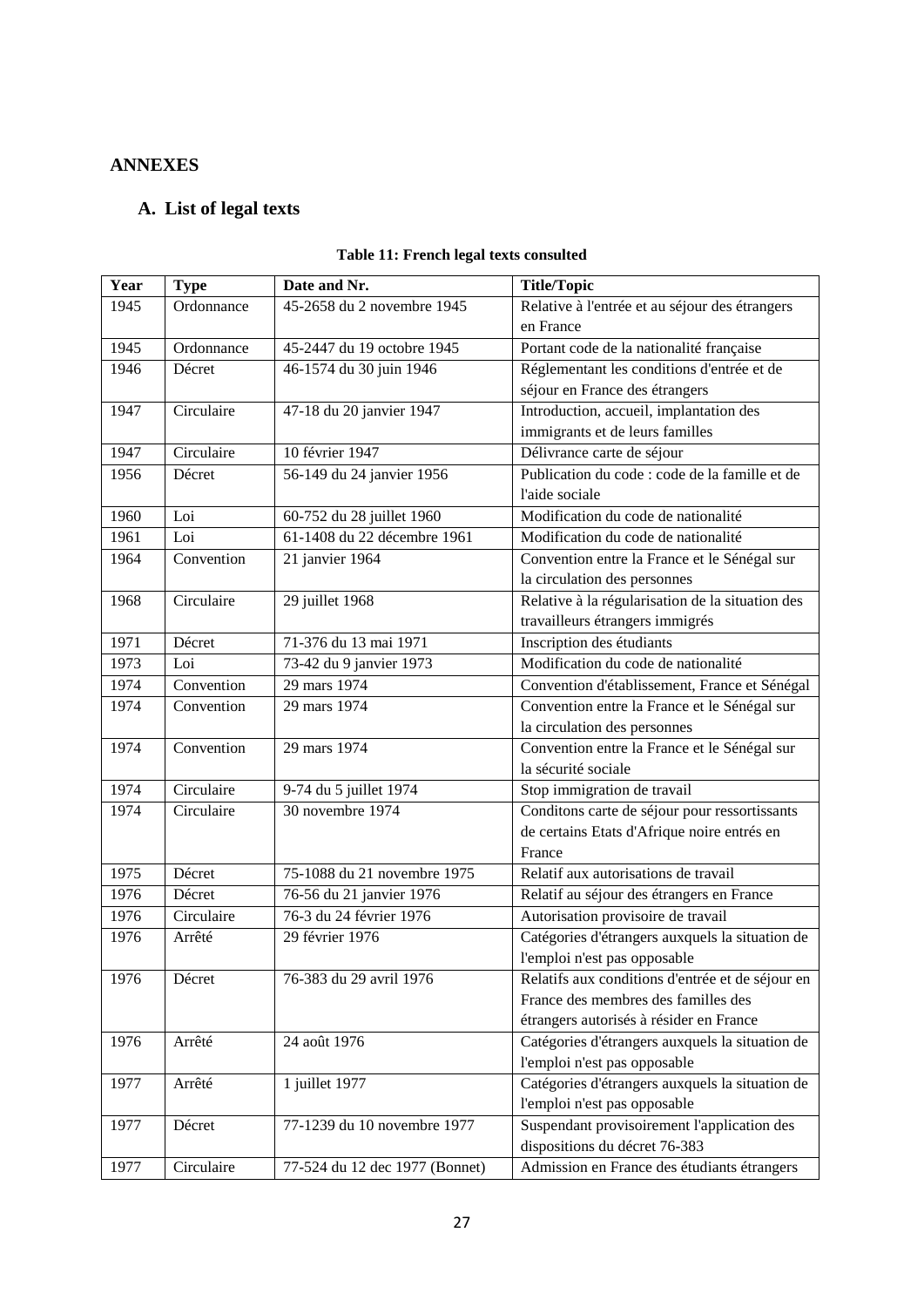# ANNEXES

## A. List of legal texts

**Table 11: French legal texts consulted**

| Year | Type | Date and Nr. | Title/Topic |
|---|---|---|---|
| 1945 | Ordonnance | 45-2658 du 2 novembre 1945 | Relative à l'entrée et au séjour des étrangers en France |
| 1945 | Ordonnance | 45-2447 du 19 octobre 1945 | Portant code de la nationalité française |
| 1946 | Décret | 46-1574 du 30 juin 1946 | Réglementant les conditions d'entrée et de séjour en France des étrangers |
| 1947 | Circulaire | 47-18 du 20 janvier 1947 | Introduction, accueil, implantation des immigrants et de leurs familles |
| 1947 | Circulaire | 10 février 1947 | Délivrance carte de séjour |
| 1956 | Décret | 56-149 du 24 janvier 1956 | Publication du code : code de la famille et de l'aide sociale |
| 1960 | Loi | 60-752 du 28 juillet 1960 | Modification du code de nationalité |
| 1961 | Loi | 61-1408 du 22 décembre 1961 | Modification du code de nationalité |
| 1964 | Convention | 21 janvier 1964 | Convention entre la France et le Sénégal sur la circulation des personnes |
| 1968 | Circulaire | 29 juillet 1968 | Relative à la régularisation de la situation des travailleurs étrangers immigrés |
| 1971 | Décret | 71-376 du 13 mai 1971 | Inscription des étudiants |
| 1973 | Loi | 73-42 du 9 janvier 1973 | Modification du code de nationalité |
| 1974 | Convention | 29 mars 1974 | Convention d'établissement, France et Sénégal |
| 1974 | Convention | 29 mars 1974 | Convention entre la France et le Sénégal sur la circulation des personnes |
| 1974 | Convention | 29 mars 1974 | Convention entre la France et le Sénégal sur la sécurité sociale |
| 1974 | Circulaire | 9-74 du 5 juillet 1974 | Stop immigration de travail |
| 1974 | Circulaire | 30 novembre 1974 | Conditons carte de séjour pour ressortissants de certains Etats d'Afrique noire entrés en France |
| 1975 | Décret | 75-1088 du 21 novembre 1975 | Relatif aux autorisations de travail |
| 1976 | Décret | 76-56 du 21 janvier 1976 | Relatif au séjour des étrangers en France |
| 1976 | Circulaire | 76-3 du 24 février 1976 | Autorisation provisoire de travail |
| 1976 | Arrêté | 29 février 1976 | Catégories d'étrangers auxquels la situation de l'emploi n'est pas opposable |
| 1976 | Décret | 76-383 du 29 avril 1976 | Relatifs aux conditions d'entrée et de séjour en France des membres des familles des étrangers autorisés à résider en France |
| 1976 | Arrêté | 24 août 1976 | Catégories d'étrangers auxquels la situation de l'emploi n'est pas opposable |
| 1977 | Arrêté | 1 juillet 1977 | Catégories d'étrangers auxquels la situation de l'emploi n'est pas opposable |
| 1977 | Décret | 77-1239 du 10 novembre 1977 | Suspendant provisoirement l'application des dispositions du décret 76-383 |
| 1977 | Circulaire | 77-524 du 12 dec 1977 (Bonnet) | Admission en France des étudiants étrangers |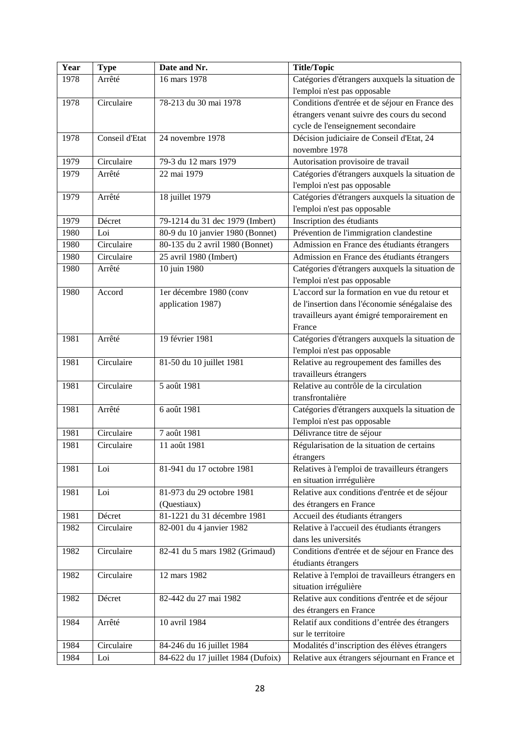| Year | Type | Date and Nr. | Title/Topic |
|---|---|---|---|
| 1978 | Arrêté | 16 mars 1978 | Catégories d'étrangers auxquels la situation de l'emploi n'est pas opposable |
| 1978 | Circulaire | 78-213 du 30 mai 1978 | Conditions d'entrée et de séjour en France des étrangers venant suivre des cours du second cycle de l'enseignement secondaire |
| 1978 | Conseil d'Etat | 24 novembre 1978 | Décision judiciaire de Conseil d'Etat, 24 novembre 1978 |
| 1979 | Circulaire | 79-3 du 12 mars 1979 | Autorisation provisoire de travail |
| 1979 | Arrêté | 22 mai 1979 | Catégories d'étrangers auxquels la situation de l'emploi n'est pas opposable |
| 1979 | Arrêté | 18 juillet 1979 | Catégories d'étrangers auxquels la situation de l'emploi n'est pas opposable |
| 1979 | Décret | 79-1214 du 31 dec 1979 (Imbert) | Inscription des étudiants |
| 1980 | Loi | 80-9 du 10 janvier 1980 (Bonnet) | Prévention de l'immigration clandestine |
| 1980 | Circulaire | 80-135 du 2 avril 1980 (Bonnet) | Admission en France des étudiants étrangers |
| 1980 | Circulaire | 25 avril 1980 (Imbert) | Admission en France des étudiants étrangers |
| 1980 | Arrêté | 10 juin 1980 | Catégories d'étrangers auxquels la situation de l'emploi n'est pas opposable |
| 1980 | Accord | 1er décembre 1980 (conv application 1987) | L'accord sur la formation en vue du retour et de l'insertion dans l'économie sénégalaise des travailleurs ayant émigré temporairement en France |
| 1981 | Arrêté | 19 février 1981 | Catégories d'étrangers auxquels la situation de l'emploi n'est pas opposable |
| 1981 | Circulaire | 81-50 du 10 juillet 1981 | Relative au regroupement des familles des travailleurs étrangers |
| 1981 | Circulaire | 5 août 1981 | Relative au contrôle de la circulation transfrontalière |
| 1981 | Arrêté | 6 août 1981 | Catégories d'étrangers auxquels la situation de l'emploi n'est pas opposable |
| 1981 | Circulaire | 7 août 1981 | Délivrance titre de séjour |
| 1981 | Circulaire | 11 août 1981 | Régularisation de la situation de certains étrangers |
| 1981 | Loi | 81-941 du 17 octobre 1981 | Relatives à l'emploi de travailleurs étrangers en situation irrrégulière |
| 1981 | Loi | 81-973 du 29 octobre 1981 (Questiaux) | Relative aux conditions d'entrée et de séjour des étrangers en France |
| 1981 | Décret | 81-1221 du 31 décembre 1981 | Accueil des étudiants étrangers |
| 1982 | Circulaire | 82-001 du 4 janvier 1982 | Relative à l'accueil des étudiants étrangers dans les universités |
| 1982 | Circulaire | 82-41 du 5 mars 1982 (Grimaud) | Conditions d'entrée et de séjour en France des étudiants étrangers |
| 1982 | Circulaire | 12 mars 1982 | Relative à l'emploi de travailleurs étrangers en situation irrégulière |
| 1982 | Décret | 82-442 du 27 mai 1982 | Relative aux conditions d'entrée et de séjour des étrangers en France |
| 1984 | Arrêté | 10 avril 1984 | Relatif aux conditions d'entrée des étrangers sur le territoire |
| 1984 | Circulaire | 84-246 du 16 juillet 1984 | Modalités d'inscription des élèves étrangers |
| 1984 | Loi | 84-622 du 17 juillet 1984 (Dufoix) | Relative aux étrangers séjournant en France et |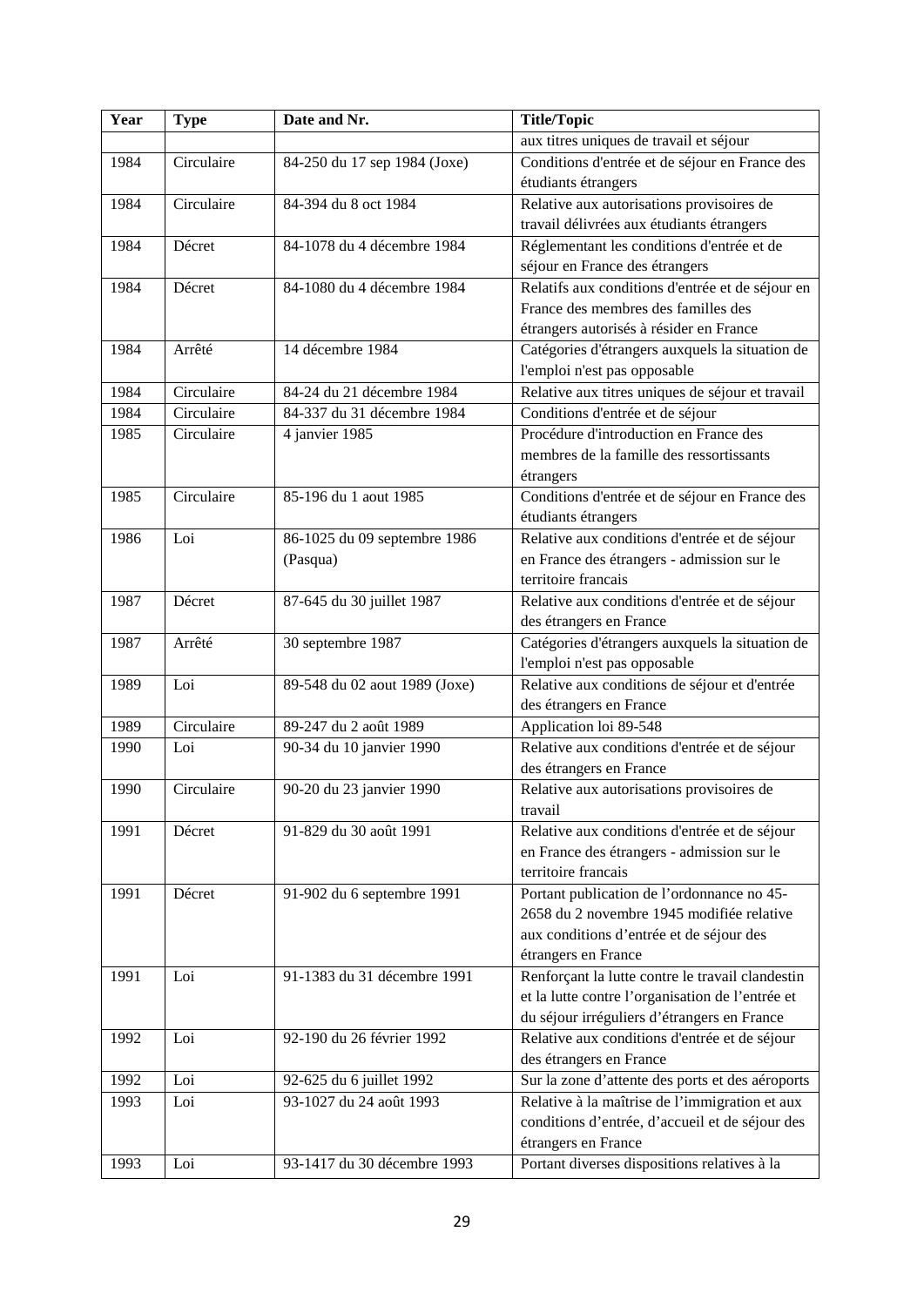| Year | Type | Date and Nr. | Title/Topic |
|---|---|---|---|
| | | | aux titres uniques de travail et séjour |
| 1984 | Circulaire | 84-250 du 17 sep 1984 (Joxe) | Conditions d'entrée et de séjour en France des étudiants étrangers |
| 1984 | Circulaire | 84-394 du 8 oct 1984 | Relative aux autorisations provisoires de travail délivrées aux étudiants étrangers |
| 1984 | Décret | 84-1078 du 4 décembre 1984 | Réglementant les conditions d'entrée et de séjour en France des étrangers |
| 1984 | Décret | 84-1080 du 4 décembre 1984 | Relatifs aux conditions d'entrée et de séjour en France des membres des familles des étrangers autorisés à résider en France |
| 1984 | Arrêté | 14 décembre 1984 | Catégories d'étrangers auxquels la situation de l'emploi n'est pas opposable |
| 1984 | Circulaire | 84-24 du 21 décembre 1984 | Relative aux titres uniques de séjour et travail |
| 1984 | Circulaire | 84-337 du 31 décembre 1984 | Conditions d'entrée et de séjour |
| 1985 | Circulaire | 4 janvier 1985 | Procédure d'introduction en France des membres de la famille des ressortissants étrangers |
| 1985 | Circulaire | 85-196 du 1 aout 1985 | Conditions d'entrée et de séjour en France des étudiants étrangers |
| 1986 | Loi | 86-1025 du 09 septembre 1986 (Pasqua) | Relative aux conditions d'entrée et de séjour en France des étrangers - admission sur le territoire francais |
| 1987 | Décret | 87-645 du 30 juillet 1987 | Relative aux conditions d'entrée et de séjour des étrangers en France |
| 1987 | Arrêté | 30 septembre 1987 | Catégories d'étrangers auxquels la situation de l'emploi n'est pas opposable |
| 1989 | Loi | 89-548 du 02 aout 1989 (Joxe) | Relative aux conditions de séjour et d'entrée des étrangers en France |
| 1989 | Circulaire | 89-247 du 2 août 1989 | Application loi 89-548 |
| 1990 | Loi | 90-34 du 10 janvier 1990 | Relative aux conditions d'entrée et de séjour des étrangers en France |
| 1990 | Circulaire | 90-20 du 23 janvier 1990 | Relative aux autorisations provisoires de travail |
| 1991 | Décret | 91-829 du 30 août 1991 | Relative aux conditions d'entrée et de séjour en France des étrangers - admission sur le territoire francais |
| 1991 | Décret | 91-902 du 6 septembre 1991 | Portant publication de l'ordonnance no 45-2658 du 2 novembre 1945 modifiée relative aux conditions d'entrée et de séjour des étrangers en France |
| 1991 | Loi | 91-1383 du 31 décembre 1991 | Renforçant la lutte contre le travail clandestin et la lutte contre l'organisation de l'entrée et du séjour irréguliers d'étrangers en France |
| 1992 | Loi | 92-190 du 26 février 1992 | Relative aux conditions d'entrée et de séjour des étrangers en France |
| 1992 | Loi | 92-625 du 6 juillet 1992 | Sur la zone d'attente des ports et des aéroports |
| 1993 | Loi | 93-1027 du 24 août 1993 | Relative à la maîtrise de l'immigration et aux conditions d'entrée, d'accueil et de séjour des étrangers en France |
| 1993 | Loi | 93-1417 du 30 décembre 1993 | Portant diverses dispositions relatives à la |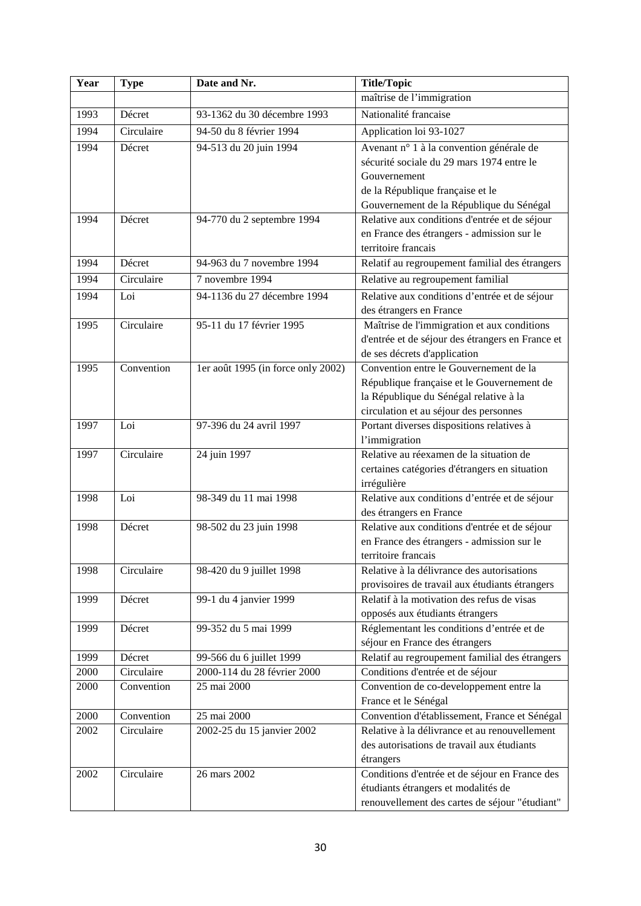| Year | Type | Date and Nr. | Title/Topic |
|---|---|---|---|
| | | | maîtrise de l'immigration |
| 1993 | Décret | 93-1362 du 30 décembre 1993 | Nationalité francaise |
| 1994 | Circulaire | 94-50 du 8 février 1994 | Application loi 93-1027 |
| 1994 | Décret | 94-513 du 20 juin 1994 | Avenant n° 1 à la convention générale de sécurité sociale du 29 mars 1974 entre le Gouvernement de la République française et le Gouvernement de la République du Sénégal |
| 1994 | Décret | 94-770 du 2 septembre 1994 | Relative aux conditions d'entrée et de séjour en France des étrangers - admission sur le territoire francais |
| 1994 | Décret | 94-963 du 7 novembre 1994 | Relatif au regroupement familial des étrangers |
| 1994 | Circulaire | 7 novembre 1994 | Relative au regroupement familial |
| 1994 | Loi | 94-1136 du 27 décembre 1994 | Relative aux conditions d'entrée et de séjour des étrangers en France |
| 1995 | Circulaire | 95-11 du 17 février 1995 | Maîtrise de l'immigration et aux conditions d'entrée et de séjour des étrangers en France et de ses décrets d'application |
| 1995 | Convention | 1er août 1995 (in force only 2002) | Convention entre le Gouvernement de la République française et le Gouvernement de la République du Sénégal relative à la circulation et au séjour des personnes |
| 1997 | Loi | 97-396 du 24 avril 1997 | Portant diverses dispositions relatives à l'immigration |
| 1997 | Circulaire | 24 juin 1997 | Relative au réexamen de la situation de certaines catégories d'étrangers en situation irrégulière |
| 1998 | Loi | 98-349 du 11 mai 1998 | Relative aux conditions d'entrée et de séjour des étrangers en France |
| 1998 | Décret | 98-502 du 23 juin 1998 | Relative aux conditions d'entrée et de séjour en France des étrangers - admission sur le territoire francais |
| 1998 | Circulaire | 98-420 du 9 juillet 1998 | Relative à la délivrance des autorisations provisoires de travail aux étudiants étrangers |
| 1999 | Décret | 99-1 du 4 janvier 1999 | Relatif à la motivation des refus de visas opposés aux étudiants étrangers |
| 1999 | Décret | 99-352 du 5 mai 1999 | Réglementant les conditions d'entrée et de séjour en France des étrangers |
| 1999 | Décret | 99-566 du 6 juillet 1999 | Relatif au regroupement familial des étrangers |
| 2000 | Circulaire | 2000-114 du 28 février 2000 | Conditions d'entrée et de séjour |
| 2000 | Convention | 25 mai 2000 | Convention de co-developpement entre la France et le Sénégal |
| 2000 | Convention | 25 mai 2000 | Convention d'établissement, France et Sénégal |
| 2002 | Circulaire | 2002-25 du 15 janvier 2002 | Relative à la délivrance et au renouvellement des autorisations de travail aux étudiants étrangers |
| 2002 | Circulaire | 26 mars 2002 | Conditions d'entrée et de séjour en France des étudiants étrangers et modalités de renouvellement des cartes de séjour "étudiant" |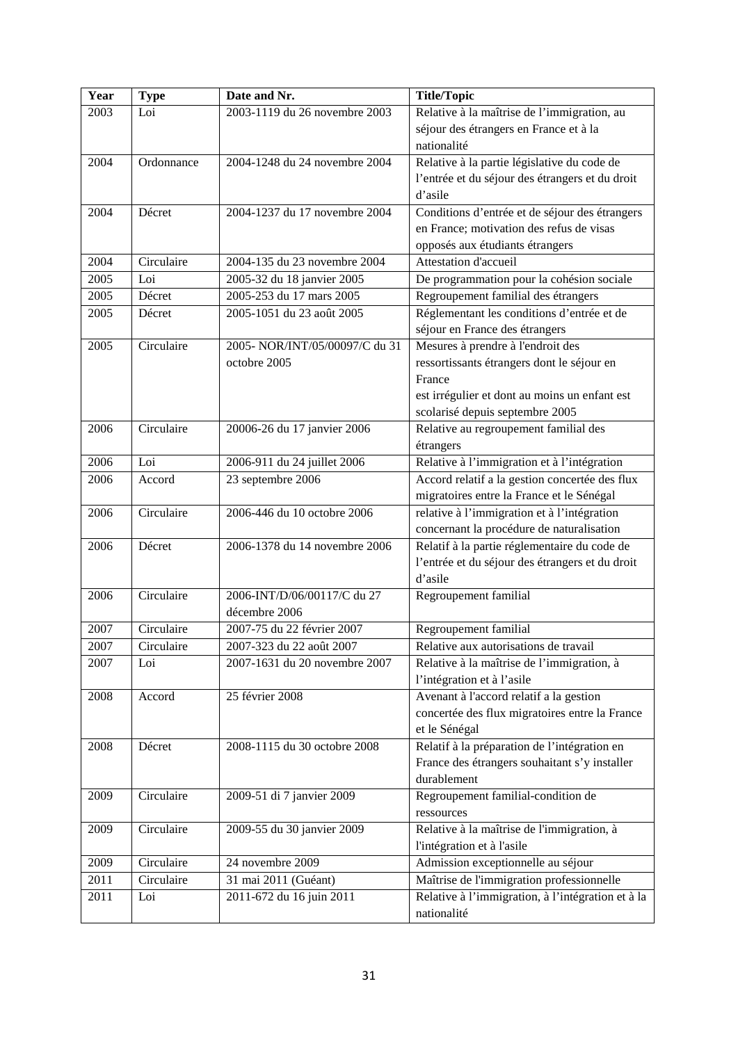| Year | Type | Date and Nr. | Title/Topic |
|---|---|---|---|
| 2003 | Loi | 2003-1119 du 26 novembre 2003 | Relative à la maîtrise de l'immigration, au séjour des étrangers en France et à la nationalité |
| 2004 | Ordonnance | 2004-1248 du 24 novembre 2004 | Relative à la partie législative du code de l'entrée et du séjour des étrangers et du droit d'asile |
| 2004 | Décret | 2004-1237 du 17 novembre 2004 | Conditions d'entrée et de séjour des étrangers en France; motivation des refus de visas opposés aux étudiants étrangers |
| 2004 | Circulaire | 2004-135 du 23 novembre 2004 | Attestation d'accueil |
| 2005 | Loi | 2005-32 du 18 janvier 2005 | De programmation pour la cohésion sociale |
| 2005 | Décret | 2005-253 du 17 mars 2005 | Regroupement familial des étrangers |
| 2005 | Décret | 2005-1051 du 23 août 2005 | Réglementant les conditions d'entrée et de séjour en France des étrangers |
| 2005 | Circulaire | 2005- NOR/INT/05/00097/C du 31 octobre 2005 | Mesures à prendre à l'endroit des ressortissants étrangers dont le séjour en France est irrégulier et dont au moins un enfant est scolarisé depuis septembre 2005 |
| 2006 | Circulaire | 20006-26 du 17 janvier 2006 | Relative au regroupement familial des étrangers |
| 2006 | Loi | 2006-911 du 24 juillet 2006 | Relative à l'immigration et à l'intégration |
| 2006 | Accord | 23 septembre 2006 | Accord relatif a la gestion concertée des flux migratoires entre la France et le Sénégal |
| 2006 | Circulaire | 2006-446 du 10 octobre 2006 | relative à l'immigration et à l'intégration concernant la procédure de naturalisation |
| 2006 | Décret | 2006-1378 du 14 novembre 2006 | Relatif à la partie réglementaire du code de l'entrée et du séjour des étrangers et du droit d'asile |
| 2006 | Circulaire | 2006-INT/D/06/00117/C du 27 décembre 2006 | Regroupement familial |
| 2007 | Circulaire | 2007-75 du 22 février 2007 | Regroupement familial |
| 2007 | Circulaire | 2007-323 du 22 août 2007 | Relative aux autorisations de travail |
| 2007 | Loi | 2007-1631 du 20 novembre 2007 | Relative à la maîtrise de l'immigration, à l'intégration et à l'asile |
| 2008 | Accord | 25 février 2008 | Avenant à l'accord relatif a la gestion concertée des flux migratoires entre la France et le Sénégal |
| 2008 | Décret | 2008-1115 du 30 octobre 2008 | Relatif à la préparation de l'intégration en France des étrangers souhaitant s'y installer durablement |
| 2009 | Circulaire | 2009-51 di 7 janvier 2009 | Regroupement familial-condition de ressources |
| 2009 | Circulaire | 2009-55 du 30 janvier 2009 | Relative à la maîtrise de l'immigration, à l'intégration et à l'asile |
| 2009 | Circulaire | 24 novembre 2009 | Admission exceptionnelle au séjour |
| 2011 | Circulaire | 31 mai 2011 (Guéant) | Maîtrise de l'immigration professionnelle |
| 2011 | Loi | 2011-672 du 16 juin 2011 | Relative à l'immigration, à l'intégration et à la nationalité |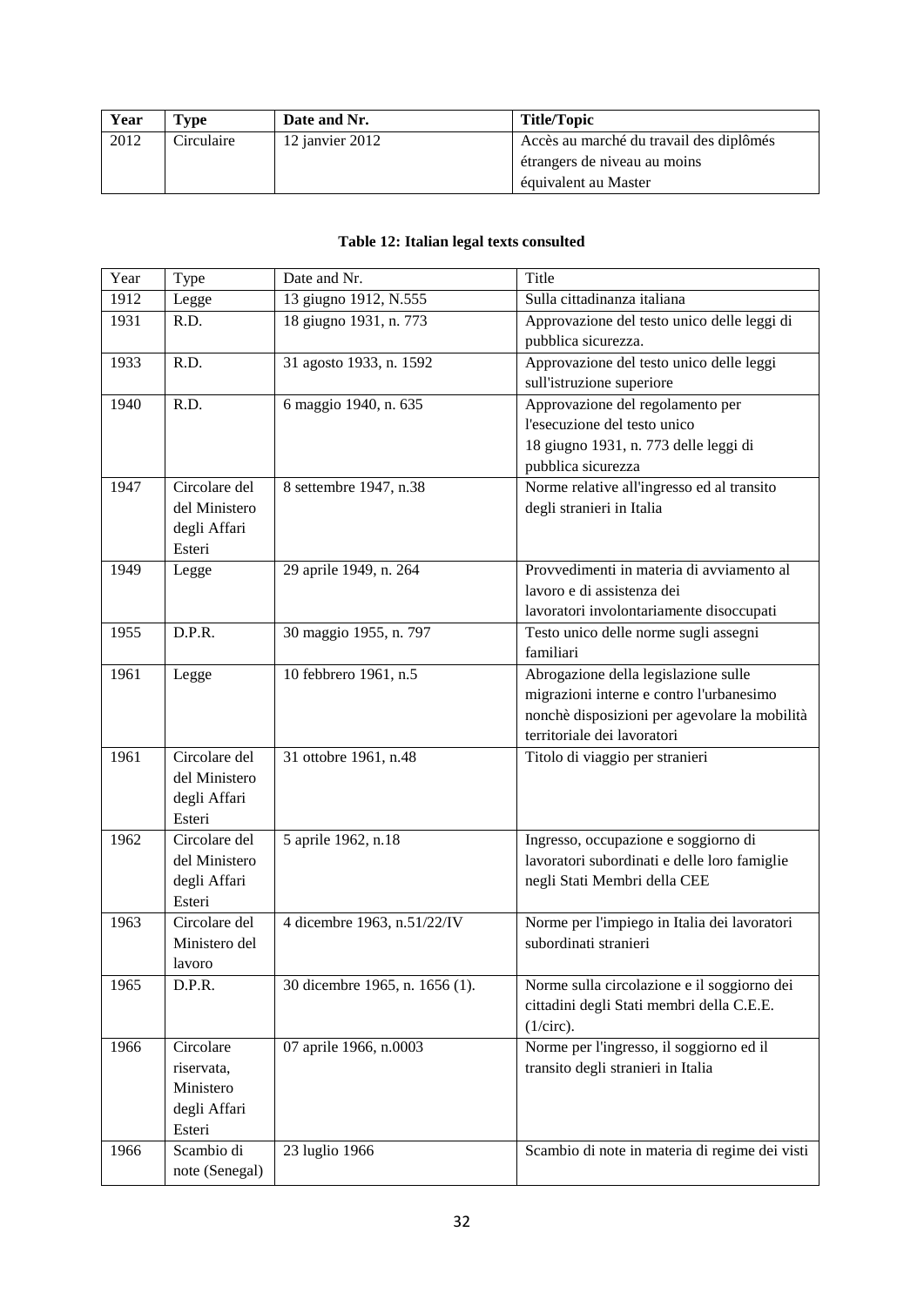| Year | Type | Date and Nr. | Title/Topic |
|---|---|---|---|
| 2012 | Circulaire | 12 janvier 2012 | Accès au marché du travail des diplômés étrangers de niveau au moins équivalent au Master |

**Table 12: Italian legal texts consulted**

| Year | Type | Date and Nr. | Title |
|---|---|---|---|
| 1912 | Legge | 13 giugno 1912, N.555 | Sulla cittadinanza italiana |
| 1931 | R.D. | 18 giugno 1931, n. 773 | Approvazione del testo unico delle leggi di pubblica sicurezza. |
| 1933 | R.D. | 31 agosto 1933, n. 1592 | Approvazione del testo unico delle leggi sull'istruzione superiore |
| 1940 | R.D. | 6 maggio 1940, n. 635 | Approvazione del regolamento per l'esecuzione del testo unico 18 giugno 1931, n. 773 delle leggi di pubblica sicurezza |
| 1947 | Circolare del del Ministero degli Affari Esteri | 8 settembre 1947, n.38 | Norme relative all'ingresso ed al transito degli stranieri in Italia |
| 1949 | Legge | 29 aprile 1949, n. 264 | Provvedimenti in materia di avviamento al lavoro e di assistenza dei lavoratori involontariamente disoccupati |
| 1955 | D.P.R. | 30 maggio 1955, n. 797 | Testo unico delle norme sugli assegni familiari |
| 1961 | Legge | 10 febbrero 1961, n.5 | Abrogazione della legislazione sulle migrazioni interne e contro l'urbanesimo nonchè disposizioni per agevolare la mobilità territoriale dei lavoratori |
| 1961 | Circolare del del Ministero degli Affari Esteri | 31 ottobre 1961, n.48 | Titolo di viaggio per stranieri |
| 1962 | Circolare del del Ministero degli Affari Esteri | 5 aprile 1962, n.18 | Ingresso, occupazione e soggiorno di lavoratori subordinati e delle loro famiglie negli Stati Membri della CEE |
| 1963 | Circolare del Ministero del lavoro | 4 dicembre 1963, n.51/22/IV | Norme per l'impiego in Italia dei lavoratori subordinati stranieri |
| 1965 | D.P.R. | 30 dicembre 1965, n. 1656 (1). | Norme sulla circolazione e il soggiorno dei cittadini degli Stati membri della C.E.E. (1/circ). |
| 1966 | Circolare riservata, Ministero degli Affari Esteri | 07 aprile 1966, n.0003 | Norme per l'ingresso, il soggiorno ed il transito degli stranieri in Italia |
| 1966 | Scambio di note (Senegal) | 23 luglio 1966 | Scambio di note in materia di regime dei visti |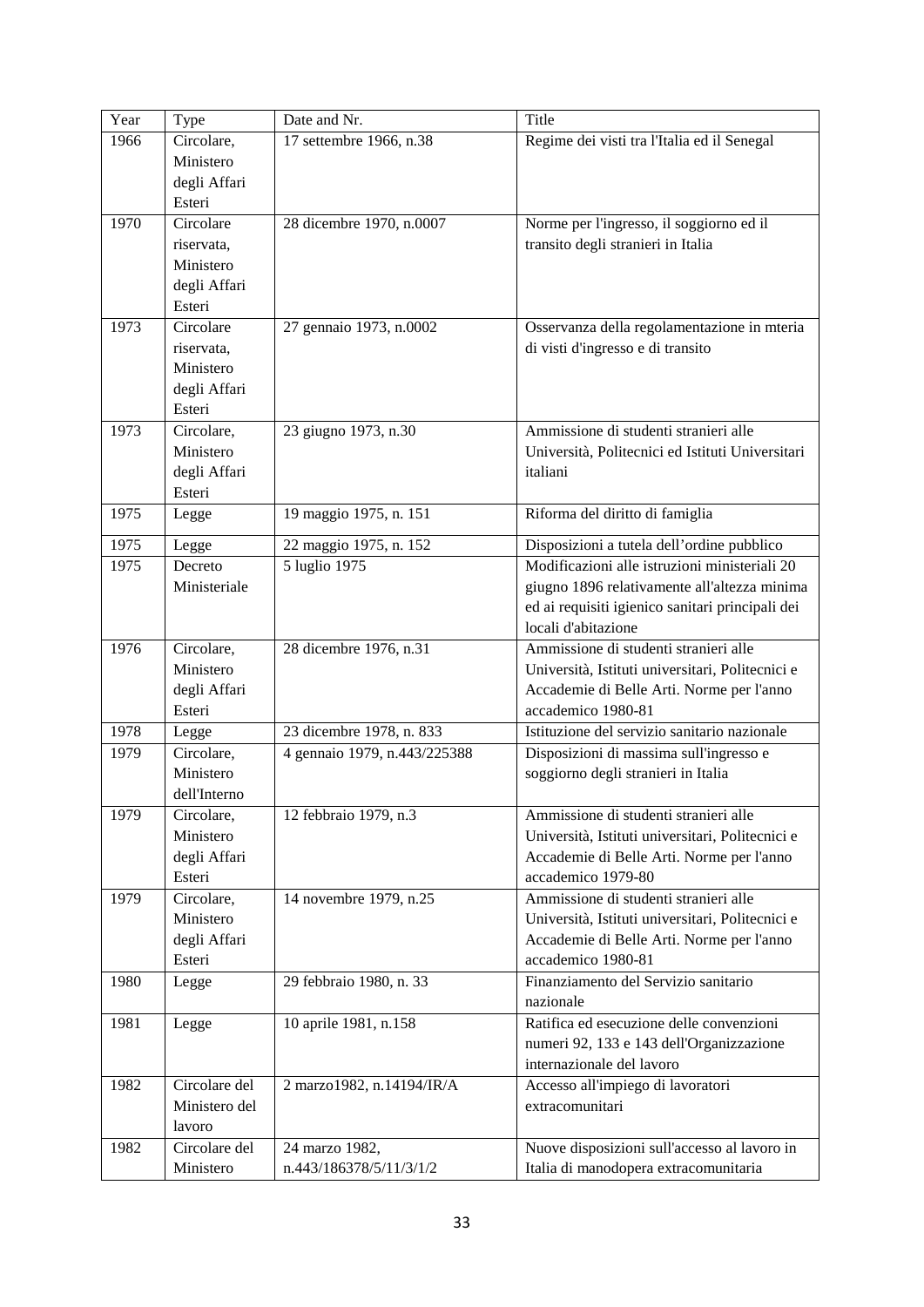| Year | Type | Date and Nr. | Title |
| --- | --- | --- | --- |
| 1966 | Circolare, Ministero degli Affari Esteri | 17 settembre 1966, n.38 | Regime dei visti tra l'Italia ed il Senegal |
| 1970 | Circolare riservata, Ministero degli Affari Esteri | 28 dicembre 1970, n.0007 | Norme per l'ingresso, il soggiorno ed il transito degli stranieri in Italia |
| 1973 | Circolare riservata, Ministero degli Affari Esteri | 27 gennaio 1973, n.0002 | Osservanza della regolamentazione in mteria di visti d'ingresso e di transito |
| 1973 | Circolare, Ministero degli Affari Esteri | 23 giugno 1973, n.30 | Ammissione di studenti stranieri alle Università, Politecnici ed Istituti Universitari italiani |
| 1975 | Legge | 19 maggio 1975, n. 151 | Riforma del diritto di famiglia |
| 1975 | Legge | 22 maggio 1975, n. 152 | Disposizioni a tutela dell'ordine pubblico |
| 1975 | Decreto Ministeriale | 5 luglio 1975 | Modificazioni alle istruzioni ministeriali 20 giugno 1896 relativamente all'altezza minima ed ai requisiti igienico sanitari principali dei locali d'abitazione |
| 1976 | Circolare, Ministero degli Affari Esteri | 28 dicembre 1976, n.31 | Ammissione di studenti stranieri alle Università, Istituti universitari, Politecnici e Accademie di Belle Arti. Norme per l'anno accademico 1980-81 |
| 1978 | Legge | 23 dicembre 1978, n. 833 | Istituzione del servizio sanitario nazionale |
| 1979 | Circolare, Ministero dell'Interno | 4 gennaio 1979, n.443/225388 | Disposizioni di massima sull'ingresso e soggiorno degli stranieri in Italia |
| 1979 | Circolare, Ministero degli Affari Esteri | 12 febbraio 1979, n.3 | Ammissione di studenti stranieri alle Università, Istituti universitari, Politecnici e Accademie di Belle Arti. Norme per l'anno accademico 1979-80 |
| 1979 | Circolare, Ministero degli Affari Esteri | 14 novembre 1979, n.25 | Ammissione di studenti stranieri alle Università, Istituti universitari, Politecnici e Accademie di Belle Arti. Norme per l'anno accademico 1980-81 |
| 1980 | Legge | 29 febbraio 1980, n. 33 | Finanziamento del Servizio sanitario nazionale |
| 1981 | Legge | 10 aprile 1981, n.158 | Ratifica ed esecuzione delle convenzioni numeri 92, 133 e 143 dell'Organizzazione internazionale del lavoro |
| 1982 | Circolare del Ministero del lavoro | 2 marzo1982, n.14194/IR/A | Accesso all'impiego di lavoratori extracomunitari |
| 1982 | Circolare del Ministero | 24 marzo 1982, n.443/186378/5/11/3/1/2 | Nuove disposizioni sull'accesso al lavoro in Italia di manodopera extracomunitaria |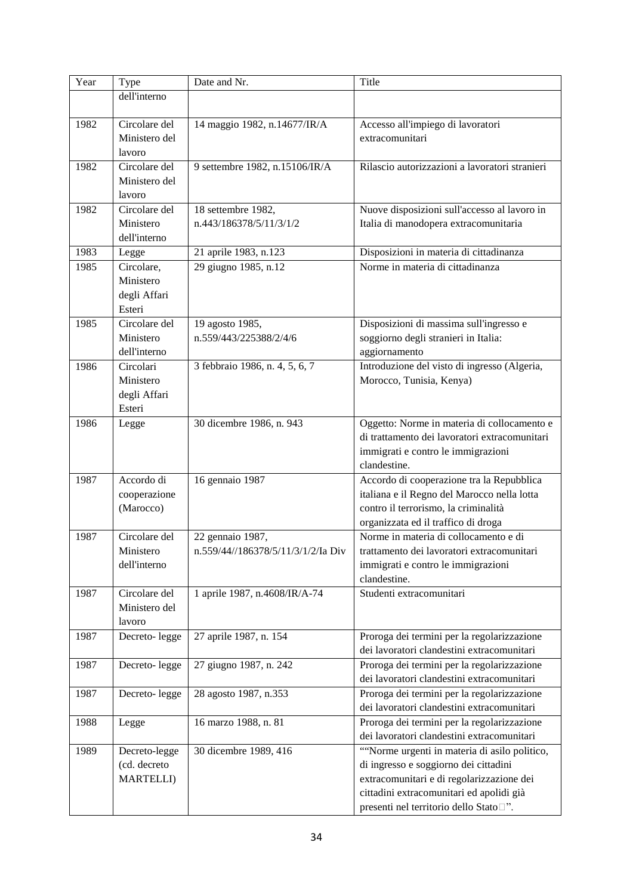| Year | Type | Date and Nr. | Title |
|---|---|---|---|
| | dell'interno | | |
| 1982 | Circolare del Ministero del lavoro | 14 maggio 1982, n.14677/IR/A | Accesso all'impiego di lavoratori extracomunitari |
| 1982 | Circolare del Ministero del lavoro | 9 settembre 1982, n.15106/IR/A | Rilascio autorizzazioni a lavoratori stranieri |
| 1982 | Circolare del Ministero dell'interno | 18 settembre 1982, n.443/186378/5/11/3/1/2 | Nuove disposizioni sull'accesso al lavoro in Italia di manodopera extracomunitaria |
| 1983 | Legge | 21 aprile 1983, n.123 | Disposizioni in materia di cittadinanza |
| 1985 | Circolare, Ministero degli Affari Esteri | 29 giugno 1985, n.12 | Norme in materia di cittadinanza |
| 1985 | Circolare del Ministero dell'interno | 19 agosto 1985, n.559/443/225388/2/4/6 | Disposizioni di massima sull'ingresso e soggiorno degli stranieri in Italia: aggiornamento |
| 1986 | Circolari Ministero degli Affari Esteri | 3 febbraio 1986, n. 4, 5, 6, 7 | Introduzione del visto di ingresso (Algeria, Morocco, Tunisia, Kenya) |
| 1986 | Legge | 30 dicembre 1986, n. 943 | Oggetto: Norme in materia di collocamento e di trattamento dei lavoratori extracomunitari immigrati e contro le immigrazioni clandestine. |
| 1987 | Accordo di cooperazione (Marocco) | 16 gennaio 1987 | Accordo di cooperazione tra la Repubblica italiana e il Regno del Marocco nella lotta contro il terrorismo, la criminalità organizzata ed il traffico di droga |
| 1987 | Circolare del Ministero dell'interno | 22 gennaio 1987, n.559/44//186378/5/11/3/1/2/Ia Div | Norme in materia di collocamento e di trattamento dei lavoratori extracomunitari immigrati e contro le immigrazioni clandestine. |
| 1987 | Circolare del Ministero del lavoro | 1 aprile 1987, n.4608/IR/A-74 | Studenti extracomunitari |
| 1987 | Decreto- legge | 27 aprile 1987, n. 154 | Proroga dei termini per la regolarizzazione dei lavoratori clandestini extracomunitari |
| 1987 | Decreto- legge | 27 giugno 1987, n. 242 | Proroga dei termini per la regolarizzazione dei lavoratori clandestini extracomunitari |
| 1987 | Decreto- legge | 28 agosto 1987, n.353 | Proroga dei termini per la regolarizzazione dei lavoratori clandestini extracomunitari |
| 1988 | Legge | 16 marzo 1988, n. 81 | Proroga dei termini per la regolarizzazione dei lavoratori clandestini extracomunitari |
| 1989 | Decreto-legge (cd. decreto MARTELLI) | 30 dicembre 1989, 416 | ""Norme urgenti in materia di asilo politico, di ingresso e soggiorno dei cittadini extracomunitari e di regolarizzazione dei cittadini extracomunitari ed apolidi già presenti nel territorio dello Stato". |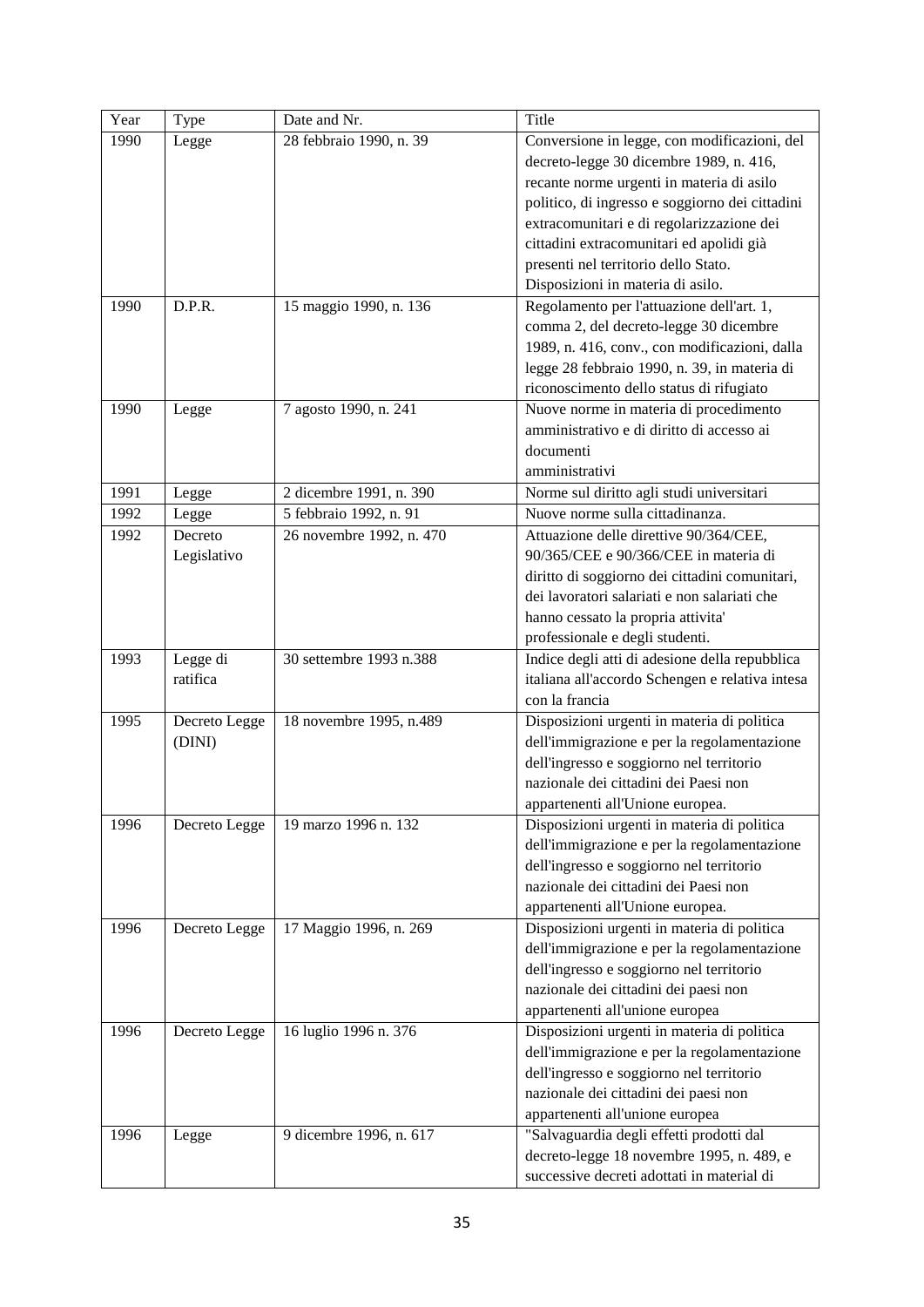| Year | Type | Date and Nr. | Title |
|---|---|---|---|
| 1990 | Legge | 28 febbraio 1990, n. 39 | Conversione in legge, con modificazioni, del decreto-legge 30 dicembre 1989, n. 416, recante norme urgenti in materia di asilo politico, di ingresso e soggiorno dei cittadini extracomunitari e di regolarizzazione dei cittadini extracomunitari ed apolidi già presenti nel territorio dello Stato. Disposizioni in materia di asilo. |
| 1990 | D.P.R. | 15 maggio 1990, n. 136 | Regolamento per l'attuazione dell'art. 1, comma 2, del decreto-legge 30 dicembre 1989, n. 416, conv., con modificazioni, dalla legge 28 febbraio 1990, n. 39, in materia di riconoscimento dello status di rifugiato |
| 1990 | Legge | 7 agosto 1990, n. 241 | Nuove norme in materia di procedimento amministrativo e di diritto di accesso ai documenti amministrativi |
| 1991 | Legge | 2 dicembre 1991, n. 390 | Norme sul diritto agli studi universitari |
| 1992 | Legge | 5 febbraio 1992, n. 91 | Nuove norme sulla cittadinanza. |
| 1992 | Decreto Legislativo | 26 novembre 1992, n. 470 | Attuazione delle direttive 90/364/CEE, 90/365/CEE e 90/366/CEE in materia di diritto di soggiorno dei cittadini comunitari, dei lavoratori salariati e non salariati che hanno cessato la propria attivita' professionale e degli studenti. |
| 1993 | Legge di ratifica | 30 settembre 1993 n.388 | Indice degli atti di adesione della repubblica italiana all'accordo Schengen e relativa intesa con la francia |
| 1995 | Decreto Legge (DINI) | 18 novembre 1995, n.489 | Disposizioni urgenti in materia di politica dell'immigrazione e per la regolamentazione dell'ingresso e soggiorno nel territorio nazionale dei cittadini dei Paesi non appartenenti all'Unione europea. |
| 1996 | Decreto Legge | 19 marzo 1996 n. 132 | Disposizioni urgenti in materia di politica dell'immigrazione e per la regolamentazione dell'ingresso e soggiorno nel territorio nazionale dei cittadini dei Paesi non appartenenti all'Unione europea. |
| 1996 | Decreto Legge | 17 Maggio 1996, n. 269 | Disposizioni urgenti in materia di politica dell'immigrazione e per la regolamentazione dell'ingresso e soggiorno nel territorio nazionale dei cittadini dei paesi non appartenenti all'unione europea |
| 1996 | Decreto Legge | 16 luglio 1996 n. 376 | Disposizioni urgenti in materia di politica dell'immigrazione e per la regolamentazione dell'ingresso e soggiorno nel territorio nazionale dei cittadini dei paesi non appartenenti all'unione europea |
| 1996 | Legge | 9 dicembre 1996, n. 617 | "Salvaguardia degli effetti prodotti dal decreto-legge 18 novembre 1995, n. 489, e successive decreti adottati in material di |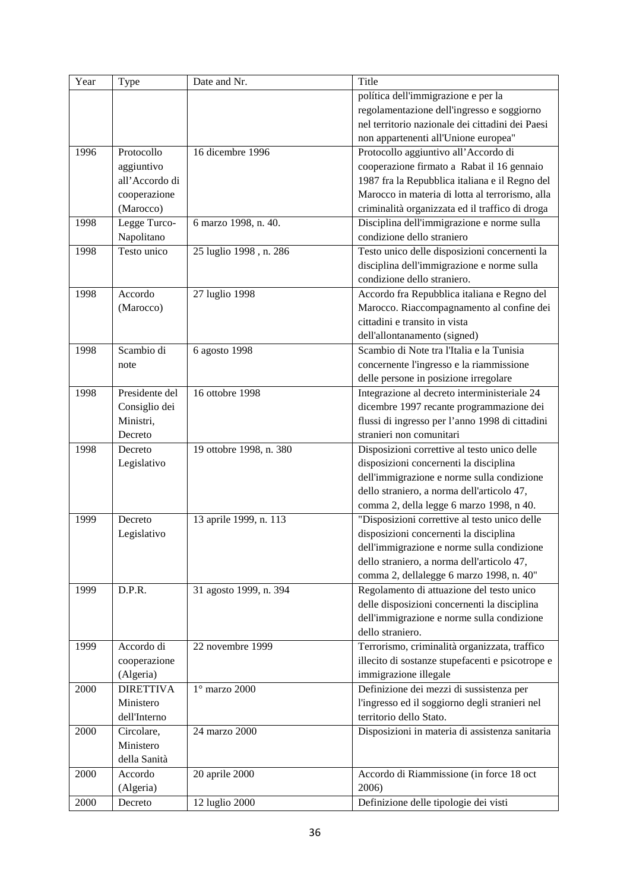| Year | Type | Date and Nr. | Title |
|---|---|---|---|
| | | | política dell'immigrazione e per la regolamentazione dell'ingresso e soggiorno nel territorio nazionale dei cittadini dei Paesi non appartenenti all'Unione europea" |
| 1996 | Protocollo aggiuntivo all'Accordo di cooperazione (Marocco) | 16 dicembre 1996 | Protocollo aggiuntivo all'Accordo di cooperazione firmato a Rabat il 16 gennaio 1987 fra la Repubblica italiana e il Regno del Marocco in materia di lotta al terrorismo, alla criminalità organizzata ed il traffico di droga |
| 1998 | Legge Turco-Napolitano | 6 marzo 1998, n. 40. | Disciplina dell'immigrazione e norme sulla condizione dello straniero |
| 1998 | Testo unico | 25 luglio 1998 , n. 286 | Testo unico delle disposizioni concernenti la disciplina dell'immigrazione e norme sulla condizione dello straniero. |
| 1998 | Accordo (Marocco) | 27 luglio 1998 | Accordo fra Repubblica italiana e Regno del Marocco. Riaccompagnamento al confine dei cittadini e transito in vista dell'allontanamento (signed) |
| 1998 | Scambio di note | 6 agosto 1998 | Scambio di Note tra l'Italia e la Tunisia concernente l'ingresso e la riammissione delle persone in posizione irregolare |
| 1998 | Presidente del Consiglio dei Ministri, Decreto | 16 ottobre 1998 | Integrazione al decreto interministeriale 24 dicembre 1997 recante programmazione dei flussi di ingresso per l'anno 1998 di cittadini stranieri non comunitari |
| 1998 | Decreto Legislativo | 19 ottobre 1998, n. 380 | Disposizioni correttive al testo unico delle disposizioni concernenti la disciplina dell'immigrazione e norme sulla condizione dello straniero, a norma dell'articolo 47, comma 2, della legge 6 marzo 1998, n 40. |
| 1999 | Decreto Legislativo | 13 aprile 1999, n. 113 | "Disposizioni correttive al testo unico delle disposizioni concernenti la disciplina dell'immigrazione e norme sulla condizione dello straniero, a norma dell'articolo 47, comma 2, dellalegge 6 marzo 1998, n. 40" |
| 1999 | D.P.R. | 31 agosto 1999, n. 394 | Regolamento di attuazione del testo unico delle disposizioni concernenti la disciplina dell'immigrazione e norme sulla condizione dello straniero. |
| 1999 | Accordo di cooperazione (Algeria) | 22 novembre 1999 | Terrorismo, criminalità organizzata, traffico illecito di sostanze stupefacenti e psicotrope e immigrazione illegale |
| 2000 | DIRETTIVA Ministero dell'Interno | 1° marzo 2000 | Definizione dei mezzi di sussistenza per l'ingresso ed il soggiorno degli stranieri nel territorio dello Stato. |
| 2000 | Circolare, Ministero della Sanità | 24 marzo 2000 | Disposizioni in materia di assistenza sanitaria |
| 2000 | Accordo (Algeria) | 20 aprile 2000 | Accordo di Riammissione (in force 18 oct 2006) |
| 2000 | Decreto | 12 luglio 2000 | Definizione delle tipologie dei visti |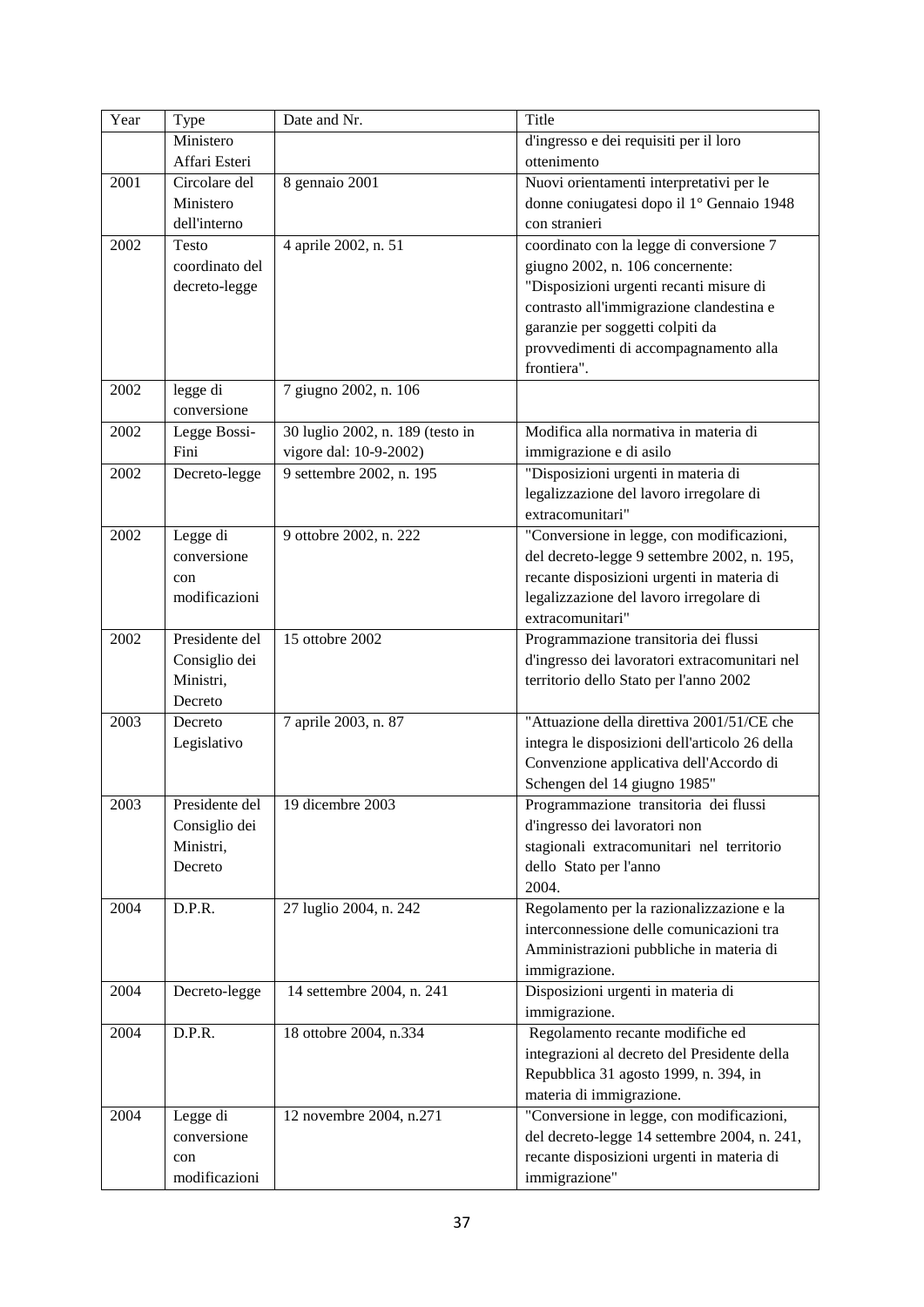| Year | Type | Date and Nr. | Title |
|---|---|---|---|
| | Ministero Affari Esteri | | d'ingresso e dei requisiti per il loro ottenimento |
| 2001 | Circolare del Ministero dell'interno | 8 gennaio 2001 | Nuovi orientamenti interpretativi per le donne coniugatesi dopo il 1° Gennaio 1948 con stranieri |
| 2002 | Testo coordinato del decreto-legge | 4 aprile 2002, n. 51 | coordinato con la legge di conversione 7 giugno 2002, n. 106 concernente: "Disposizioni urgenti recanti misure di contrasto all'immigrazione clandestina e garanzie per soggetti colpiti da provvedimenti di accompagnamento alla frontiera". |
| 2002 | legge di conversione | 7 giugno 2002, n. 106 | |
| 2002 | Legge Bossi-Fini | 30 luglio 2002, n. 189 (testo in vigore dal: 10-9-2002) | Modifica alla normativa in materia di immigrazione e di asilo |
| 2002 | Decreto-legge | 9 settembre 2002, n. 195 | "Disposizioni urgenti in materia di legalizzazione del lavoro irregolare di extracomunitari" |
| 2002 | Legge di conversione con modificazioni | 9 ottobre 2002, n. 222 | "Conversione in legge, con modificazioni, del decreto-legge 9 settembre 2002, n. 195, recante disposizioni urgenti in materia di legalizzazione del lavoro irregolare di extracomunitari" |
| 2002 | Presidente del Consiglio dei Ministri, Decreto | 15 ottobre 2002 | Programmazione transitoria dei flussi d'ingresso dei lavoratori extracomunitari nel territorio dello Stato per l'anno 2002 |
| 2003 | Decreto Legislativo | 7 aprile 2003, n. 87 | "Attuazione della direttiva 2001/51/CE che integra le disposizioni dell'articolo 26 della Convenzione applicativa dell'Accordo di Schengen del 14 giugno 1985" |
| 2003 | Presidente del Consiglio dei Ministri, Decreto | 19 dicembre 2003 | Programmazione transitoria dei flussi d'ingresso dei lavoratori non stagionali extracomunitari nel territorio dello Stato per l'anno 2004. |
| 2004 | D.P.R. | 27 luglio 2004, n. 242 | Regolamento per la razionalizzazione e la interconnessione delle comunicazioni tra Amministrazioni pubbliche in materia di immigrazione. |
| 2004 | Decreto-legge | 14 settembre 2004, n. 241 | Disposizioni urgenti in materia di immigrazione. |
| 2004 | D.P.R. | 18 ottobre 2004, n.334 | Regolamento recante modifiche ed integrazioni al decreto del Presidente della Repubblica 31 agosto 1999, n. 394, in materia di immigrazione. |
| 2004 | Legge di conversione con modificazioni | 12 novembre 2004, n.271 | "Conversione in legge, con modificazioni, del decreto-legge 14 settembre 2004, n. 241, recante disposizioni urgenti in materia di immigrazione" |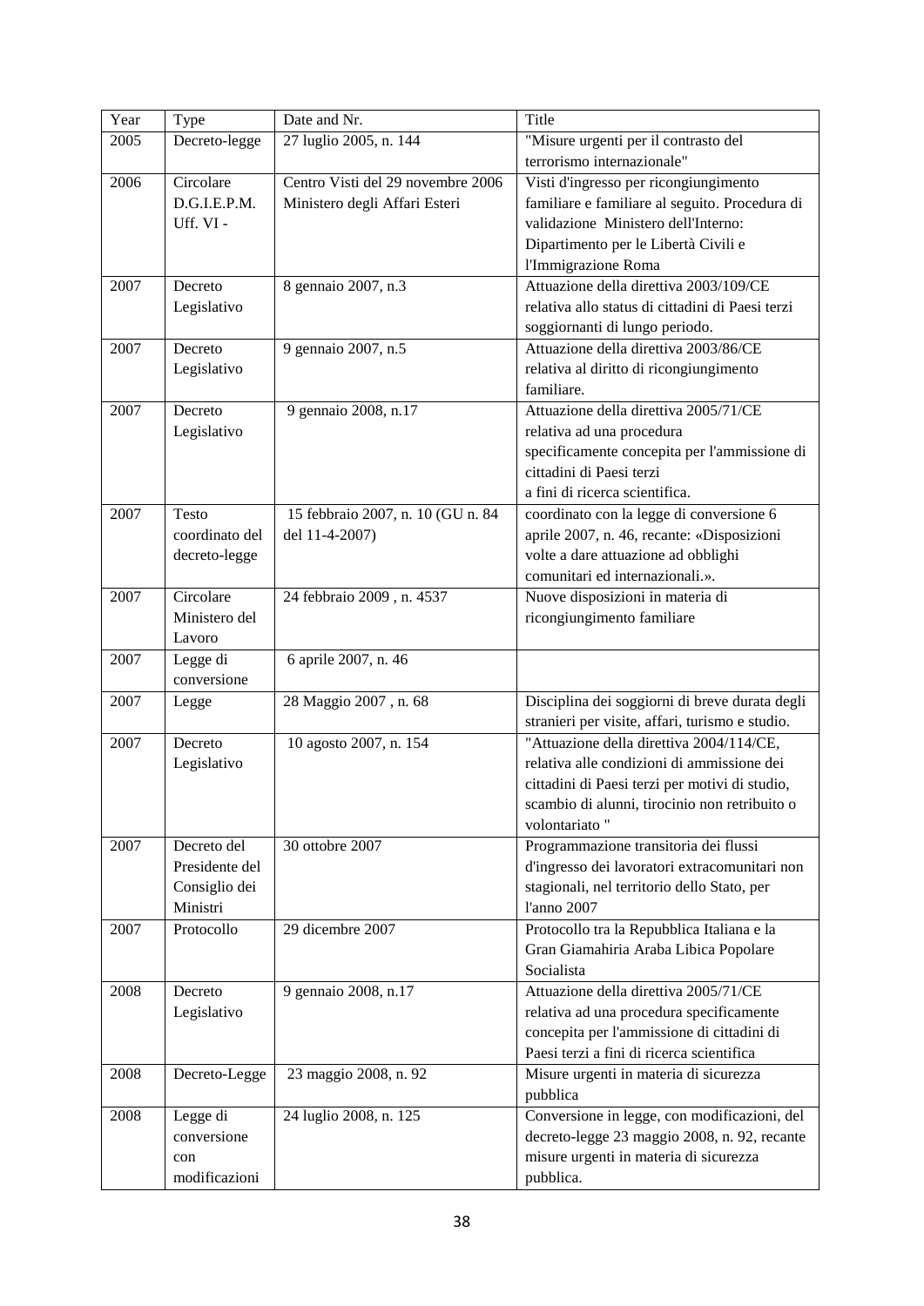| Year | Type | Date and Nr. | Title |
|---|---|---|---|
| 2005 | Decreto-legge | 27 luglio 2005, n. 144 | "Misure urgenti per il contrasto del terrorismo internazionale" |
| 2006 | Circolare D.G.I.E.P.M. Uff. VI - | Centro Visti del 29 novembre 2006 Ministero degli Affari Esteri | Visti d'ingresso per ricongiungimento familiare e familiare al seguito. Procedura di validazione Ministero dell'Interno: Dipartimento per le Libertà Civili e l'Immigrazione Roma |
| 2007 | Decreto Legislativo | 8 gennaio 2007, n.3 | Attuazione della direttiva 2003/109/CE relativa allo status di cittadini di Paesi terzi soggiornanti di lungo periodo. |
| 2007 | Decreto Legislativo | 9 gennaio 2007, n.5 | Attuazione della direttiva 2003/86/CE relativa al diritto di ricongiungimento familiare. |
| 2007 | Decreto Legislativo | 9 gennaio 2008, n.17 | Attuazione della direttiva 2005/71/CE relativa ad una procedura specificamente concepita per l'ammissione di cittadini di Paesi terzi a fini di ricerca scientifica. |
| 2007 | Testo coordinato del decreto-legge | 15 febbraio 2007, n. 10 (GU n. 84 del 11-4-2007) | coordinato con la legge di conversione 6 aprile 2007, n. 46, recante: «Disposizioni volte a dare attuazione ad obblighi comunitari ed internazionali.». |
| 2007 | Circolare Ministero del Lavoro | 24 febbraio 2009 , n. 4537 | Nuove disposizioni in materia di ricongiungimento familiare |
| 2007 | Legge di conversione | 6 aprile 2007, n. 46 | |
| 2007 | Legge | 28 Maggio 2007 , n. 68 | Disciplina dei soggiorni di breve durata degli stranieri per visite, affari, turismo e studio. |
| 2007 | Decreto Legislativo | 10 agosto 2007, n. 154 | "Attuazione della direttiva 2004/114/CE, relativa alle condizioni di ammissione dei cittadini di Paesi terzi per motivi di studio, scambio di alunni, tirocinio non retribuito o volontariato " |
| 2007 | Decreto del Presidente del Consiglio dei Ministri | 30 ottobre 2007 | Programmazione transitoria dei flussi d'ingresso dei lavoratori extracomunitari non stagionali, nel territorio dello Stato, per l'anno 2007 |
| 2007 | Protocollo | 29 dicembre 2007 | Protocollo tra la Repubblica Italiana e la Gran Giamahiria Araba Libica Popolare Socialista |
| 2008 | Decreto Legislativo | 9 gennaio 2008, n.17 | Attuazione della direttiva 2005/71/CE relativa ad una procedura specificamente concepita per l'ammissione di cittadini di Paesi terzi a fini di ricerca scientifica |
| 2008 | Decreto-Legge | 23 maggio 2008, n. 92 | Misure urgenti in materia di sicurezza pubblica |
| 2008 | Legge di conversione con modificazioni | 24 luglio 2008, n. 125 | Conversione in legge, con modificazioni, del decreto-legge 23 maggio 2008, n. 92, recante misure urgenti in materia di sicurezza pubblica. |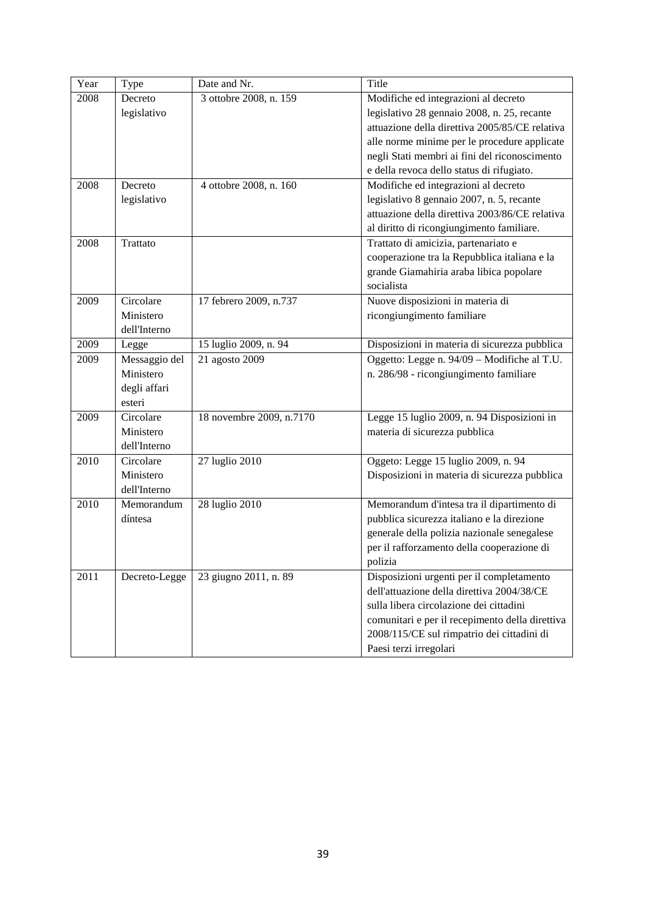| Year | Type | Date and Nr. | Title |
|---|---|---|---|
| 2008 | Decreto legislativo | 3 ottobre 2008, n. 159 | Modifiche ed integrazioni al decreto legislativo 28 gennaio 2008, n. 25, recante attuazione della direttiva 2005/85/CE relativa alle norme minime per le procedure applicate negli Stati membri ai fini del riconoscimento e della revoca dello status di rifugiato. |
| 2008 | Decreto legislativo | 4 ottobre 2008, n. 160 | Modifiche ed integrazioni al decreto legislativo 8 gennaio 2007, n. 5, recante attuazione della direttiva 2003/86/CE relativa al diritto di ricongiungimento familiare. |
| 2008 | Trattato | | Trattato di amicizia, partenariato e cooperazione tra la Repubblica italiana e la grande Giamahiria araba libica popolare socialista |
| 2009 | Circolare Ministero dell'Interno | 17 febrero 2009, n.737 | Nuove disposizioni in materia di ricongiungimento familiare |
| 2009 | Legge | 15 luglio 2009, n. 94 | Disposizioni in materia di sicurezza pubblica |
| 2009 | Messaggio del Ministero degli affari esteri | 21 agosto 2009 | Oggetto: Legge n. 94/09 – Modifiche al T.U. n. 286/98 - ricongiungimento familiare |
| 2009 | Circolare Ministero dell'Interno | 18 novembre 2009, n.7170 | Legge 15 luglio 2009, n. 94 Disposizioni in materia di sicurezza pubblica |
| 2010 | Circolare Ministero dell'Interno | 27 luglio 2010 | Oggeto: Legge 15 luglio 2009, n. 94 Disposizioni in materia di sicurezza pubblica |
| 2010 | Memorandum díntesa | 28 luglio 2010 | Memorandum d'intesa tra il dipartimento di pubblica sicurezza italiano e la direzione generale della polizia nazionale senegalese per il rafforzamento della cooperazione di polizia |
| 2011 | Decreto-Legge | 23 giugno 2011, n. 89 | Disposizioni urgenti per il completamento dell'attuazione della direttiva 2004/38/CE sulla libera circolazione dei cittadini comunitari e per il recepimento della direttiva 2008/115/CE sul rimpatrio dei cittadini di Paesi terzi irregolari |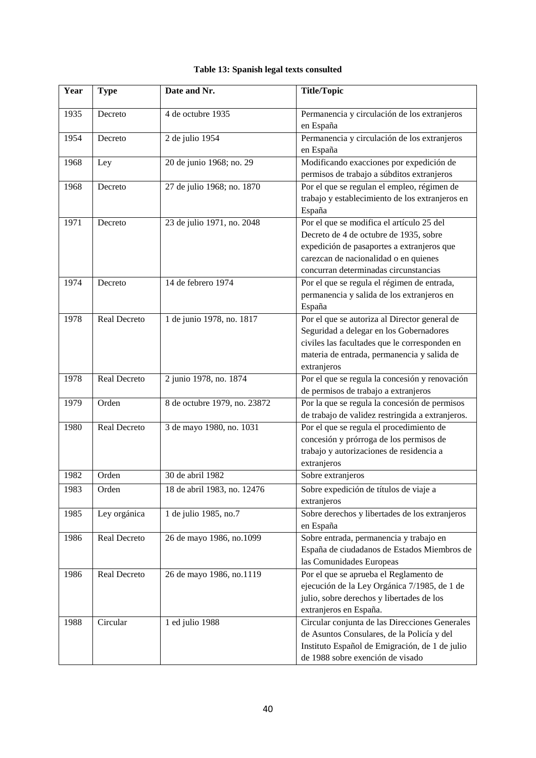**Table 13: Spanish legal texts consulted**

| Year | Type | Date and Nr. | Title/Topic |
|---|---|---|---|
| 1935 | Decreto | 4 de octubre 1935 | Permanencia y circulación de los extranjeros en España |
| 1954 | Decreto | 2 de julio 1954 | Permanencia y circulación de los extranjeros en España |
| 1968 | Ley | 20 de junio 1968; no. 29 | Modificando exacciones por expedición de permisos de trabajo a súbditos extranjeros |
| 1968 | Decreto | 27 de julio 1968; no. 1870 | Por el que se regulan el empleo, régimen de trabajo y establecimiento de los extranjeros en España |
| 1971 | Decreto | 23 de julio 1971, no. 2048 | Por el que se modifica el artículo 25 del Decreto de 4 de octubre de 1935, sobre expedición de pasaportes a extranjeros que carezcan de nacionalidad o en quienes concurran determinadas circunstancias |
| 1974 | Decreto | 14 de febrero 1974 | Por el que se regula el régimen de entrada, permanencia y salida de los extranjeros en España |
| 1978 | Real Decreto | 1 de junio 1978, no. 1817 | Por el que se autoriza al Director general de Seguridad a delegar en los Gobernadores civiles las facultades que le corresponden en materia de entrada, permanencia y salida de extranjeros |
| 1978 | Real Decreto | 2 junio 1978, no. 1874 | Por el que se regula la concesión y renovación de permisos de trabajo a extranjeros |
| 1979 | Orden | 8 de octubre 1979, no. 23872 | Por la que se regula la concesión de permisos de trabajo de validez restringida a extranjeros. |
| 1980 | Real Decreto | 3 de mayo 1980, no. 1031 | Por el que se regula el procedimiento de concesión y prórroga de los permisos de trabajo y autorizaciones de residencia a extranjeros |
| 1982 | Orden | 30 de abril 1982 | Sobre extranjeros |
| 1983 | Orden | 18 de abril 1983, no. 12476 | Sobre expedición de títulos de viaje a extranjeros |
| 1985 | Ley orgánica | 1 de julio 1985, no.7 | Sobre derechos y libertades de los extranjeros en España |
| 1986 | Real Decreto | 26 de mayo 1986, no.1099 | Sobre entrada, permanencia y trabajo en España de ciudadanos de Estados Miembros de las Comunidades Europeas |
| 1986 | Real Decreto | 26 de mayo 1986, no.1119 | Por el que se aprueba el Reglamento de ejecución de la Ley Orgánica 7/1985, de 1 de julio, sobre derechos y libertades de los extranjeros en España. |
| 1988 | Circular | 1 ed julio 1988 | Circular conjunta de las Direcciones Generales de Asuntos Consulares, de la Policía y del Instituto Español de Emigración, de 1 de julio de 1988 sobre exención de visado |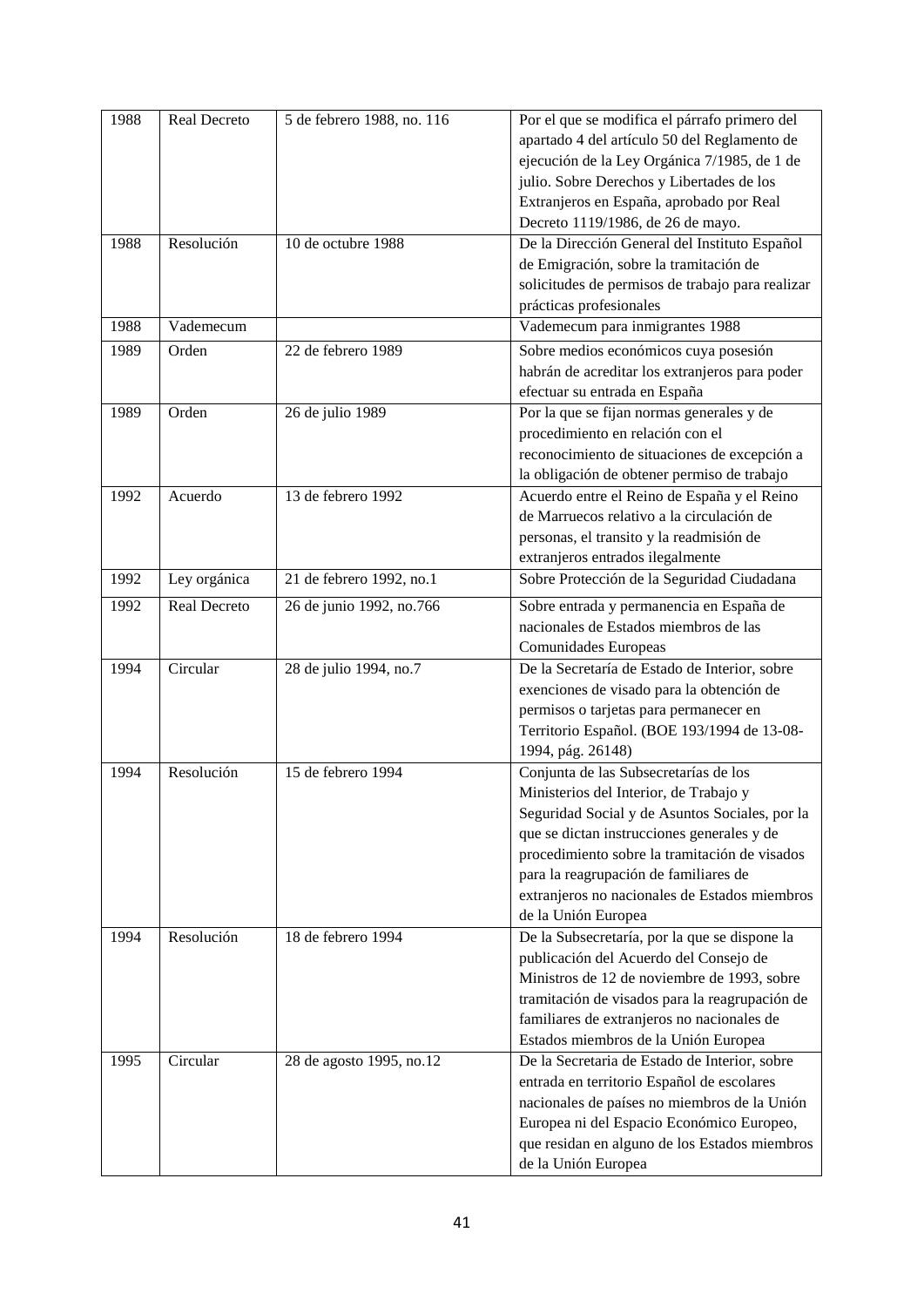| 1988 | Real Decreto | 5 de febrero 1988, no. 116 | Por el que se modifica el párrafo primero del apartado 4 del artículo 50 del Reglamento de ejecución de la Ley Orgánica 7/1985, de 1 de julio. Sobre Derechos y Libertades de los Extranjeros en España, aprobado por Real Decreto 1119/1986, de 26 de mayo. |
|---|---|---|---|
| 1988 | Resolución | 10 de octubre 1988 | De la Dirección General del Instituto Español de Emigración, sobre la tramitación de solicitudes de permisos de trabajo para realizar prácticas profesionales |
| 1988 | Vademecum | | Vademecum para inmigrantes 1988 |
| 1989 | Orden | 22 de febrero 1989 | Sobre medios económicos cuya posesión habrán de acreditar los extranjeros para poder efectuar su entrada en España |
| 1989 | Orden | 26 de julio 1989 | Por la que se fijan normas generales y de procedimiento en relación con el reconocimiento de situaciones de excepción a la obligación de obtener permiso de trabajo |
| 1992 | Acuerdo | 13 de febrero 1992 | Acuerdo entre el Reino de España y el Reino de Marruecos relativo a la circulación de personas, el transito y la readmisión de extranjeros entrados ilegalmente |
| 1992 | Ley orgánica | 21 de febrero 1992, no.1 | Sobre Protección de la Seguridad Ciudadana |
| 1992 | Real Decreto | 26 de junio 1992, no.766 | Sobre entrada y permanencia en España de nacionales de Estados miembros de las Comunidades Europeas |
| 1994 | Circular | 28 de julio 1994, no.7 | De la Secretaría de Estado de Interior, sobre exenciones de visado para la obtención de permisos o tarjetas para permanecer en Territorio Español. (BOE 193/1994 de 13-08-1994, pág. 26148) |
| 1994 | Resolución | 15 de febrero 1994 | Conjunta de las Subsecretarías de los Ministerios del Interior, de Trabajo y Seguridad Social y de Asuntos Sociales, por la que se dictan instrucciones generales y de procedimiento sobre la tramitación de visados para la reagrupación de familiares de extranjeros no nacionales de Estados miembros de la Unión Europea |
| 1994 | Resolución | 18 de febrero 1994 | De la Subsecretaría, por la que se dispone la publicación del Acuerdo del Consejo de Ministros de 12 de noviembre de 1993, sobre tramitación de visados para la reagrupación de familiares de extranjeros no nacionales de Estados miembros de la Unión Europea |
| 1995 | Circular | 28 de agosto 1995, no.12 | De la Secretaria de Estado de Interior, sobre entrada en territorio Español de escolares nacionales de países no miembros de la Unión Europea ni del Espacio Económico Europeo, que residan en alguno de los Estados miembros de la Unión Europea |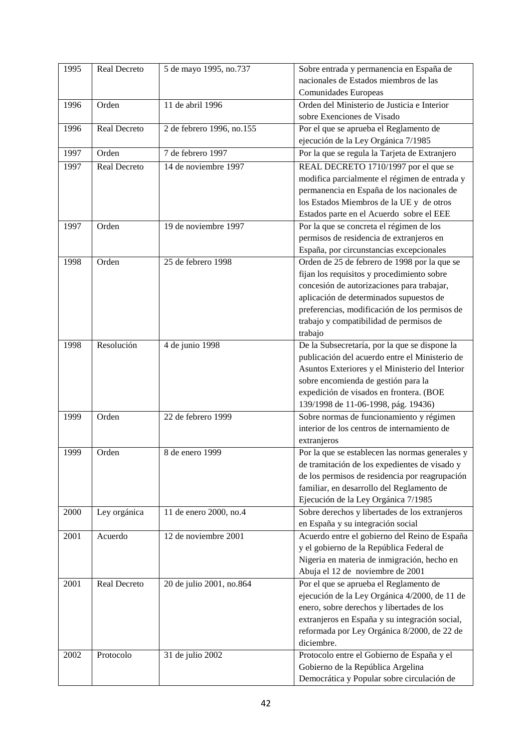| 1995 | Real Decreto | 5 de mayo 1995, no.737 | Sobre entrada y permanencia en España de nacionales de Estados miembros de las Comunidades Europeas |
|---|---|---|---|
| 1996 | Orden | 11 de abril 1996 | Orden del Ministerio de Justicia e Interior sobre Exenciones de Visado |
| 1996 | Real Decreto | 2 de febrero 1996, no.155 | Por el que se aprueba el Reglamento de ejecución de la Ley Orgánica 7/1985 |
| 1997 | Orden | 7 de febrero 1997 | Por la que se regula la Tarjeta de Extranjero |
| 1997 | Real Decreto | 14 de noviembre 1997 | REAL DECRETO 1710/1997 por el que se modifica parcialmente el régimen de entrada y permanencia en España de los nacionales de los Estados Miembros de la UE y de otros Estados parte en el Acuerdo sobre el EEE |
| 1997 | Orden | 19 de noviembre 1997 | Por la que se concreta el régimen de los permisos de residencia de extranjeros en España, por circunstancias excepcionales |
| 1998 | Orden | 25 de febrero 1998 | Orden de 25 de febrero de 1998 por la que se fijan los requisitos y procedimiento sobre concesión de autorizaciones para trabajar, aplicación de determinados supuestos de preferencias, modificación de los permisos de trabajo y compatibilidad de permisos de trabajo |
| 1998 | Resolución | 4 de junio 1998 | De la Subsecretaría, por la que se dispone la publicación del acuerdo entre el Ministerio de Asuntos Exteriores y el Ministerio del Interior sobre encomienda de gestión para la expedición de visados en frontera. (BOE 139/1998 de 11-06-1998, pág. 19436) |
| 1999 | Orden | 22 de febrero 1999 | Sobre normas de funcionamiento y régimen interior de los centros de internamiento de extranjeros |
| 1999 | Orden | 8 de enero 1999 | Por la que se establecen las normas generales y de tramitación de los expedientes de visado y de los permisos de residencia por reagrupación familiar, en desarrollo del Reglamento de Ejecución de la Ley Orgánica 7/1985 |
| 2000 | Ley orgánica | 11 de enero 2000, no.4 | Sobre derechos y libertades de los extranjeros en España y su integración social |
| 2001 | Acuerdo | 12 de noviembre 2001 | Acuerdo entre el gobierno del Reino de España y el gobierno de la República Federal de Nigeria en materia de inmigración, hecho en Abuja el 12 de noviembre de 2001 |
| 2001 | Real Decreto | 20 de julio 2001, no.864 | Por el que se aprueba el Reglamento de ejecución de la Ley Orgánica 4/2000, de 11 de enero, sobre derechos y libertades de los extranjeros en España y su integración social, reformada por Ley Orgánica 8/2000, de 22 de diciembre. |
| 2002 | Protocolo | 31 de julio 2002 | Protocolo entre el Gobierno de España y el Gobierno de la República Argelina Democrática y Popular sobre circulación de |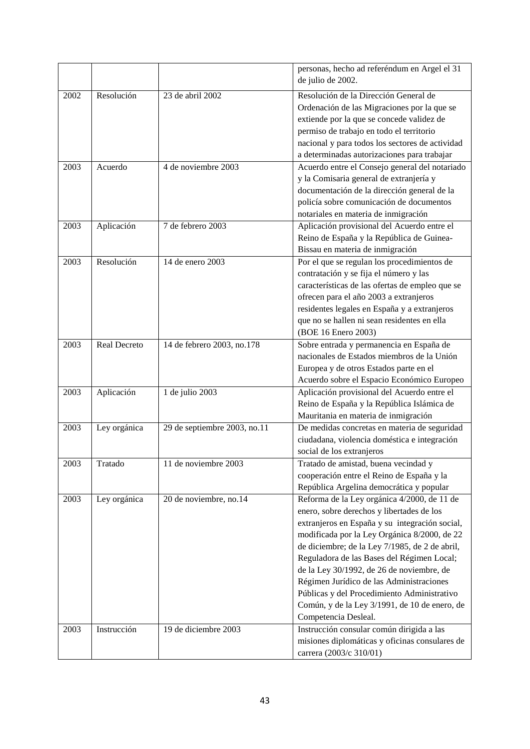| | | | personas, hecho ad referéndum en Argel el 31 de julio de 2002. |
|---|---|---|---|
| 2002 | Resolución | 23 de abril 2002 | Resolución de la Dirección General de Ordenación de las Migraciones por la que se extiende por la que se concede validez de permiso de trabajo en todo el territorio nacional y para todos los sectores de actividad a determinadas autorizaciones para trabajar |
| 2003 | Acuerdo | 4 de noviembre 2003 | Acuerdo entre el Consejo general del notariado y la Comisaria general de extranjería y documentación de la dirección general de la policía sobre comunicación de documentos notariales en materia de inmigración |
| 2003 | Aplicación | 7 de febrero 2003 | Aplicación provisional del Acuerdo entre el Reino de España y la República de Guinea-Bissau en materia de inmigración |
| 2003 | Resolución | 14 de enero 2003 | Por el que se regulan los procedimientos de contratación y se fija el número y las características de las ofertas de empleo que se ofrecen para el año 2003 a extranjeros residentes legales en España y a extranjeros que no se hallen ni sean residentes en ella (BOE 16 Enero 2003) |
| 2003 | Real Decreto | 14 de febrero 2003, no.178 | Sobre entrada y permanencia en España de nacionales de Estados miembros de la Unión Europea y de otros Estados parte en el Acuerdo sobre el Espacio Económico Europeo |
| 2003 | Aplicación | 1 de julio 2003 | Aplicación provisional del Acuerdo entre el Reino de España y la República Islámica de Mauritania en materia de inmigración |
| 2003 | Ley orgánica | 29 de septiembre 2003, no.11 | De medidas concretas en materia de seguridad ciudadana, violencia doméstica e integración social de los extranjeros |
| 2003 | Tratado | 11 de noviembre 2003 | Tratado de amistad, buena vecindad y cooperación entre el Reino de España y la República Argelina democrática y popular |
| 2003 | Ley orgánica | 20 de noviembre, no.14 | Reforma de la Ley orgánica 4/2000, de 11 de enero, sobre derechos y libertades de los extranjeros en España y su integración social, modificada por la Ley Orgánica 8/2000, de 22 de diciembre; de la Ley 7/1985, de 2 de abril, Reguladora de las Bases del Régimen Local; de la Ley 30/1992, de 26 de noviembre, de Régimen Jurídico de las Administraciones Públicas y del Procedimiento Administrativo Común, y de la Ley 3/1991, de 10 de enero, de Competencia Desleal. |
| 2003 | Instrucción | 19 de diciembre 2003 | Instrucción consular común dirigida a las misiones diplomáticas y oficinas consulares de carrera (2003/c 310/01) |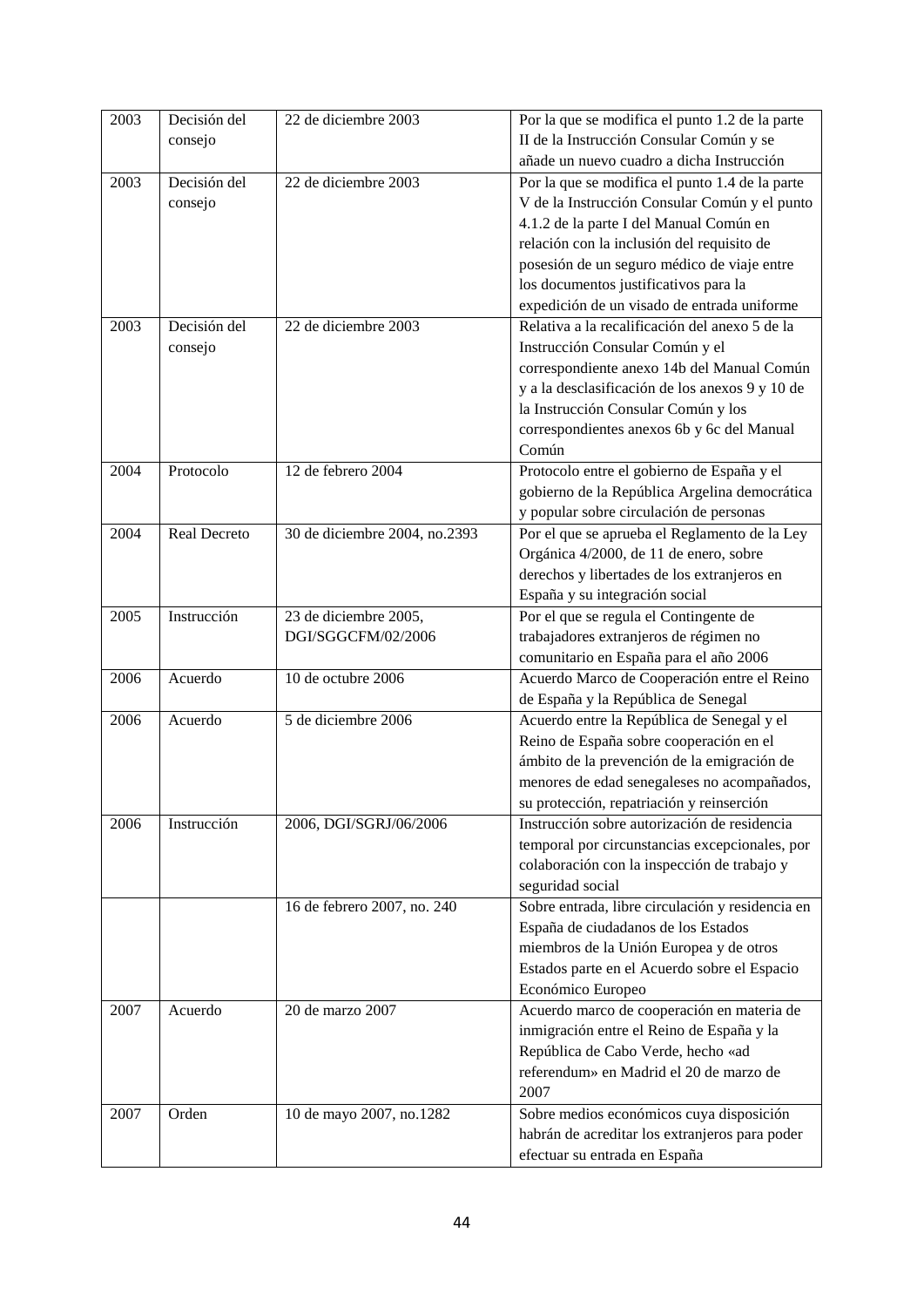| 2003 | Decisión del consejo | 22 de diciembre 2003 | Por la que se modifica el punto 1.2 de la parte II de la Instrucción Consular Común y se añade un nuevo cuadro a dicha Instrucción |
|---|---|---|---|
| 2003 | Decisión del consejo | 22 de diciembre 2003 | Por la que se modifica el punto 1.4 de la parte V de la Instrucción Consular Común y el punto 4.1.2 de la parte I del Manual Común en relación con la inclusión del requisito de posesión de un seguro médico de viaje entre los documentos justificativos para la expedición de un visado de entrada uniforme |
| 2003 | Decisión del consejo | 22 de diciembre 2003 | Relativa a la recalificación del anexo 5 de la Instrucción Consular Común y el correspondiente anexo 14b del Manual Común y a la desclasificación de los anexos 9 y 10 de la Instrucción Consular Común y los correspondientes anexos 6b y 6c del Manual Común |
| 2004 | Protocolo | 12 de febrero 2004 | Protocolo entre el gobierno de España y el gobierno de la República Argelina democrática y popular sobre circulación de personas |
| 2004 | Real Decreto | 30 de diciembre 2004, no.2393 | Por el que se aprueba el Reglamento de la Ley Orgánica 4/2000, de 11 de enero, sobre derechos y libertades de los extranjeros en España y su integración social |
| 2005 | Instrucción | 23 de diciembre 2005, DGI/SGGCFM/02/2006 | Por el que se regula el Contingente de trabajadores extranjeros de régimen no comunitario en España para el año 2006 |
| 2006 | Acuerdo | 10 de octubre 2006 | Acuerdo Marco de Cooperación entre el Reino de España y la República de Senegal |
| 2006 | Acuerdo | 5 de diciembre 2006 | Acuerdo entre la República de Senegal y el Reino de España sobre cooperación en el ámbito de la prevención de la emigración de menores de edad senegaleses no acompañados, su protección, repatriación y reinserción |
| 2006 | Instrucción | 2006, DGI/SGRJ/06/2006 | Instrucción sobre autorización de residencia temporal por circunstancias excepcionales, por colaboración con la inspección de trabajo y seguridad social |
| | | 16 de febrero 2007, no. 240 | Sobre entrada, libre circulación y residencia en España de ciudadanos de los Estados miembros de la Unión Europea y de otros Estados parte en el Acuerdo sobre el Espacio Económico Europeo |
| 2007 | Acuerdo | 20 de marzo 2007 | Acuerdo marco de cooperación en materia de inmigración entre el Reino de España y la República de Cabo Verde, hecho «ad referendum» en Madrid el 20 de marzo de 2007 |
| 2007 | Orden | 10 de mayo 2007, no.1282 | Sobre medios económicos cuya disposición habrán de acreditar los extranjeros para poder efectuar su entrada en España |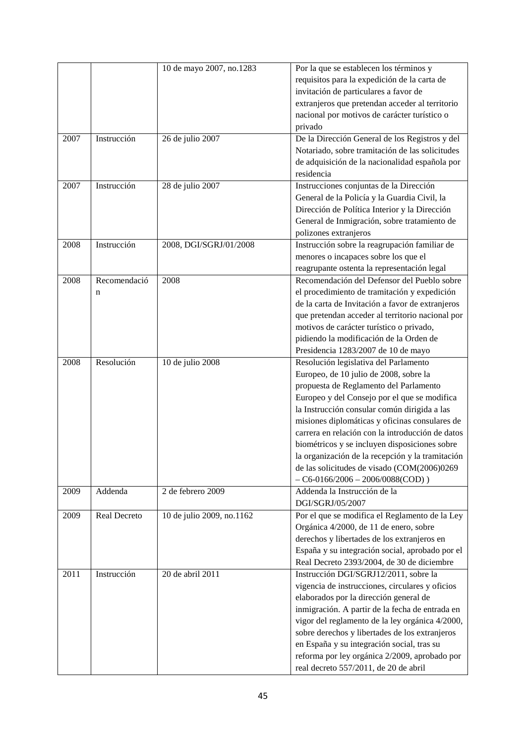| | | | |
|---|---|---|---|
| | | 10 de mayo 2007, no.1283 | Por la que se establecen los términos y requisitos para la expedición de la carta de invitación de particulares a favor de extranjeros que pretendan acceder al territorio nacional por motivos de carácter turístico o privado |
| 2007 | Instrucción | 26 de julio 2007 | De la Dirección General de los Registros y del Notariado, sobre tramitación de las solicitudes de adquisición de la nacionalidad española por residencia |
| 2007 | Instrucción | 28 de julio 2007 | Instrucciones conjuntas de la Dirección General de la Policía y la Guardia Civil, la Dirección de Política Interior y la Dirección General de Inmigración, sobre tratamiento de polizones extranjeros |
| 2008 | Instrucción | 2008, DGI/SGRJ/01/2008 | Instrucción sobre la reagrupación familiar de menores o incapaces sobre los que el reagrupante ostenta la representación legal |
| 2008 | Recomendación | 2008 | Recomendación del Defensor del Pueblo sobre el procedimiento de tramitación y expedición de la carta de Invitación a favor de extranjeros que pretendan acceder al territorio nacional por motivos de carácter turístico o privado, pidiendo la modificación de la Orden de Presidencia 1283/2007 de 10 de mayo |
| 2008 | Resolución | 10 de julio 2008 | Resolución legislativa del Parlamento Europeo, de 10 julio de 2008, sobre la propuesta de Reglamento del Parlamento Europeo y del Consejo por el que se modifica la Instrucción consular común dirigida a las misiones diplomáticas y oficinas consulares de carrera en relación con la introducción de datos biométricos y se incluyen disposiciones sobre la organización de la recepción y la tramitación de las solicitudes de visado (COM(2006)0269 – C6-0166/2006 – 2006/0088(COD) ) |
| 2009 | Addenda | 2 de febrero 2009 | Addenda la Instrucción de la DGI/SGRJ/05/2007 |
| 2009 | Real Decreto | 10 de julio 2009, no.1162 | Por el que se modifica el Reglamento de la Ley Orgánica 4/2000, de 11 de enero, sobre derechos y libertades de los extranjeros en España y su integración social, aprobado por el Real Decreto 2393/2004, de 30 de diciembre |
| 2011 | Instrucción | 20 de abril 2011 | Instrucción DGI/SGRJ12/2011, sobre la vigencia de instrucciones, circulares y oficios elaborados por la dirección general de inmigración. A partir de la fecha de entrada en vigor del reglamento de la ley orgánica 4/2000, sobre derechos y libertades de los extranjeros en España y su integración social, tras su reforma por ley orgánica 2/2009, aprobado por real decreto 557/2011, de 20 de abril |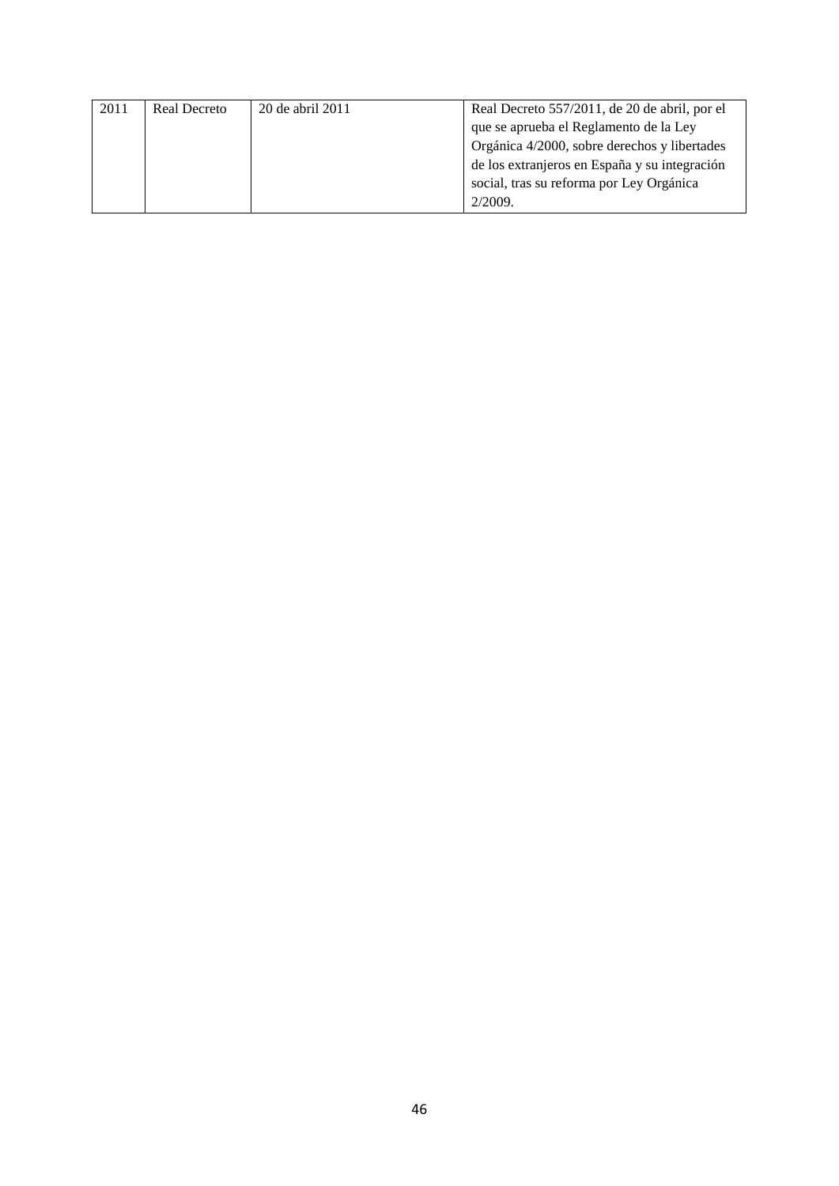| 2011 | Real Decreto | 20 de abril 2011 | Real Decreto 557/2011, de 20 de abril, por el que se aprueba el Reglamento de la Ley Orgánica 4/2000, sobre derechos y libertades de los extranjeros en España y su integración social, tras su reforma por Ley Orgánica 2/2009. |
|---|---|---|---|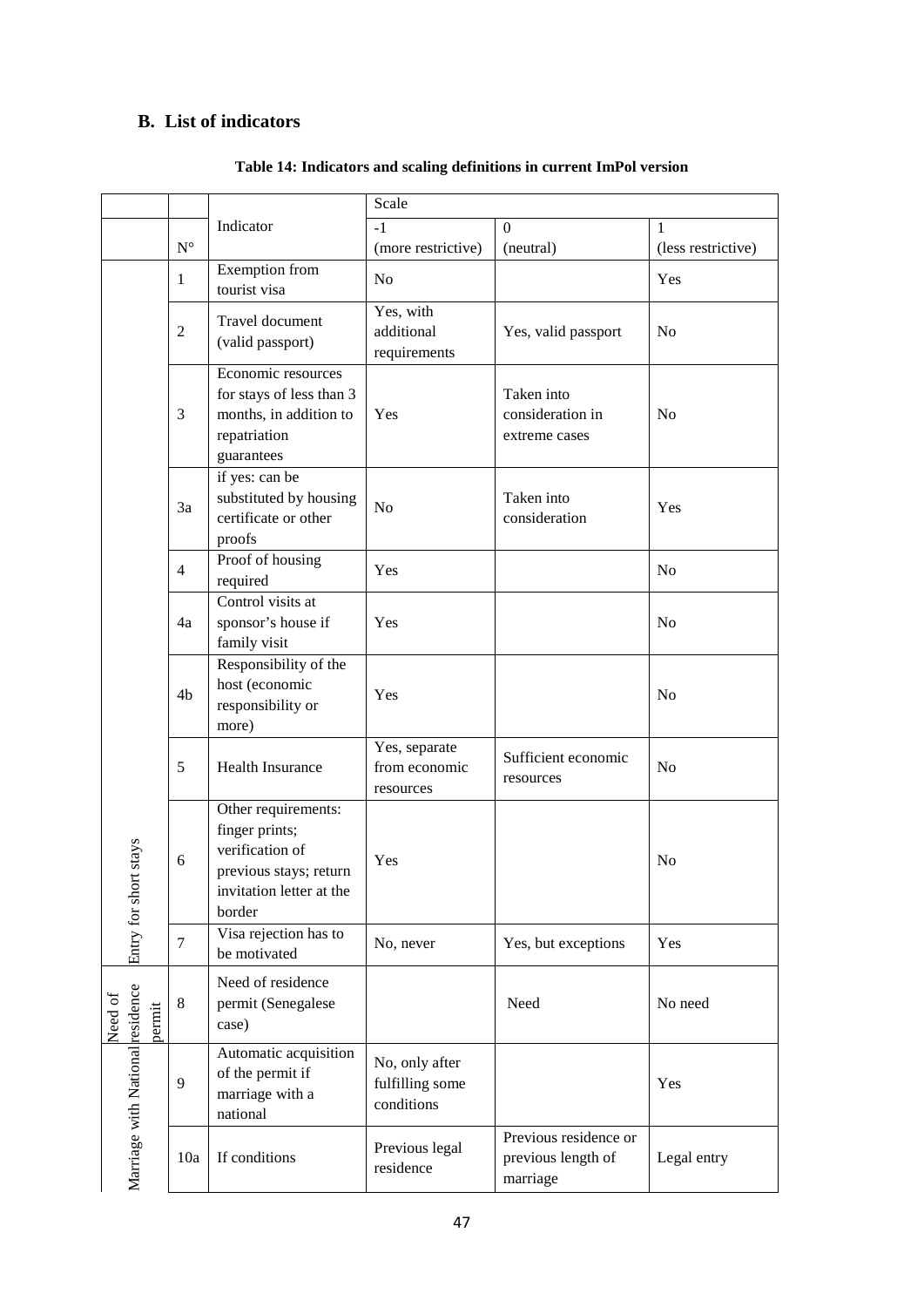## B. List of indicators

**Table 14: Indicators and scaling definitions in current ImPol version**

| | N° | Indicator | Scale | | |
|---|---|---|---|---|---|
| | | | -1 (more restrictive) | 0 (neutral) | 1 (less restrictive) |
| Entry for short stays | 1 | Exemption from tourist visa | No | | Yes |
| | 2 | Travel document (valid passport) | Yes, with additional requirements | Yes, valid passport | No |
| | 3 | Economic resources for stays of less than 3 months, in addition to repatriation guarantees | Yes | Taken into consideration in extreme cases | No |
| | 3a | if yes: can be substituted by housing certificate or other proofs | No | Taken into consideration | Yes |
| | 4 | Proof of housing required | Yes | | No |
| | 4a | Control visits at sponsor's house if family visit | Yes | | No |
| | 4b | Responsibility of the host (economic responsibility or more) | Yes | | No |
| | 5 | Health Insurance | Yes, separate from economic resources | Sufficient economic resources | No |
| | 6 | Other requirements: finger prints; verification of previous stays; return invitation letter at the border | Yes | | No |
| | 7 | Visa rejection has to be motivated | No, never | Yes, but exceptions | Yes |
| Need of residence permit | 8 | Need of residence permit (Senegalese case) | | Need | No need |
| Marriage with National | 9 | Automatic acquisition of the permit if marriage with a national | No, only after fulfilling some conditions | | Yes |
| | 10a | If conditions | Previous legal residence | Previous residence or previous length of marriage | Legal entry |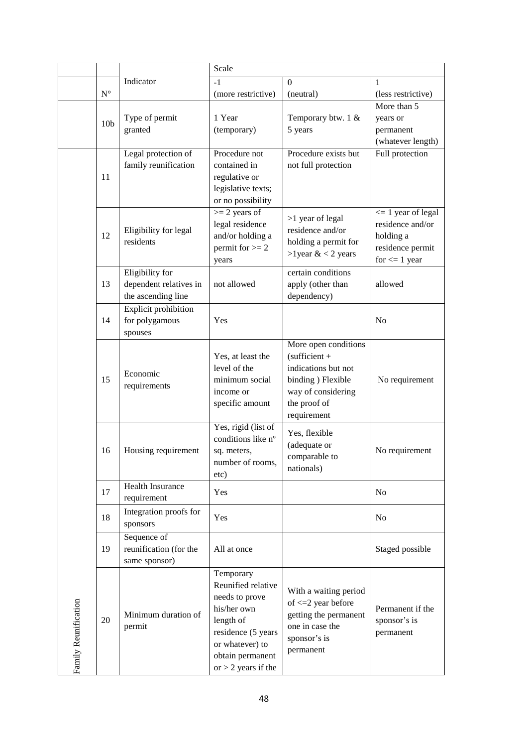| | N° | Indicator | Scale | | |
|---|---|---|---|---|---|
| | | | -1 (more restrictive) | 0 (neutral) | 1 (less restrictive) |
| | 10b | Type of permit granted | 1 Year (temporary) | Temporary btw. 1 & 5 years | More than 5 years or permanent (whatever length) |
| Family Reunification | 11 | Legal protection of family reunification | Procedure not contained in regulative or legislative texts; or no possibility | Procedure exists but not full protection | Full protection |
| | 12 | Eligibility for legal residents | >= 2 years of legal residence and/or holding a permit for >= 2 years | >1 year of legal residence and/or holding a permit for >1year & < 2 years | <= 1 year of legal residence and/or holding a residence permit for <= 1 year |
| | 13 | Eligibility for dependent relatives in the ascending line | not allowed | certain conditions apply (other than dependency) | allowed |
| | 14 | Explicit prohibition for polygamous spouses | Yes | | No |
| | 15 | Economic requirements | Yes, at least the level of the minimum social income or specific amount | More open conditions (sufficient + indications but not binding ) Flexible way of considering the proof of requirement | No requirement |
| | 16 | Housing requirement | Yes, rigid (list of conditions like nº sq. meters, number of rooms, etc) | Yes, flexible (adequate or comparable to nationals) | No requirement |
| | 17 | Health Insurance requirement | Yes | | No |
| | 18 | Integration proofs for sponsors | Yes | | No |
| | 19 | Sequence of reunification (for the same sponsor) | All at once | | Staged possible |
| | 20 | Minimum duration of permit | Temporary Reunified relative needs to prove his/her own length of residence (5 years or whatever) to obtain permanent or > 2 years if the | With a waiting period of <=2 year before getting the permanent one in case the sponsor's is permanent | Permanent if the sponsor's is permanent |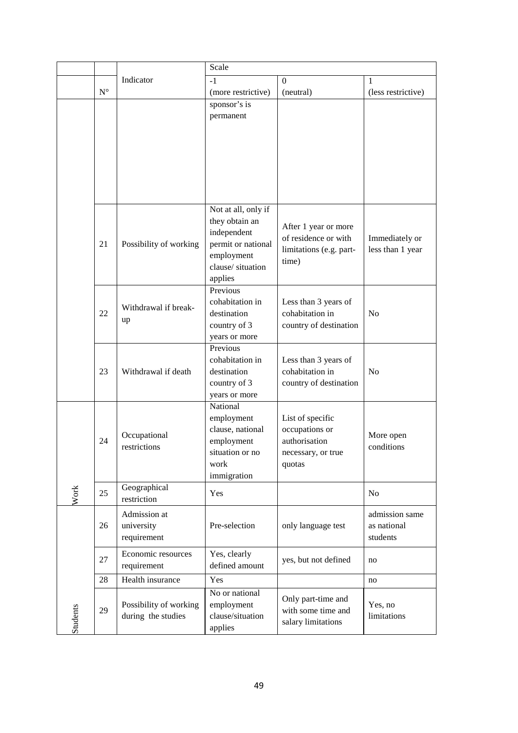|  |  | Indicator | Scale | | |
|---|---|---|---|---|---|
|  | N° |  | -1<br>(more restrictive) | 0<br>(neutral) | 1<br>(less restrictive) |
|  |  |  | sponsor's is permanent |  |  |
|  | 21 | Possibility of working | Not at all, only if they obtain an independent permit or national employment clause/ situation applies | After 1 year or more of residence or with limitations (e.g. part-time) | Immediately or less than 1 year |
|  | 22 | Withdrawal if break-up | Previous cohabitation in destination country of 3 years or more | Less than 3 years of cohabitation in country of destination | No |
|  | 23 | Withdrawal if death | Previous cohabitation in destination country of 3 years or more | Less than 3 years of cohabitation in country of destination | No |
| Work | 24 | Occupational restrictions | National employment clause, national employment situation or no work immigration | List of specific occupations or authorisation necessary, or true quotas | More open conditions |
| Work | 25 | Geographical restriction | Yes |  | No |
| Students | 26 | Admission at university requirement | Pre-selection | only language test | admission same as national students |
| Students | 27 | Economic resources requirement | Yes, clearly defined amount | yes, but not defined | no |
| Students | 28 | Health insurance | Yes |  | no |
| Students | 29 | Possibility of working during the studies | No or national employment clause/situation applies | Only part-time and with some time and salary limitations | Yes, no limitations |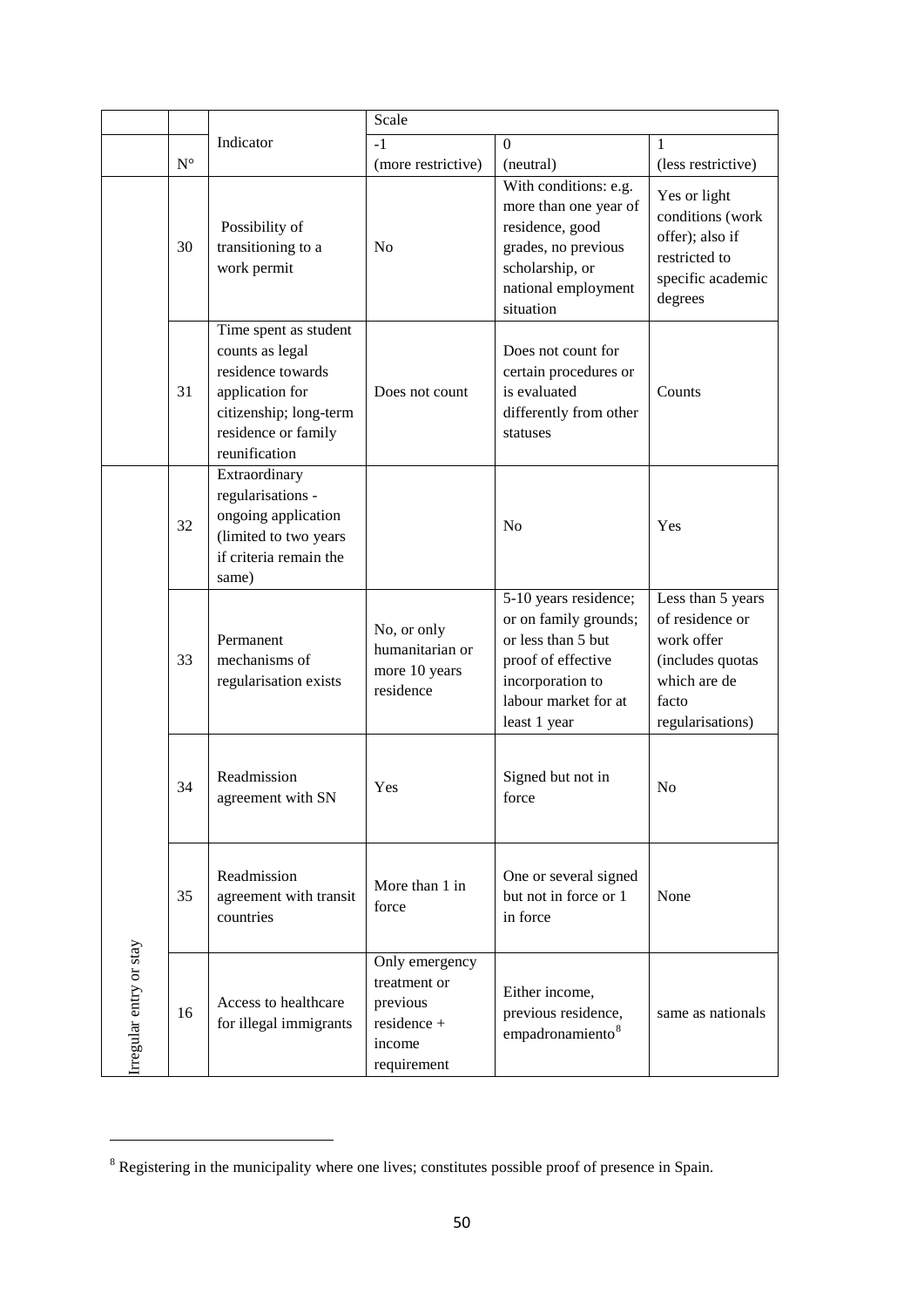| | | Indicator | Scale | | |
|---|---|---|---|---|---|
| | N° | | -1<br>(more restrictive) | 0<br>(neutral) | 1<br>(less restrictive) |
| | 30 | Possibility of transitioning to a work permit | No | With conditions: e.g. more than one year of residence, good grades, no previous scholarship, or national employment situation | Yes or light conditions (work offer); also if restricted to specific academic degrees |
| | 31 | Time spent as student counts as legal residence towards application for citizenship; long-term residence or family reunification | Does not count | Does not count for certain procedures or is evaluated differently from other statuses | Counts |
| Irregular entry or stay | 32 | Extraordinary regularisations - ongoing application (limited to two years if criteria remain the same) | | No | Yes |
| | 33 | Permanent mechanisms of regularisation exists | No, or only humanitarian or more 10 years residence | 5-10 years residence; or on family grounds; or less than 5 but proof of effective incorporation to labour market for at least 1 year | Less than 5 years of residence or work offer (includes quotas which are de facto regularisations) |
| | 34 | Readmission agreement with SN | Yes | Signed but not in force | No |
| | 35 | Readmission agreement with transit countries | More than 1 in force | One or several signed but not in force or 1 in force | None |
| | 16 | Access to healthcare for illegal immigrants | Only emergency treatment or previous residence + income requirement | Either income, previous residence, empadronamiento[8] | same as nationals |

[8] Registering in the municipality where one lives; constitutes possible proof of presence in Spain.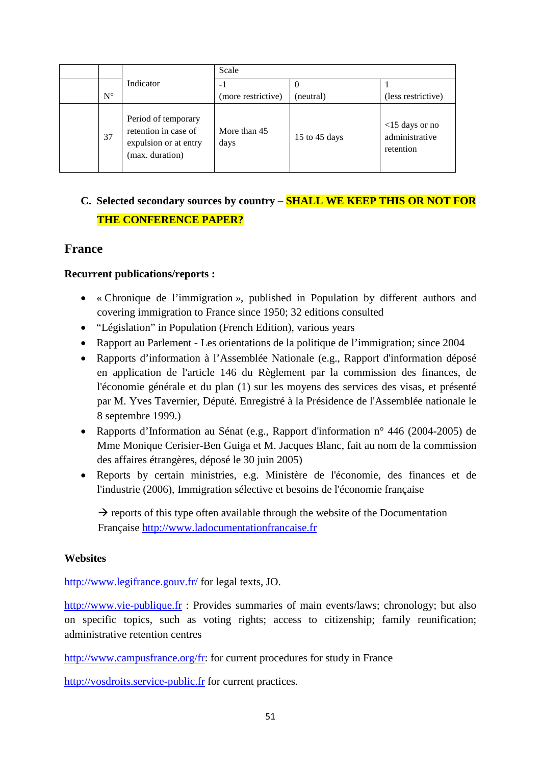|  | N° | Indicator | Scale | | |
|---|---|---|---|---|---|
|  |  |  | -1 (more restrictive) | 0 (neutral) | 1 (less restrictive) |
|  | 37 | Period of temporary retention in case of expulsion or at entry (max. duration) | More than 45 days | 15 to 45 days | <15 days or no administrative retention |

### C. Selected secondary sources by country – SHALL WE KEEP THIS OR NOT FOR THE CONFERENCE PAPER?

## France

**Recurrent publications/reports :**

- « Chronique de l'immigration », published in Population by different authors and covering immigration to France since 1950; 32 editions consulted
- "Législation" in Population (French Edition), various years
- Rapport au Parlement - Les orientations de la politique de l'immigration; since 2004
- Rapports d'information à l'Assemblée Nationale (e.g., Rapport d'information déposé en application de l'article 146 du Règlement par la commission des finances, de l'économie générale et du plan (1) sur les moyens des services des visas, et présenté par M. Yves Tavernier, Député. Enregistré à la Présidence de l'Assemblée nationale le 8 septembre 1999.)
- Rapports d'Information au Sénat (e.g., Rapport d'information n° 446 (2004-2005) de Mme Monique Cerisier-Ben Guiga et M. Jacques Blanc, fait au nom de la commission des affaires étrangères, déposé le 30 juin 2005)
- Reports by certain ministries, e.g. Ministère de l'économie, des finances et de l'industrie (2006), Immigration sélective et besoins de l'économie française

→ reports of this type often available through the website of the Documentation Française http://www.ladocumentationfrancaise.fr

**Websites**

http://www.legifrance.gouv.fr/ for legal texts, JO.

http://www.vie-publique.fr : Provides summaries of main events/laws; chronology; but also on specific topics, such as voting rights; access to citizenship; family reunification; administrative retention centres

http://www.campusfrance.org/fr: for current procedures for study in France

http://vosdroits.service-public.fr for current practices.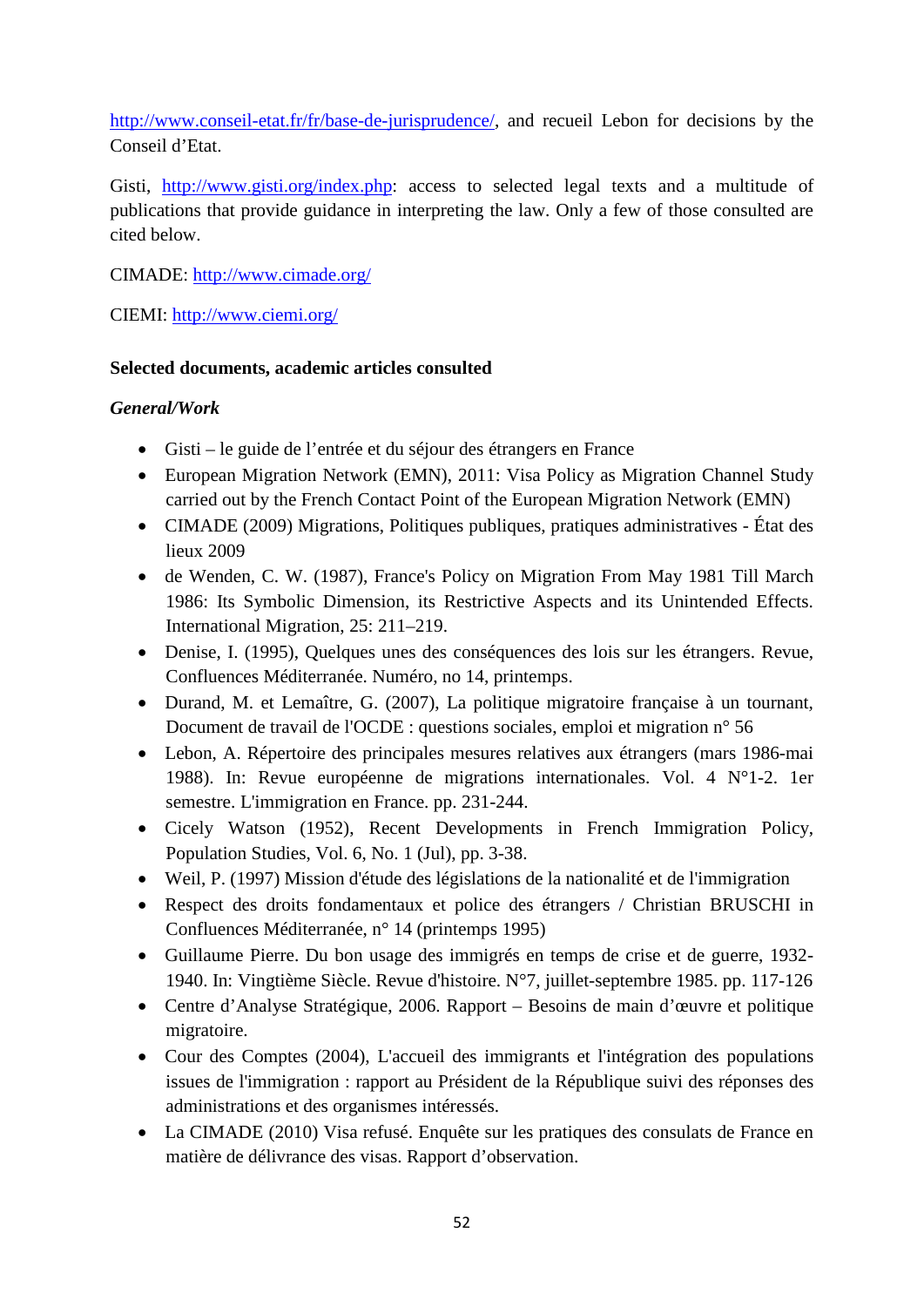http://www.conseil-etat.fr/fr/base-de-jurisprudence/, and recueil Lebon for decisions by the Conseil d'Etat.

Gisti, http://www.gisti.org/index.php: access to selected legal texts and a multitude of publications that provide guidance in interpreting the law. Only a few of those consulted are cited below.

CIMADE: http://www.cimade.org/

CIEMI: http://www.ciemi.org/

**Selected documents, academic articles consulted**

***General/Work***

- Gisti – le guide de l'entrée et du séjour des étrangers en France
- European Migration Network (EMN), 2011: Visa Policy as Migration Channel Study carried out by the French Contact Point of the European Migration Network (EMN)
- CIMADE (2009) Migrations, Politiques publiques, pratiques administratives - État des lieux 2009
- de Wenden, C. W. (1987), France's Policy on Migration From May 1981 Till March 1986: Its Symbolic Dimension, its Restrictive Aspects and its Unintended Effects. International Migration, 25: 211–219.
- Denise, I. (1995), Quelques unes des conséquences des lois sur les étrangers. Revue, Confluences Méditerranée. Numéro, no 14, printemps.
- Durand, M. et Lemaître, G. (2007), La politique migratoire française à un tournant, Document de travail de l'OCDE : questions sociales, emploi et migration n° 56
- Lebon, A. Répertoire des principales mesures relatives aux étrangers (mars 1986-mai 1988). In: Revue européenne de migrations internationales. Vol. 4 N°1-2. 1er semestre. L'immigration en France. pp. 231-244.
- Cicely Watson (1952), Recent Developments in French Immigration Policy, Population Studies, Vol. 6, No. 1 (Jul), pp. 3-38.
- Weil, P. (1997) Mission d'étude des législations de la nationalité et de l'immigration
- Respect des droits fondamentaux et police des étrangers / Christian BRUSCHI in Confluences Méditerranée, n° 14 (printemps 1995)
- Guillaume Pierre. Du bon usage des immigrés en temps de crise et de guerre, 1932-1940. In: Vingtième Siècle. Revue d'histoire. N°7, juillet-septembre 1985. pp. 117-126
- Centre d'Analyse Stratégique, 2006. Rapport – Besoins de main d'œuvre et politique migratoire.
- Cour des Comptes (2004), L'accueil des immigrants et l'intégration des populations issues de l'immigration : rapport au Président de la République suivi des réponses des administrations et des organismes intéressés.
- La CIMADE (2010) Visa refusé. Enquête sur les pratiques des consulats de France en matière de délivrance des visas. Rapport d'observation.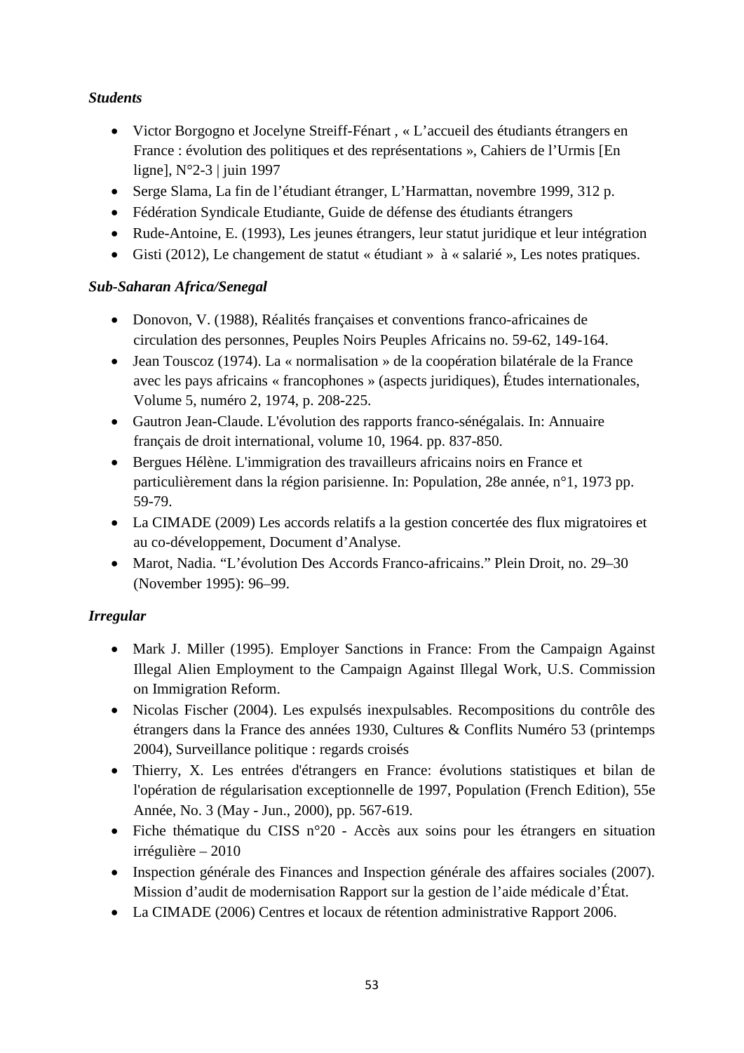***Students***

- Victor Borgogno et Jocelyne Streiff-Fénart , « L’accueil des étudiants étrangers en France : évolution des politiques et des représentations », Cahiers de l’Urmis [En ligne], N°2-3 | juin 1997
- Serge Slama, La fin de l’étudiant étranger, L’Harmattan, novembre 1999, 312 p.
- Fédération Syndicale Etudiante, Guide de défense des étudiants étrangers
- Rude-Antoine, E. (1993), Les jeunes étrangers, leur statut juridique et leur intégration
- Gisti (2012), Le changement de statut « étudiant » à « salarié », Les notes pratiques.

***Sub-Saharan Africa/Senegal***

- Donovon, V. (1988), Réalités françaises et conventions franco-africaines de circulation des personnes, Peuples Noirs Peuples Africains no. 59-62, 149-164.
- Jean Touscoz (1974). La « normalisation » de la coopération bilatérale de la France avec les pays africains « francophones » (aspects juridiques), Études internationales, Volume 5, numéro 2, 1974, p. 208-225.
- Gautron Jean-Claude. L'évolution des rapports franco-sénégalais. In: Annuaire français de droit international, volume 10, 1964. pp. 837-850.
- Bergues Hélène. L'immigration des travailleurs africains noirs en France et particulièrement dans la région parisienne. In: Population, 28e année, n°1, 1973 pp. 59-79.
- La CIMADE (2009) Les accords relatifs a la gestion concertée des flux migratoires et au co-développement, Document d’Analyse.
- Marot, Nadia. “L’évolution Des Accords Franco-africains.” Plein Droit, no. 29–30 (November 1995): 96–99.

***Irregular***

- Mark J. Miller (1995). Employer Sanctions in France: From the Campaign Against Illegal Alien Employment to the Campaign Against Illegal Work, U.S. Commission on Immigration Reform.
- Nicolas Fischer (2004). Les expulsés inexpulsables. Recompositions du contrôle des étrangers dans la France des années 1930, Cultures & Conflits Numéro 53 (printemps 2004), Surveillance politique : regards croisés
- Thierry, X. Les entrées d'étrangers en France: évolutions statistiques et bilan de l'opération de régularisation exceptionnelle de 1997, Population (French Edition), 55e Année, No. 3 (May - Jun., 2000), pp. 567-619.
- Fiche thématique du CISS n°20 - Accès aux soins pour les étrangers en situation irrégulière – 2010
- Inspection générale des Finances and Inspection générale des affaires sociales (2007). Mission d’audit de modernisation Rapport sur la gestion de l’aide médicale d’État.
- La CIMADE (2006) Centres et locaux de rétention administrative Rapport 2006.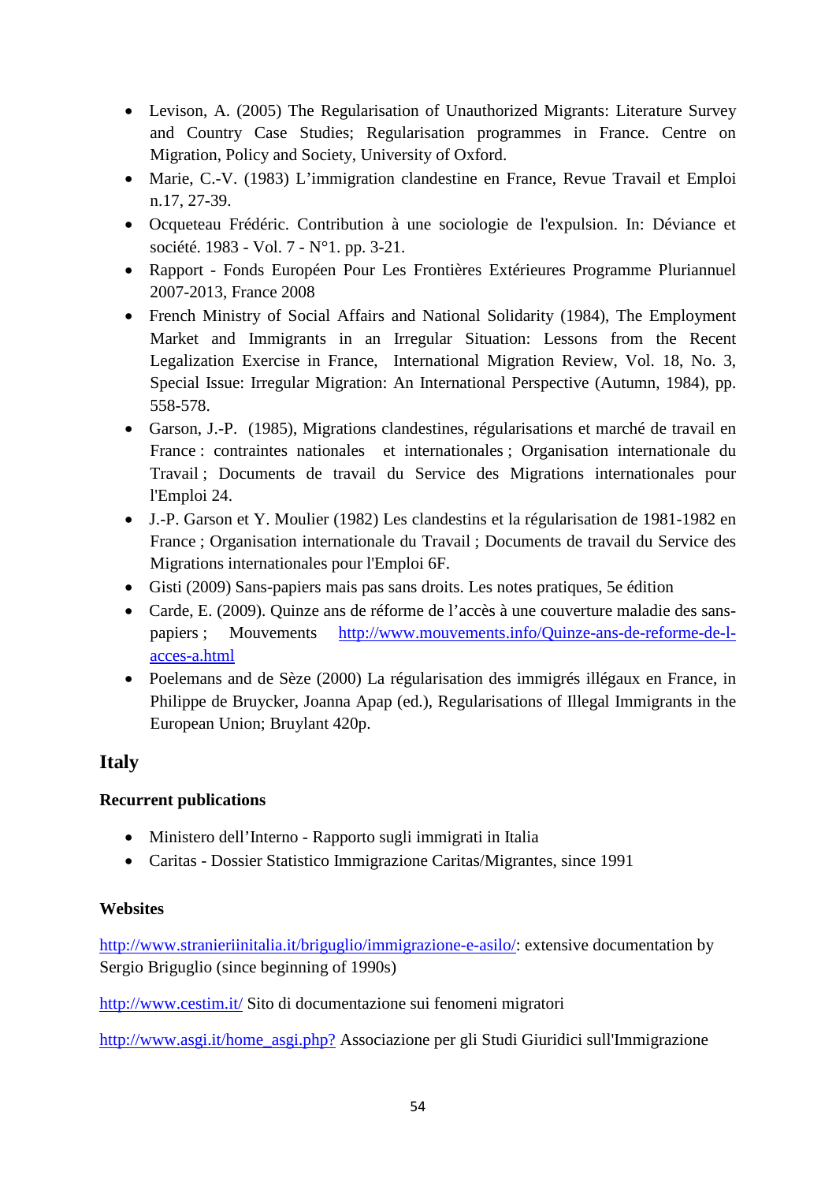- Levison, A. (2005) The Regularisation of Unauthorized Migrants: Literature Survey and Country Case Studies; Regularisation programmes in France. Centre on Migration, Policy and Society, University of Oxford.
- Marie, C.-V. (1983) L'immigration clandestine en France, Revue Travail et Emploi n.17, 27-39.
- Ocqueteau Frédéric. Contribution à une sociologie de l'expulsion. In: Déviance et société. 1983 - Vol. 7 - N°1. pp. 3-21.
- Rapport - Fonds Européen Pour Les Frontières Extérieures Programme Pluriannuel 2007-2013, France 2008
- French Ministry of Social Affairs and National Solidarity (1984), The Employment Market and Immigrants in an Irregular Situation: Lessons from the Recent Legalization Exercise in France, International Migration Review, Vol. 18, No. 3, Special Issue: Irregular Migration: An International Perspective (Autumn, 1984), pp. 558-578.
- Garson, J.-P. (1985), Migrations clandestines, régularisations et marché de travail en France : contraintes nationales et internationales ; Organisation internationale du Travail ; Documents de travail du Service des Migrations internationales pour l'Emploi 24.
- J.-P. Garson et Y. Moulier (1982) Les clandestins et la régularisation de 1981-1982 en France ; Organisation internationale du Travail ; Documents de travail du Service des Migrations internationales pour l'Emploi 6F.
- Gisti (2009) Sans-papiers mais pas sans droits. Les notes pratiques, 5e édition
- Carde, E. (2009). Quinze ans de réforme de l'accès à une couverture maladie des sans-papiers ; Mouvements http://www.mouvements.info/Quinze-ans-de-reforme-de-l-acces-a.html
- Poelemans and de Sèze (2000) La régularisation des immigrés illégaux en France, in Philippe de Bruycker, Joanna Apap (ed.), Regularisations of Illegal Immigrants in the European Union; Bruylant 420p.

## Italy

### Recurrent publications

- Ministero dell'Interno - Rapporto sugli immigrati in Italia
- Caritas - Dossier Statistico Immigrazione Caritas/Migrantes, since 1991

### Websites

http://www.stranieriinitalia.it/briguglio/immigrazione-e-asilo/: extensive documentation by Sergio Briguglio (since beginning of 1990s)

http://www.cestim.it/ Sito di documentazione sui fenomeni migratori

http://www.asgi.it/home_asgi.php? Associazione per gli Studi Giuridici sull'Immigrazione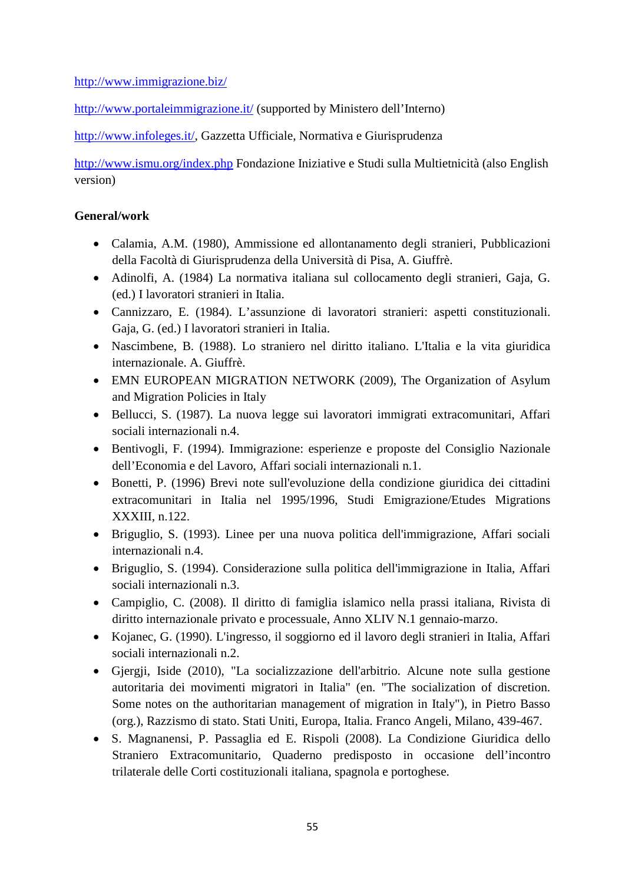http://www.immigrazione.biz/

http://www.portaleimmigrazione.it/ (supported by Ministero dell'Interno)

http://www.infoleges.it/, Gazzetta Ufficiale, Normativa e Giurisprudenza

http://www.ismu.org/index.php Fondazione Iniziative e Studi sulla Multietnicità (also English version)

**General/work**

- Calamia, A.M. (1980), Ammissione ed allontanamento degli stranieri, Pubblicazioni della Facoltà di Giurisprudenza della Università di Pisa, A. Giuffrè.
- Adinolfi, A. (1984) La normativa italiana sul collocamento degli stranieri, Gaja, G. (ed.) I lavoratori stranieri in Italia.
- Cannizzaro, E. (1984). L'assunzione di lavoratori stranieri: aspetti constituzionali. Gaja, G. (ed.) I lavoratori stranieri in Italia.
- Nascimbene, B. (1988). Lo straniero nel diritto italiano. L'Italia e la vita giuridica internazionale. A. Giuffrè.
- EMN EUROPEAN MIGRATION NETWORK (2009), The Organization of Asylum and Migration Policies in Italy
- Bellucci, S. (1987). La nuova legge sui lavoratori immigrati extracomunitari, Affari sociali internazionali n.4.
- Bentivogli, F. (1994). Immigrazione: esperienze e proposte del Consiglio Nazionale dell'Economia e del Lavoro, Affari sociali internazionali n.1.
- Bonetti, P. (1996) Brevi note sull'evoluzione della condizione giuridica dei cittadini extracomunitari in Italia nel 1995/1996, Studi Emigrazione/Etudes Migrations XXXIII, n.122.
- Briguglio, S. (1993). Linee per una nuova politica dell'immigrazione, Affari sociali internazionali n.4.
- Briguglio, S. (1994). Considerazione sulla politica dell'immigrazione in Italia, Affari sociali internazionali n.3.
- Campiglio, C. (2008). Il diritto di famiglia islamico nella prassi italiana, Rivista di diritto internazionale privato e processuale, Anno XLIV N.1 gennaio-marzo.
- Kojanec, G. (1990). L'ingresso, il soggiorno ed il lavoro degli stranieri in Italia, Affari sociali internazionali n.2.
- Gjergji, Iside (2010), "La socializzazione dell'arbitrio. Alcune note sulla gestione autoritaria dei movimenti migratori in Italia" (en. "The socialization of discretion. Some notes on the authoritarian management of migration in Italy"), in Pietro Basso (org.), Razzismo di stato. Stati Uniti, Europa, Italia. Franco Angeli, Milano, 439-467.
- S. Magnanensi, P. Passaglia ed E. Rispoli (2008). La Condizione Giuridica dello Straniero Extracomunitario, Quaderno predisposto in occasione dell'incontro trilaterale delle Corti costituzionali italiana, spagnola e portoghese.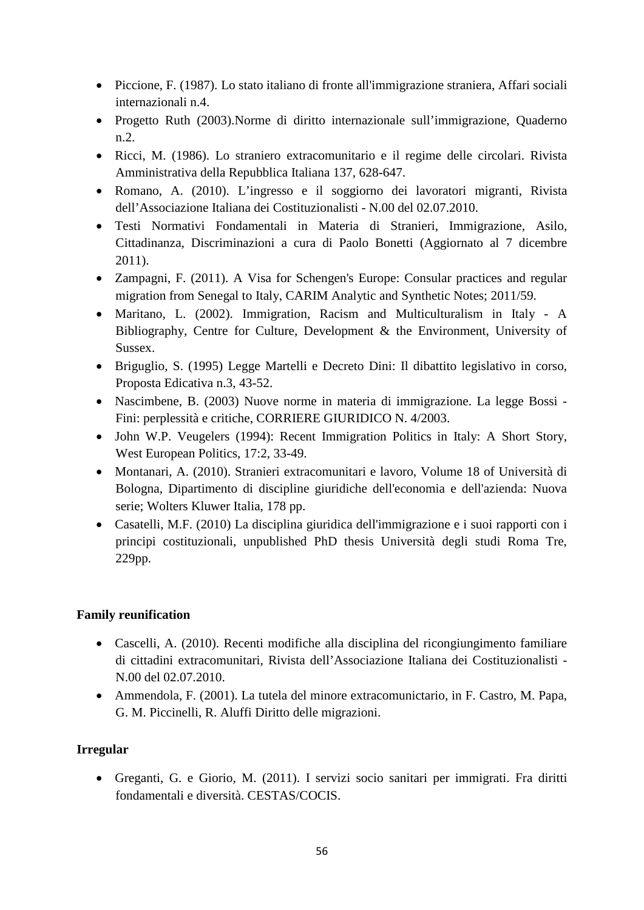- Piccione, F. (1987). Lo stato italiano di fronte all'immigrazione straniera, Affari sociali internazionali n.4.
- Progetto Ruth (2003).Norme di diritto internazionale sull'immigrazione, Quaderno n.2.
- Ricci, M. (1986). Lo straniero extracomunitario e il regime delle circolari. Rivista Amministrativa della Repubblica Italiana 137, 628-647.
- Romano, A. (2010). L'ingresso e il soggiorno dei lavoratori migranti, Rivista dell'Associazione Italiana dei Costituzionalisti - N.00 del 02.07.2010.
- Testi Normativi Fondamentali in Materia di Stranieri, Immigrazione, Asilo, Cittadinanza, Discriminazioni a cura di Paolo Bonetti (Aggiornato al 7 dicembre 2011).
- Zampagni, F. (2011). A Visa for Schengen's Europe: Consular practices and regular migration from Senegal to Italy, CARIM Analytic and Synthetic Notes; 2011/59.
- Maritano, L. (2002). Immigration, Racism and Multiculturalism in Italy - A Bibliography, Centre for Culture, Development & the Environment, University of Sussex.
- Briguglio, S. (1995) Legge Martelli e Decreto Dini: Il dibattito legislativo in corso, Proposta Edicativa n.3, 43-52.
- Nascimbene, B. (2003) Nuove norme in materia di immigrazione. La legge Bossi - Fini: perplessità e critiche, CORRIERE GIURIDICO N. 4/2003.
- John W.P. Veugelers (1994): Recent Immigration Politics in Italy: A Short Story, West European Politics, 17:2, 33-49.
- Montanari, A. (2010). Stranieri extracomunitari e lavoro, Volume 18 of Università di Bologna, Dipartimento di discipline giuridiche dell'economia e dell'azienda: Nuova serie; Wolters Kluwer Italia, 178 pp.
- Casatelli, M.F. (2010) La disciplina giuridica dell'immigrazione e i suoi rapporti con i principi costituzionali, unpublished PhD thesis Università degli studi Roma Tre, 229pp.

**Family reunification**

- Cascelli, A. (2010). Recenti modifiche alla disciplina del ricongiungimento familiare di cittadini extracomunitari, Rivista dell'Associazione Italiana dei Costituzionalisti - N.00 del 02.07.2010.
- Ammendola, F. (2001). La tutela del minore extracomunictario, in F. Castro, M. Papa, G. M. Piccinelli, R. Aluffi Diritto delle migrazioni.

**Irregular**

- Greganti, G. e Giorio, M. (2011). I servizi socio sanitari per immigrati. Fra diritti fondamentali e diversità. CESTAS/COCIS.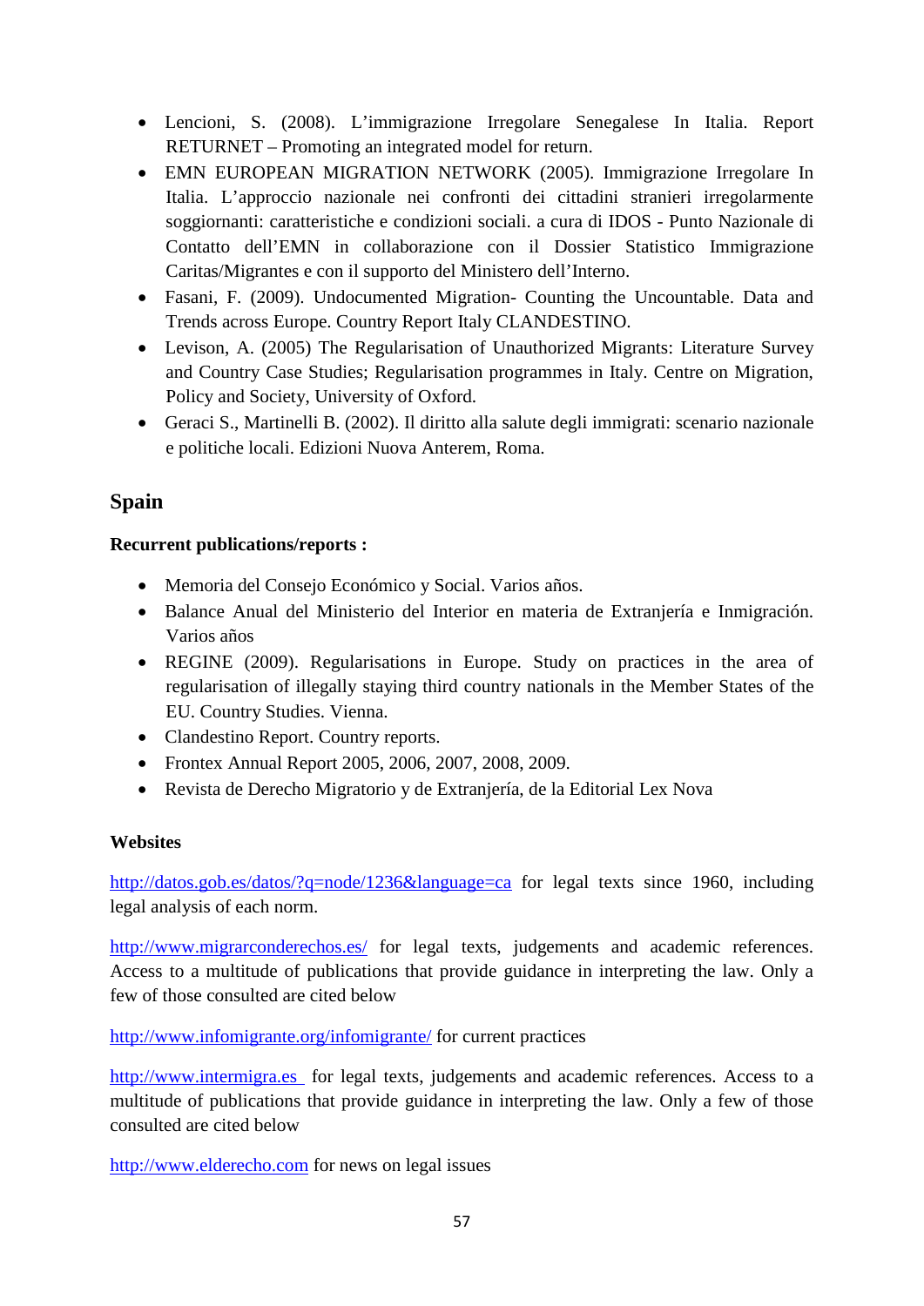- Lencioni, S. (2008). L'immigrazione Irregolare Senegalese In Italia. Report RETURNET – Promoting an integrated model for return.
- EMN EUROPEAN MIGRATION NETWORK (2005). Immigrazione Irregolare In Italia. L'approccio nazionale nei confronti dei cittadini stranieri irregolarmente soggiornanti: caratteristiche e condizioni sociali. a cura di IDOS - Punto Nazionale di Contatto dell'EMN in collaborazione con il Dossier Statistico Immigrazione Caritas/Migrantes e con il supporto del Ministero dell'Interno.
- Fasani, F. (2009). Undocumented Migration- Counting the Uncountable. Data and Trends across Europe. Country Report Italy CLANDESTINO.
- Levison, A. (2005) The Regularisation of Unauthorized Migrants: Literature Survey and Country Case Studies; Regularisation programmes in Italy. Centre on Migration, Policy and Society, University of Oxford.
- Geraci S., Martinelli B. (2002). Il diritto alla salute degli immigrati: scenario nazionale e politiche locali. Edizioni Nuova Anterem, Roma.

## Spain

**Recurrent publications/reports :**

- Memoria del Consejo Económico y Social. Varios años.
- Balance Anual del Ministerio del Interior en materia de Extranjería e Inmigración. Varios años
- REGINE (2009). Regularisations in Europe. Study on practices in the area of regularisation of illegally staying third country nationals in the Member States of the EU. Country Studies. Vienna.
- Clandestino Report. Country reports.
- Frontex Annual Report 2005, 2006, 2007, 2008, 2009.
- Revista de Derecho Migratorio y de Extranjería, de la Editorial Lex Nova

**Websites**

http://datos.gob.es/datos/?q=node/1236&language=ca for legal texts since 1960, including legal analysis of each norm.

http://www.migrarconderechos.es/ for legal texts, judgements and academic references. Access to a multitude of publications that provide guidance in interpreting the law. Only a few of those consulted are cited below

http://www.infomigrante.org/infomigrante/ for current practices

http://www.intermigra.es for legal texts, judgements and academic references. Access to a multitude of publications that provide guidance in interpreting the law. Only a few of those consulted are cited below

http://www.elderecho.com for news on legal issues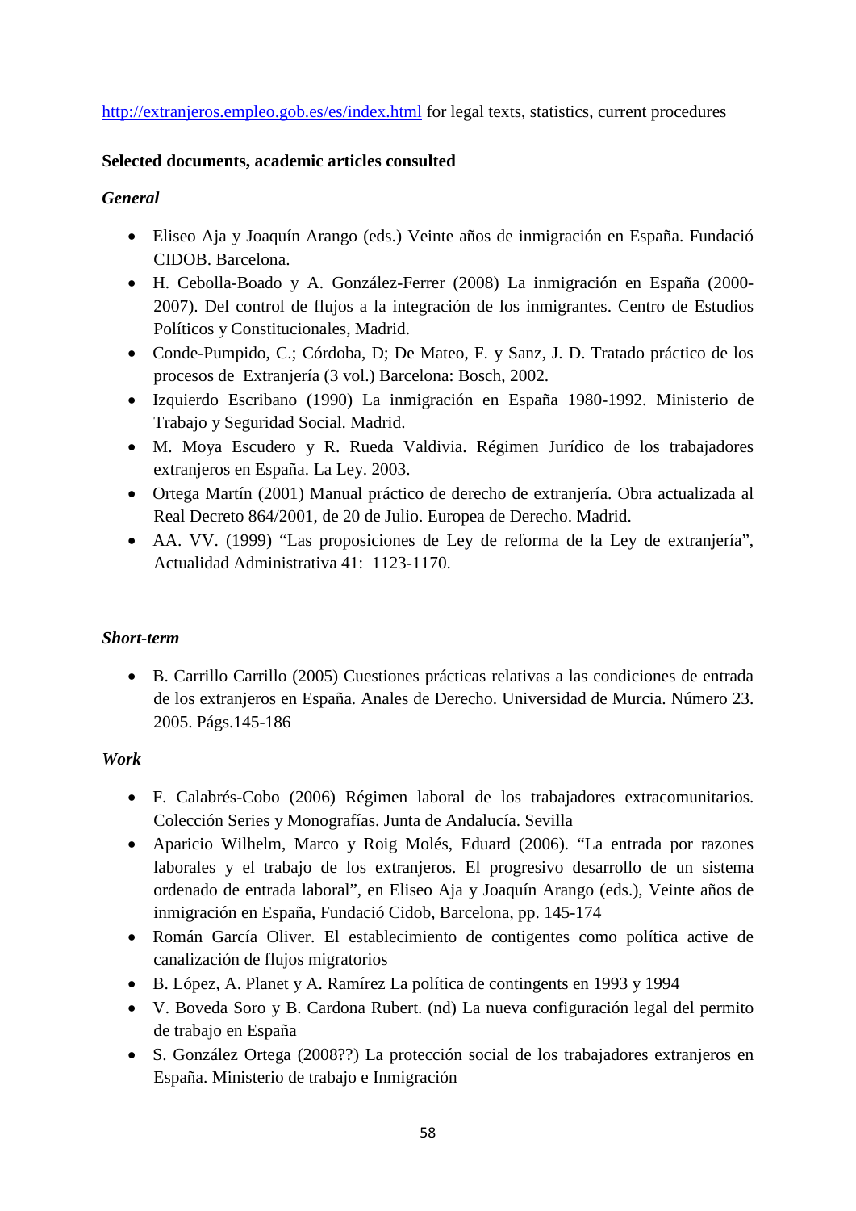[http://extranjeros.empleo.gob.es/es/index.html](http://extranjeros.empleo.gob.es/es/index.html) for legal texts, statistics, current procedures

**Selected documents, academic articles consulted**

***General***

- Eliseo Aja y Joaquín Arango (eds.) Veinte años de inmigración en España. Fundació CIDOB. Barcelona.
- H. Cebolla-Boado y A. González-Ferrer (2008) La inmigración en España (2000-2007). Del control de flujos a la integración de los inmigrantes. Centro de Estudios Políticos y Constitucionales, Madrid.
- Conde-Pumpido, C.; Córdoba, D; De Mateo, F. y Sanz, J. D. Tratado práctico de los procesos de Extranjería (3 vol.) Barcelona: Bosch, 2002.
- Izquierdo Escribano (1990) La inmigración en España 1980-1992. Ministerio de Trabajo y Seguridad Social. Madrid.
- M. Moya Escudero y R. Rueda Valdivia. Régimen Jurídico de los trabajadores extranjeros en España. La Ley. 2003.
- Ortega Martín (2001) Manual práctico de derecho de extranjería. Obra actualizada al Real Decreto 864/2001, de 20 de Julio. Europea de Derecho. Madrid.
- AA. VV. (1999) "Las proposiciones de Ley de reforma de la Ley de extranjería", Actualidad Administrativa 41: 1123-1170.

***Short-term***

- B. Carrillo Carrillo (2005) Cuestiones prácticas relativas a las condiciones de entrada de los extranjeros en España. Anales de Derecho. Universidad de Murcia. Número 23. 2005. Págs.145-186

***Work***

- F. Calabrés-Cobo (2006) Régimen laboral de los trabajadores extracomunitarios. Colección Series y Monografías. Junta de Andalucía. Sevilla
- Aparicio Wilhelm, Marco y Roig Molés, Eduard (2006). "La entrada por razones laborales y el trabajo de los extranjeros. El progresivo desarrollo de un sistema ordenado de entrada laboral", en Eliseo Aja y Joaquín Arango (eds.), Veinte años de inmigración en España, Fundació Cidob, Barcelona, pp. 145-174
- Román García Oliver. El establecimiento de contigentes como política active de canalización de flujos migratorios
- B. López, A. Planet y A. Ramírez La política de contingents en 1993 y 1994
- V. Boveda Soro y B. Cardona Rubert. (nd) La nueva configuración legal del permito de trabajo en España
- S. González Ortega (2008??) La protección social de los trabajadores extranjeros en España. Ministerio de trabajo e Inmigración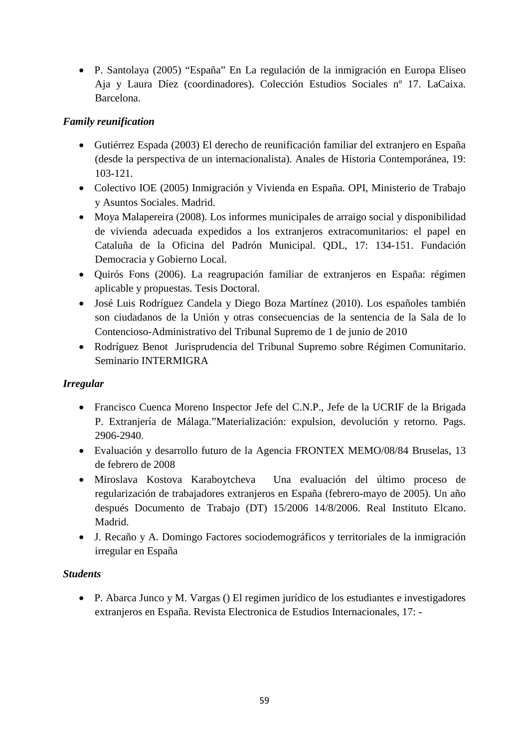- P. Santolaya (2005) “España” En La regulación de la inmigración en Europa Eliseo Aja y Laura Díez (coordinadores). Colección Estudios Sociales nº 17. LaCaixa. Barcelona.

***Family reunification***

- Gutiérrez Espada (2003) El derecho de reunificación familiar del extranjero en España (desde la perspectiva de un internacionalista). Anales de Historia Contemporánea, 19: 103-121.
- Colectivo IOE (2005) Inmigración y Vivienda en España. OPI, Ministerio de Trabajo y Asuntos Sociales. Madrid.
- Moya Malapereira (2008). Los informes municipales de arraigo social y disponibilidad de vivienda adecuada expedidos a los extranjeros extracomunitarios: el papel en Cataluña de la Oficina del Padrón Municipal. QDL, 17: 134-151. Fundación Democracia y Gobierno Local.
- Quirós Fons (2006). La reagrupación familiar de extranjeros en España: régimen aplicable y propuestas. Tesis Doctoral.
- José Luis Rodríguez Candela y Diego Boza Martínez (2010). Los españoles también son ciudadanos de la Unión y otras consecuencias de la sentencia de la Sala de lo Contencioso-Administrativo del Tribunal Supremo de 1 de junio de 2010
- Rodríguez Benot Jurisprudencia del Tribunal Supremo sobre Régimen Comunitario. Seminario INTERMIGRA

***Irregular***

- Francisco Cuenca Moreno Inspector Jefe del C.N.P., Jefe de la UCRIF de la Brigada P. Extranjería de Málaga.”Materialización: expulsion, devolución y retorno. Pags. 2906-2940.
- Evaluación y desarrollo futuro de la Agencia FRONTEX MEMO/08/84 Bruselas, 13 de febrero de 2008
- Miroslava Kostova Karaboytcheva Una evaluación del último proceso de regularización de trabajadores extranjeros en España (febrero-mayo de 2005). Un año después Documento de Trabajo (DT) 15/2006 14/8/2006. Real Instituto Elcano. Madrid.
- J. Recaño y A. Domingo Factores sociodemográficos y territoriales de la inmigración irregular en España

***Students***

- P. Abarca Junco y M. Vargas () El regimen jurídico de los estudiantes e investigadores extranjeros en España. Revista Electronica de Estudios Internacionales, 17: -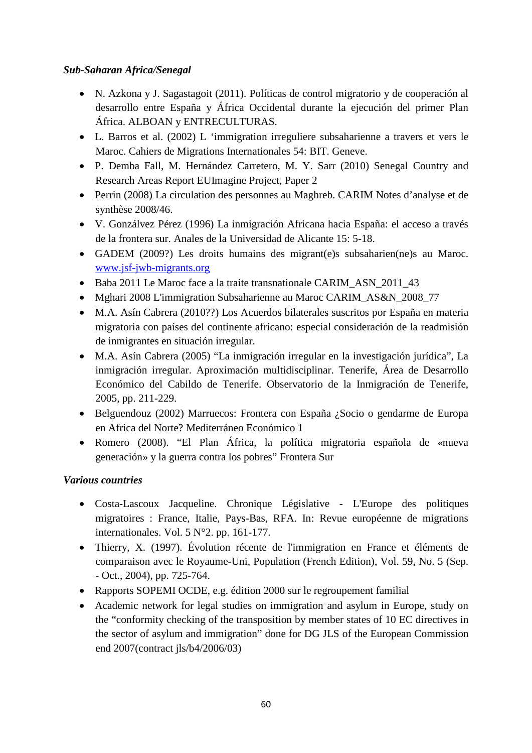***Sub-Saharan Africa/Senegal***

- N. Azkona y J. Sagastagoit (2011). Políticas de control migratorio y de cooperación al desarrollo entre España y África Occidental durante la ejecución del primer Plan África. ALBOAN y ENTRECULTURAS.
- L. Barros et al. (2002) L 'immigration irreguliere subsaharienne a travers et vers le Maroc. Cahiers de Migrations Internationales 54: BIT. Geneve.
- P. Demba Fall, M. Hernández Carretero, M. Y. Sarr (2010) Senegal Country and Research Areas Report EUImagine Project, Paper 2
- Perrin (2008) La circulation des personnes au Maghreb. CARIM Notes d'analyse et de synthèse 2008/46.
- V. Gonzálvez Pérez (1996) La inmigración Africana hacia España: el acceso a través de la frontera sur. Anales de la Universidad de Alicante 15: 5-18.
- GADEM (2009?) Les droits humains des migrant(e)s subsaharien(ne)s au Maroc. [www.jsf-jwb-migrants.org](http://www.jsf-jwb-migrants.org)
- Baba 2011 Le Maroc face a la traite transnationale CARIM_ASN_2011_43
- Mghari 2008 L'immigration Subsaharienne au Maroc CARIM_AS&N_2008_77
- M.A. Asín Cabrera (2010??) Los Acuerdos bilaterales suscritos por España en materia migratoria con países del continente africano: especial consideración de la readmisión de inmigrantes en situación irregular.
- M.A. Asín Cabrera (2005) "La inmigración irregular en la investigación jurídica", La inmigración irregular. Aproximación multidisciplinar. Tenerife, Área de Desarrollo Económico del Cabildo de Tenerife. Observatorio de la Inmigración de Tenerife, 2005, pp. 211-229.
- Belguendouz (2002) Marruecos: Frontera con España ¿Socio o gendarme de Europa en Africa del Norte? Mediterráneo Económico 1
- Romero (2008). "El Plan África, la política migratoria española de «nueva generación» y la guerra contra los pobres" Frontera Sur

***Various countries***

- Costa-Lascoux Jacqueline. Chronique Législative - L'Europe des politiques migratoires : France, Italie, Pays-Bas, RFA. In: Revue européenne de migrations internationales. Vol. 5 N°2. pp. 161-177.
- Thierry, X. (1997). Évolution récente de l'immigration en France et éléments de comparaison avec le Royaume-Uni, Population (French Edition), Vol. 59, No. 5 (Sep. - Oct., 2004), pp. 725-764.
- Rapports SOPEMI OCDE, e.g. édition 2000 sur le regroupement familial
- Academic network for legal studies on immigration and asylum in Europe, study on the "conformity checking of the transposition by member states of 10 EC directives in the sector of asylum and immigration" done for DG JLS of the European Commission end 2007(contract jls/b4/2006/03)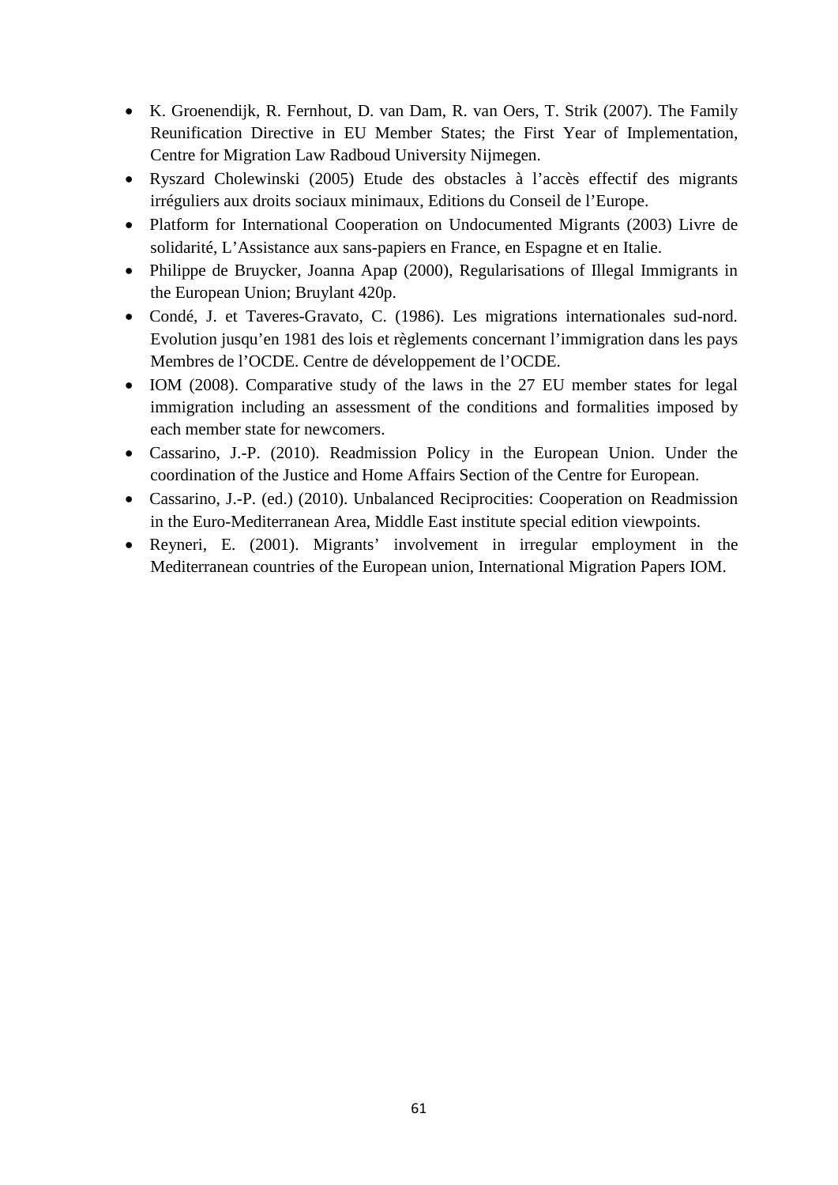- K. Groenendijk, R. Fernhout, D. van Dam, R. van Oers, T. Strik (2007). The Family Reunification Directive in EU Member States; the First Year of Implementation, Centre for Migration Law Radboud University Nijmegen.
- Ryszard Cholewinski (2005) Etude des obstacles à l'accès effectif des migrants irréguliers aux droits sociaux minimaux, Editions du Conseil de l'Europe.
- Platform for International Cooperation on Undocumented Migrants (2003) Livre de solidarité, L'Assistance aux sans-papiers en France, en Espagne et en Italie.
- Philippe de Bruycker, Joanna Apap (2000), Regularisations of Illegal Immigrants in the European Union; Bruylant 420p.
- Condé, J. et Taveres-Gravato, C. (1986). Les migrations internationales sud-nord. Evolution jusqu'en 1981 des lois et règlements concernant l'immigration dans les pays Membres de l'OCDE. Centre de développement de l'OCDE.
- IOM (2008). Comparative study of the laws in the 27 EU member states for legal immigration including an assessment of the conditions and formalities imposed by each member state for newcomers.
- Cassarino, J.-P. (2010). Readmission Policy in the European Union. Under the coordination of the Justice and Home Affairs Section of the Centre for European.
- Cassarino, J.-P. (ed.) (2010). Unbalanced Reciprocities: Cooperation on Readmission in the Euro-Mediterranean Area, Middle East institute special edition viewpoints.
- Reyneri, E. (2001). Migrants' involvement in irregular employment in the Mediterranean countries of the European union, International Migration Papers IOM.